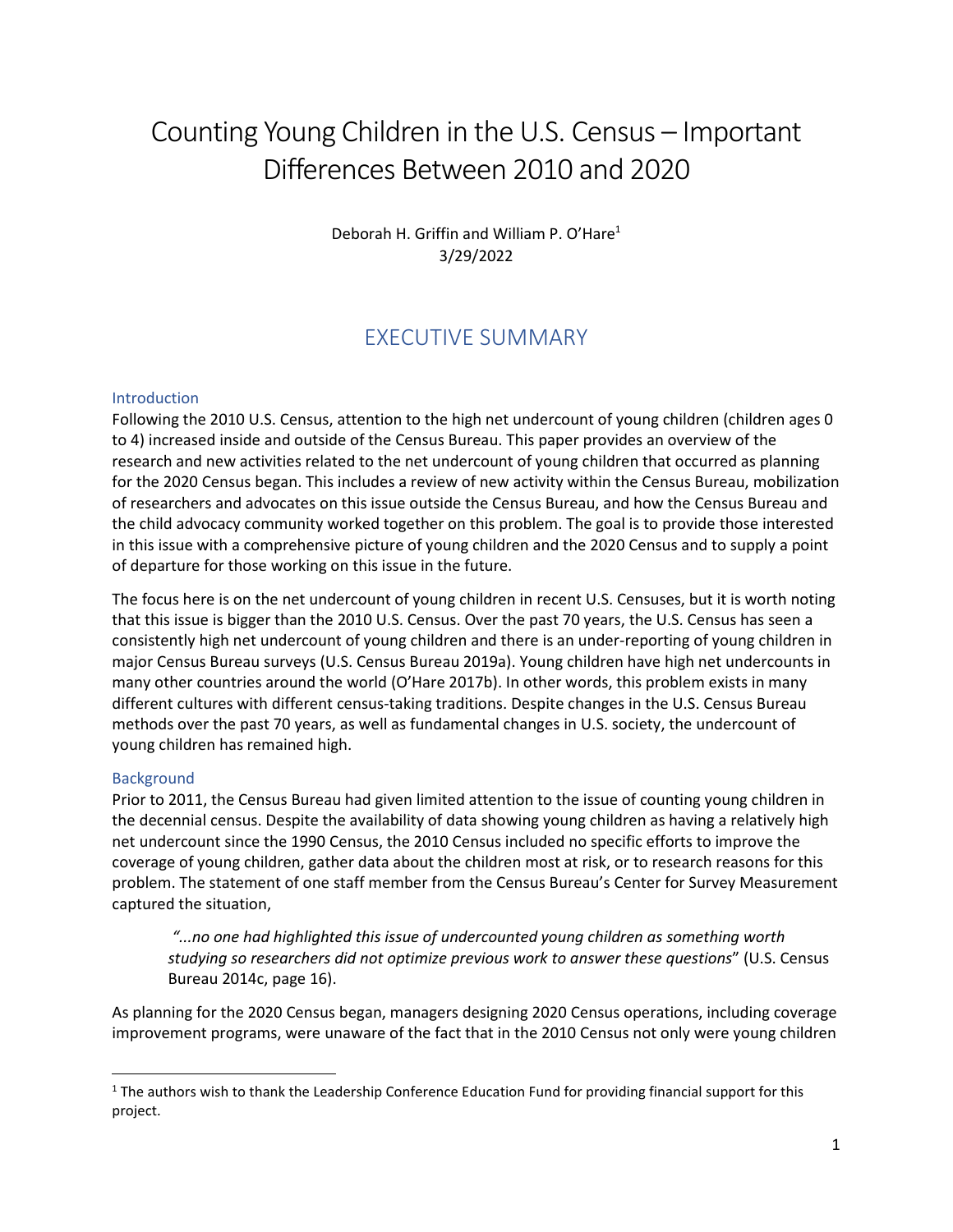# Counting Young Children in the U.S. Census – Important Differences Between 2010 and 2020

Deborah H. Griffin and William P. O'Hare[1]

3/29/2022

## EXECUTIVE SUMMARY

### Introduction

Following the 2010 U.S. Census, attention to the high net undercount of young children (children ages 0 to 4) increased inside and outside of the Census Bureau. This paper provides an overview of the research and new activities related to the net undercount of young children that occurred as planning for the 2020 Census began. This includes a review of new activity within the Census Bureau, mobilization of researchers and advocates on this issue outside the Census Bureau, and how the Census Bureau and the child advocacy community worked together on this problem. The goal is to provide those interested in this issue with a comprehensive picture of young children and the 2020 Census and to supply a point of departure for those working on this issue in the future.

The focus here is on the net undercount of young children in recent U.S. Censuses, but it is worth noting that this issue is bigger than the 2010 U.S. Census. Over the past 70 years, the U.S. Census has seen a consistently high net undercount of young children and there is an under-reporting of young children in major Census Bureau surveys (U.S. Census Bureau 2019a). Young children have high net undercounts in many other countries around the world (O'Hare 2017b). In other words, this problem exists in many different cultures with different census-taking traditions. Despite changes in the U.S. Census Bureau methods over the past 70 years, as well as fundamental changes in U.S. society, the undercount of young children has remained high.

### Background

Prior to 2011, the Census Bureau had given limited attention to the issue of counting young children in the decennial census. Despite the availability of data showing young children as having a relatively high net undercount since the 1990 Census, the 2010 Census included no specific efforts to improve the coverage of young children, gather data about the children most at risk, or to research reasons for this problem. The statement of one staff member from the Census Bureau's Center for Survey Measurement captured the situation,

> *"...no one had highlighted this issue of undercounted young children as something worth studying so researchers did not optimize previous work to answer these questions"* (U.S. Census Bureau 2014c, page 16).

As planning for the 2020 Census began, managers designing 2020 Census operations, including coverage improvement programs, were unaware of the fact that in the 2010 Census not only were young children

---

[1] The authors wish to thank the Leadership Conference Education Fund for providing financial support for this project.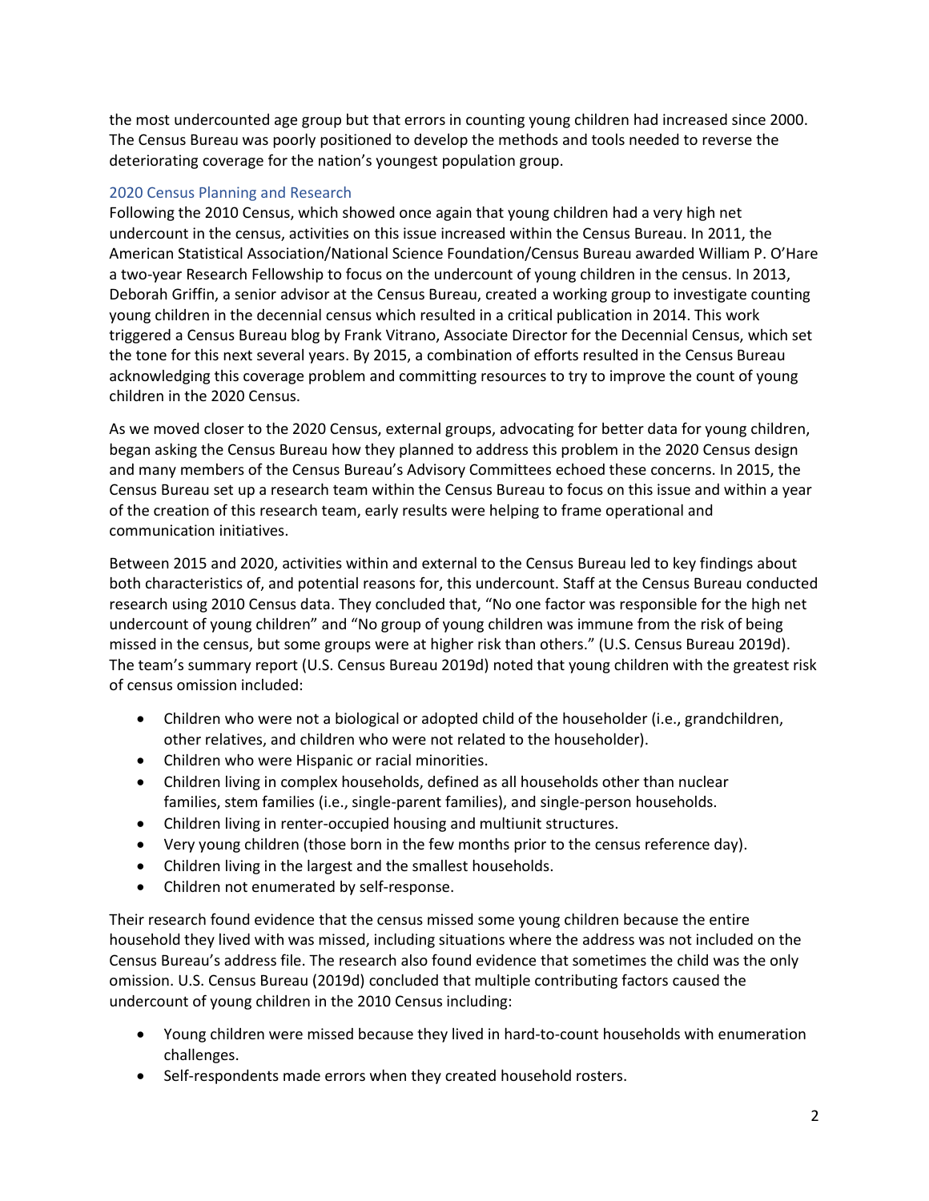the most undercounted age group but that errors in counting young children had increased since 2000. The Census Bureau was poorly positioned to develop the methods and tools needed to reverse the deteriorating coverage for the nation's youngest population group.

## 2020 Census Planning and Research

Following the 2010 Census, which showed once again that young children had a very high net undercount in the census, activities on this issue increased within the Census Bureau. In 2011, the American Statistical Association/National Science Foundation/Census Bureau awarded William P. O'Hare a two-year Research Fellowship to focus on the undercount of young children in the census. In 2013, Deborah Griffin, a senior advisor at the Census Bureau, created a working group to investigate counting young children in the decennial census which resulted in a critical publication in 2014. This work triggered a Census Bureau blog by Frank Vitrano, Associate Director for the Decennial Census, which set the tone for this next several years. By 2015, a combination of efforts resulted in the Census Bureau acknowledging this coverage problem and committing resources to try to improve the count of young children in the 2020 Census.

As we moved closer to the 2020 Census, external groups, advocating for better data for young children, began asking the Census Bureau how they planned to address this problem in the 2020 Census design and many members of the Census Bureau's Advisory Committees echoed these concerns. In 2015, the Census Bureau set up a research team within the Census Bureau to focus on this issue and within a year of the creation of this research team, early results were helping to frame operational and communication initiatives.

Between 2015 and 2020, activities within and external to the Census Bureau led to key findings about both characteristics of, and potential reasons for, this undercount. Staff at the Census Bureau conducted research using 2010 Census data. They concluded that, "No one factor was responsible for the high net undercount of young children" and "No group of young children was immune from the risk of being missed in the census, but some groups were at higher risk than others." (U.S. Census Bureau 2019d). The team's summary report (U.S. Census Bureau 2019d) noted that young children with the greatest risk of census omission included:

- Children who were not a biological or adopted child of the householder (i.e., grandchildren, other relatives, and children who were not related to the householder).
- Children who were Hispanic or racial minorities.
- Children living in complex households, defined as all households other than nuclear families, stem families (i.e., single-parent families), and single-person households.
- Children living in renter-occupied housing and multiunit structures.
- Very young children (those born in the few months prior to the census reference day).
- Children living in the largest and the smallest households.
- Children not enumerated by self-response.

Their research found evidence that the census missed some young children because the entire household they lived with was missed, including situations where the address was not included on the Census Bureau's address file. The research also found evidence that sometimes the child was the only omission. U.S. Census Bureau (2019d) concluded that multiple contributing factors caused the undercount of young children in the 2010 Census including:

- Young children were missed because they lived in hard-to-count households with enumeration challenges.
- Self-respondents made errors when they created household rosters.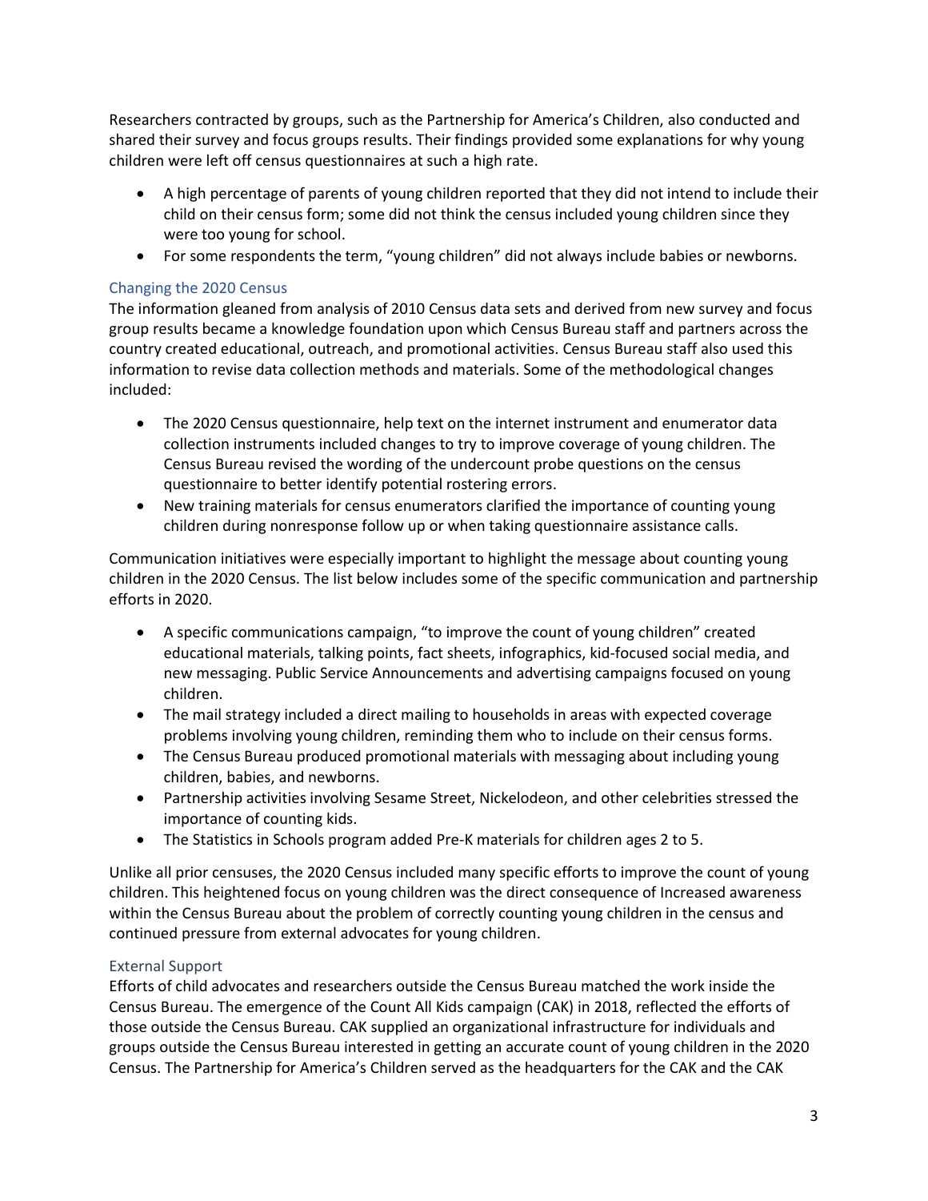Researchers contracted by groups, such as the Partnership for America's Children, also conducted and shared their survey and focus groups results. Their findings provided some explanations for why young children were left off census questionnaires at such a high rate.

- A high percentage of parents of young children reported that they did not intend to include their child on their census form; some did not think the census included young children since they were too young for school.
- For some respondents the term, "young children" did not always include babies or newborns.

### Changing the 2020 Census

The information gleaned from analysis of 2010 Census data sets and derived from new survey and focus group results became a knowledge foundation upon which Census Bureau staff and partners across the country created educational, outreach, and promotional activities. Census Bureau staff also used this information to revise data collection methods and materials. Some of the methodological changes included:

- The 2020 Census questionnaire, help text on the internet instrument and enumerator data collection instruments included changes to try to improve coverage of young children. The Census Bureau revised the wording of the undercount probe questions on the census questionnaire to better identify potential rostering errors.
- New training materials for census enumerators clarified the importance of counting young children during nonresponse follow up or when taking questionnaire assistance calls.

Communication initiatives were especially important to highlight the message about counting young children in the 2020 Census. The list below includes some of the specific communication and partnership efforts in 2020.

- A specific communications campaign, "to improve the count of young children" created educational materials, talking points, fact sheets, infographics, kid-focused social media, and new messaging. Public Service Announcements and advertising campaigns focused on young children.
- The mail strategy included a direct mailing to households in areas with expected coverage problems involving young children, reminding them who to include on their census forms.
- The Census Bureau produced promotional materials with messaging about including young children, babies, and newborns.
- Partnership activities involving Sesame Street, Nickelodeon, and other celebrities stressed the importance of counting kids.
- The Statistics in Schools program added Pre-K materials for children ages 2 to 5.

Unlike all prior censuses, the 2020 Census included many specific efforts to improve the count of young children. This heightened focus on young children was the direct consequence of Increased awareness within the Census Bureau about the problem of correctly counting young children in the census and continued pressure from external advocates for young children.

### External Support

Efforts of child advocates and researchers outside the Census Bureau matched the work inside the Census Bureau. The emergence of the Count All Kids campaign (CAK) in 2018, reflected the efforts of those outside the Census Bureau. CAK supplied an organizational infrastructure for individuals and groups outside the Census Bureau interested in getting an accurate count of young children in the 2020 Census. The Partnership for America's Children served as the headquarters for the CAK and the CAK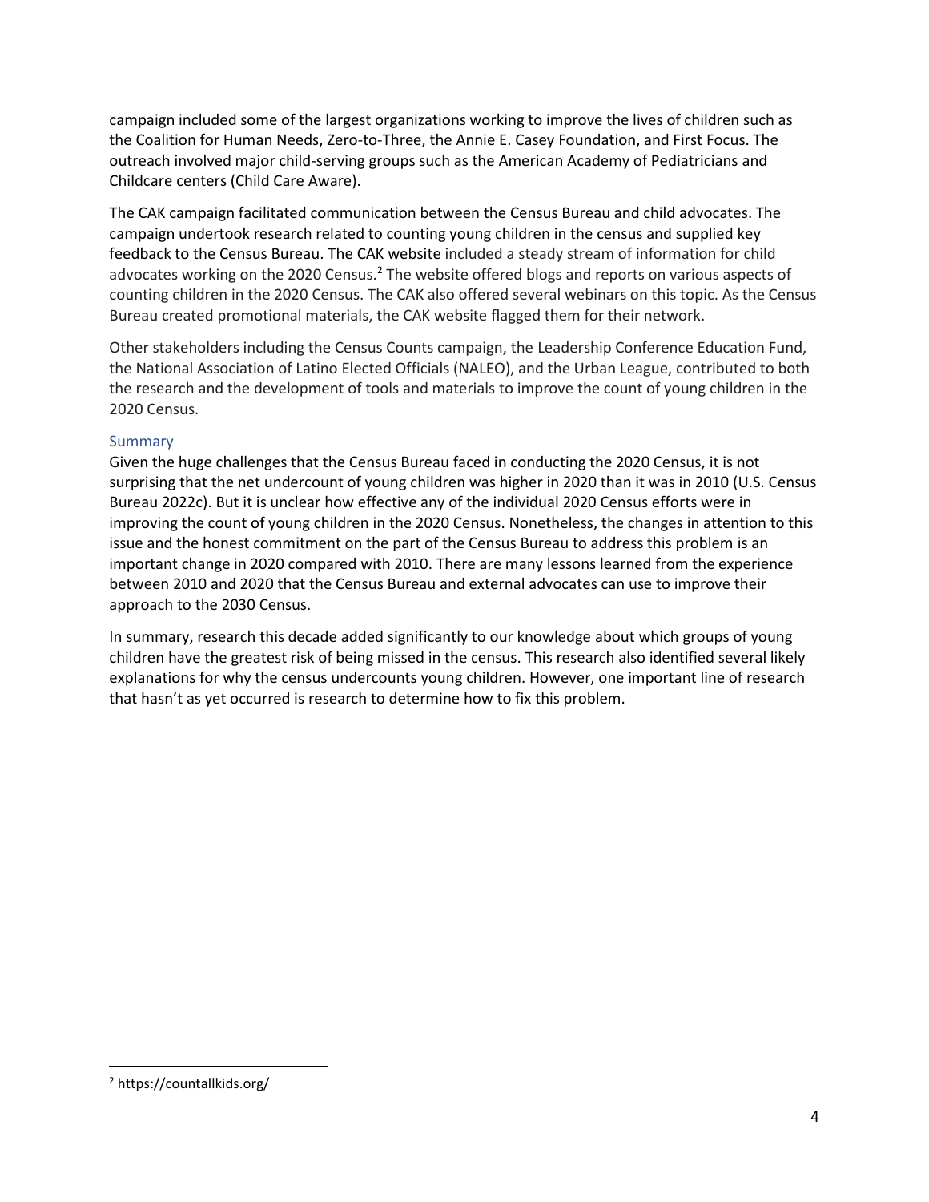campaign included some of the largest organizations working to improve the lives of children such as the Coalition for Human Needs, Zero-to-Three, the Annie E. Casey Foundation, and First Focus. The outreach involved major child-serving groups such as the American Academy of Pediatricians and Childcare centers (Child Care Aware).

The CAK campaign facilitated communication between the Census Bureau and child advocates. The campaign undertook research related to counting young children in the census and supplied key feedback to the Census Bureau. The CAK website included a steady stream of information for child advocates working on the 2020 Census.[2] The website offered blogs and reports on various aspects of counting children in the 2020 Census. The CAK also offered several webinars on this topic. As the Census Bureau created promotional materials, the CAK website flagged them for their network.

Other stakeholders including the Census Counts campaign, the Leadership Conference Education Fund, the National Association of Latino Elected Officials (NALEO), and the Urban League, contributed to both the research and the development of tools and materials to improve the count of young children in the 2020 Census.

### Summary

Given the huge challenges that the Census Bureau faced in conducting the 2020 Census, it is not surprising that the net undercount of young children was higher in 2020 than it was in 2010 (U.S. Census Bureau 2022c). But it is unclear how effective any of the individual 2020 Census efforts were in improving the count of young children in the 2020 Census. Nonetheless, the changes in attention to this issue and the honest commitment on the part of the Census Bureau to address this problem is an important change in 2020 compared with 2010. There are many lessons learned from the experience between 2010 and 2020 that the Census Bureau and external advocates can use to improve their approach to the 2030 Census.

In summary, research this decade added significantly to our knowledge about which groups of young children have the greatest risk of being missed in the census. This research also identified several likely explanations for why the census undercounts young children. However, one important line of research that hasn't as yet occurred is research to determine how to fix this problem.

---

[2] https://countallkids.org/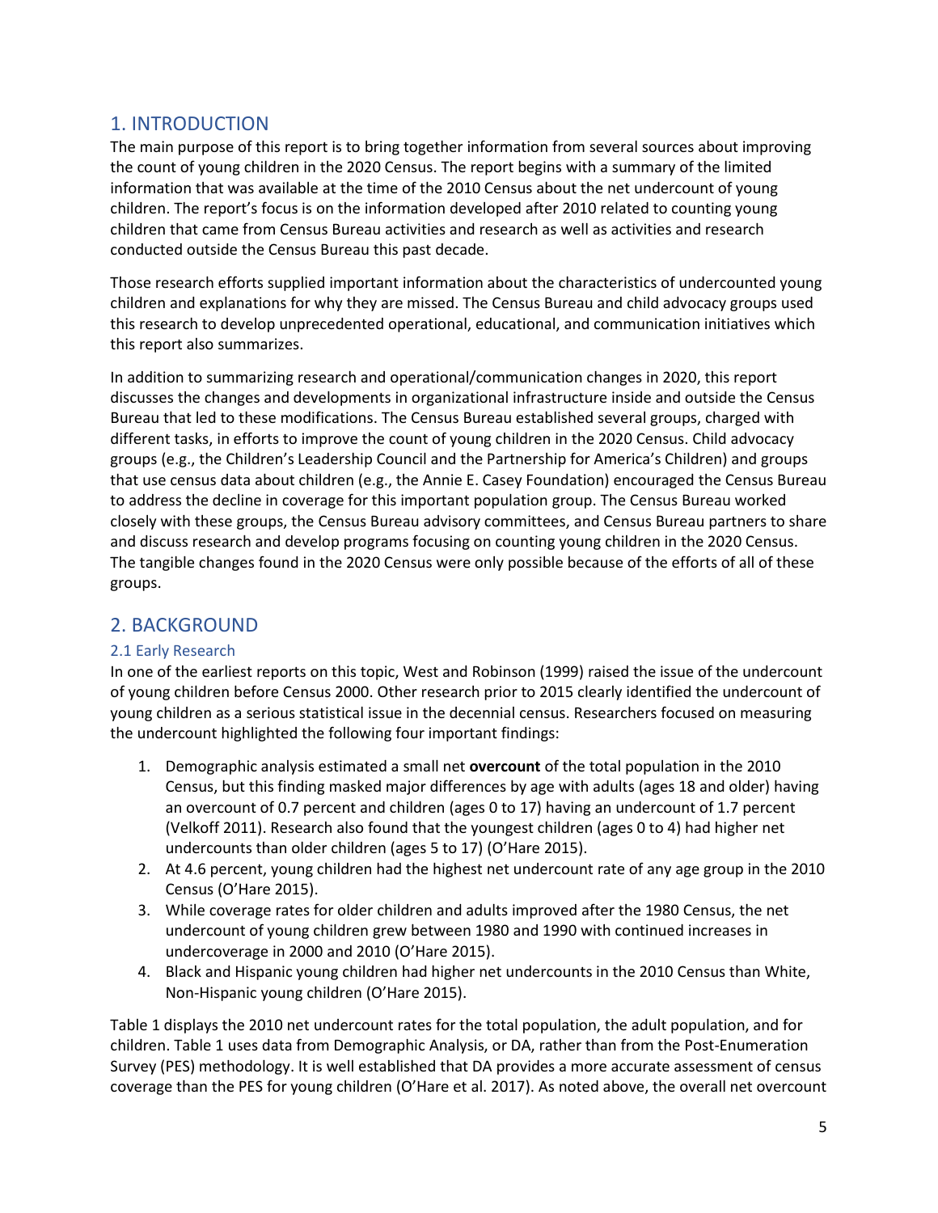# 1. INTRODUCTION

The main purpose of this report is to bring together information from several sources about improving the count of young children in the 2020 Census. The report begins with a summary of the limited information that was available at the time of the 2010 Census about the net undercount of young children. The report's focus is on the information developed after 2010 related to counting young children that came from Census Bureau activities and research as well as activities and research conducted outside the Census Bureau this past decade.

Those research efforts supplied important information about the characteristics of undercounted young children and explanations for why they are missed. The Census Bureau and child advocacy groups used this research to develop unprecedented operational, educational, and communication initiatives which this report also summarizes.

In addition to summarizing research and operational/communication changes in 2020, this report discusses the changes and developments in organizational infrastructure inside and outside the Census Bureau that led to these modifications. The Census Bureau established several groups, charged with different tasks, in efforts to improve the count of young children in the 2020 Census. Child advocacy groups (e.g., the Children's Leadership Council and the Partnership for America's Children) and groups that use census data about children (e.g., the Annie E. Casey Foundation) encouraged the Census Bureau to address the decline in coverage for this important population group. The Census Bureau worked closely with these groups, the Census Bureau advisory committees, and Census Bureau partners to share and discuss research and develop programs focusing on counting young children in the 2020 Census. The tangible changes found in the 2020 Census were only possible because of the efforts of all of these groups.

# 2. BACKGROUND

## 2.1 Early Research

In one of the earliest reports on this topic, West and Robinson (1999) raised the issue of the undercount of young children before Census 2000. Other research prior to 2015 clearly identified the undercount of young children as a serious statistical issue in the decennial census. Researchers focused on measuring the undercount highlighted the following four important findings:

1. Demographic analysis estimated a small net **overcount** of the total population in the 2010 Census, but this finding masked major differences by age with adults (ages 18 and older) having an overcount of 0.7 percent and children (ages 0 to 17) having an undercount of 1.7 percent (Velkoff 2011). Research also found that the youngest children (ages 0 to 4) had higher net undercounts than older children (ages 5 to 17) (O'Hare 2015).
2. At 4.6 percent, young children had the highest net undercount rate of any age group in the 2010 Census (O'Hare 2015).
3. While coverage rates for older children and adults improved after the 1980 Census, the net undercount of young children grew between 1980 and 1990 with continued increases in undercoverage in 2000 and 2010 (O'Hare 2015).
4. Black and Hispanic young children had higher net undercounts in the 2010 Census than White, Non-Hispanic young children (O'Hare 2015).

Table 1 displays the 2010 net undercount rates for the total population, the adult population, and for children. Table 1 uses data from Demographic Analysis, or DA, rather than from the Post-Enumeration Survey (PES) methodology. It is well established that DA provides a more accurate assessment of census coverage than the PES for young children (O'Hare et al. 2017). As noted above, the overall net overcount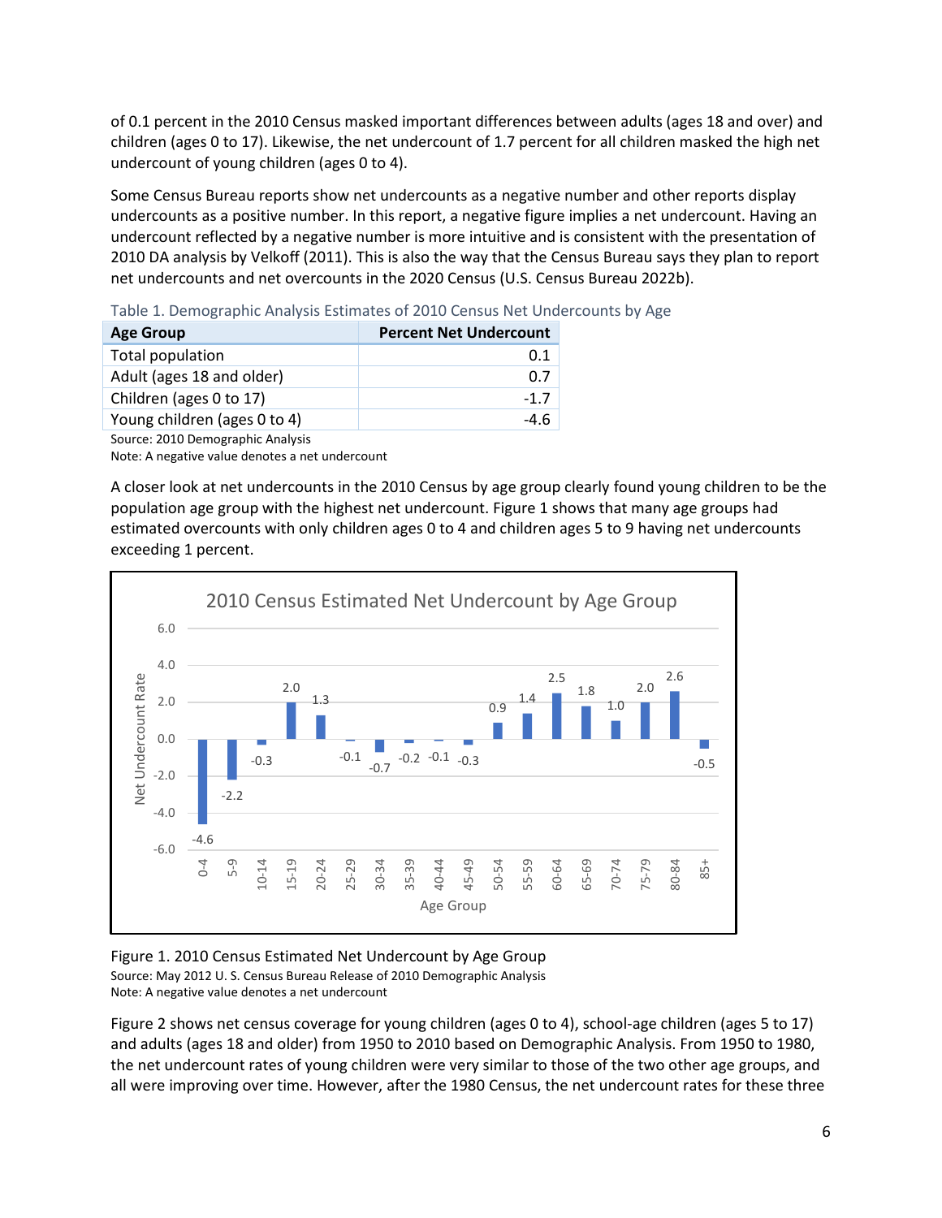of 0.1 percent in the 2010 Census masked important differences between adults (ages 18 and over) and children (ages 0 to 17). Likewise, the net undercount of 1.7 percent for all children masked the high net undercount of young children (ages 0 to 4).

Some Census Bureau reports show net undercounts as a negative number and other reports display undercounts as a positive number. In this report, a negative figure implies a net undercount. Having an undercount reflected by a negative number is more intuitive and is consistent with the presentation of 2010 DA analysis by Velkoff (2011). This is also the way that the Census Bureau says they plan to report net undercounts and net overcounts in the 2020 Census (U.S. Census Bureau 2022b).

Table 1. Demographic Analysis Estimates of 2010 Census Net Undercounts by Age

| Age Group | Percent Net Undercount |
|---|---|
| Total population | 0.1 |
| Adult (ages 18 and older) | 0.7 |
| Children (ages 0 to 17) | -1.7 |
| Young children (ages 0 to 4) | -4.6 |

Source: 2010 Demographic Analysis
Note: A negative value denotes a net undercount

A closer look at net undercounts in the 2010 Census by age group clearly found young children to be the population age group with the highest net undercount. Figure 1 shows that many age groups had estimated overcounts with only children ages 0 to 4 and children ages 5 to 9 having net undercounts exceeding 1 percent.

Figure 1. 2010 Census Estimated Net Undercount by Age Group
Source: May 2012 U. S. Census Bureau Release of 2010 Demographic Analysis
Note: A negative value denotes a net undercount

Figure 2 shows net census coverage for young children (ages 0 to 4), school-age children (ages 5 to 17) and adults (ages 18 and older) from 1950 to 2010 based on Demographic Analysis. From 1950 to 1980, the net undercount rates of young children were very similar to those of the two other age groups, and all were improving over time. However, after the 1980 Census, the net undercount rates for these three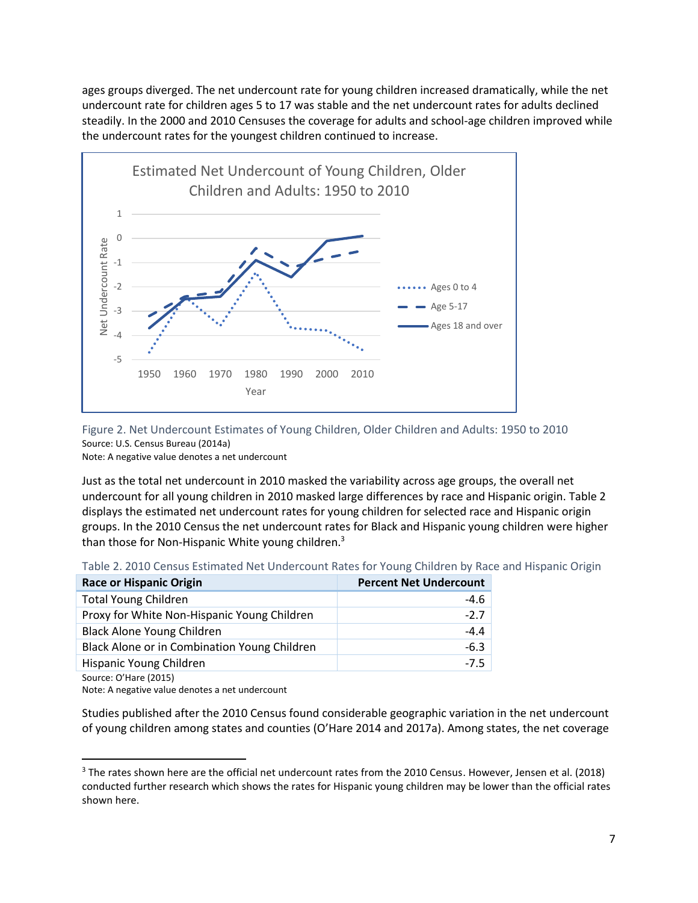ages groups diverged. The net undercount rate for young children increased dramatically, while the net undercount rate for children ages 5 to 17 was stable and the net undercount rates for adults declined steadily. In the 2000 and 2010 Censuses the coverage for adults and school-age children improved while the undercount rates for the youngest children continued to increase.

Figure 2. Net Undercount Estimates of Young Children, Older Children and Adults: 1950 to 2010
Source: U.S. Census Bureau (2014a)
Note: A negative value denotes a net undercount

Just as the total net undercount in 2010 masked the variability across age groups, the overall net undercount for all young children in 2010 masked large differences by race and Hispanic origin. Table 2 displays the estimated net undercount rates for young children for selected race and Hispanic origin groups. In the 2010 Census the net undercount rates for Black and Hispanic young children were higher than those for Non-Hispanic White young children.[3]

Table 2. 2010 Census Estimated Net Undercount Rates for Young Children by Race and Hispanic Origin

| Race or Hispanic Origin | Percent Net Undercount |
|---|---|
| Total Young Children | -4.6 |
| Proxy for White Non-Hispanic Young Children | -2.7 |
| Black Alone Young Children | -4.4 |
| Black Alone or in Combination Young Children | -6.3 |
| Hispanic Young Children | -7.5 |

Source: O'Hare (2015)
Note: A negative value denotes a net undercount

Studies published after the 2010 Census found considerable geographic variation in the net undercount of young children among states and counties (O'Hare 2014 and 2017a). Among states, the net coverage

[3] The rates shown here are the official net undercount rates from the 2010 Census. However, Jensen et al. (2018) conducted further research which shows the rates for Hispanic young children may be lower than the official rates shown here.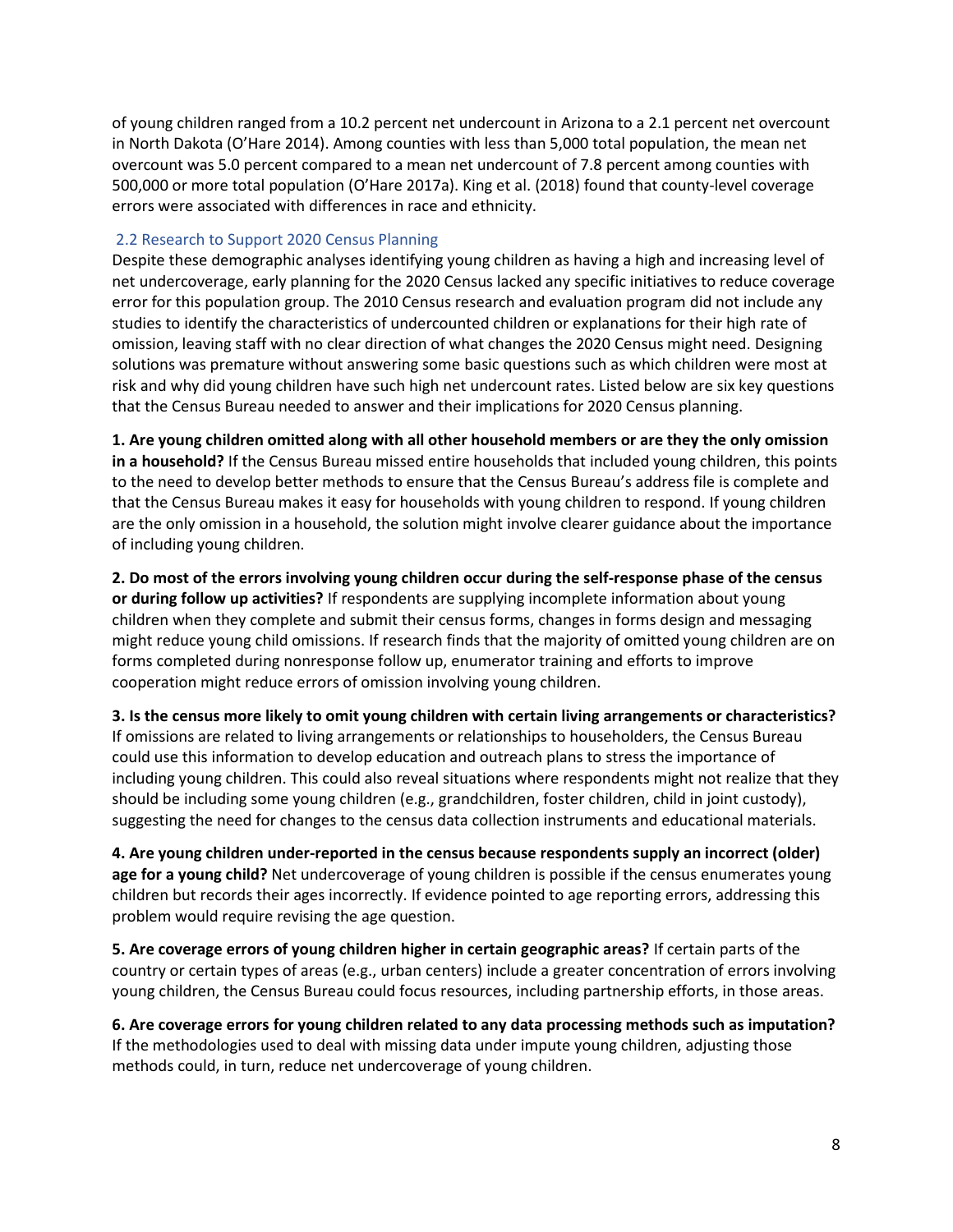of young children ranged from a 10.2 percent net undercount in Arizona to a 2.1 percent net overcount in North Dakota (O'Hare 2014). Among counties with less than 5,000 total population, the mean net overcount was 5.0 percent compared to a mean net undercount of 7.8 percent among counties with 500,000 or more total population (O'Hare 2017a). King et al. (2018) found that county-level coverage errors were associated with differences in race and ethnicity.

## 2.2 Research to Support 2020 Census Planning

Despite these demographic analyses identifying young children as having a high and increasing level of net undercoverage, early planning for the 2020 Census lacked any specific initiatives to reduce coverage error for this population group. The 2010 Census research and evaluation program did not include any studies to identify the characteristics of undercounted children or explanations for their high rate of omission, leaving staff with no clear direction of what changes the 2020 Census might need. Designing solutions was premature without answering some basic questions such as which children were most at risk and why did young children have such high net undercount rates. Listed below are six key questions that the Census Bureau needed to answer and their implications for 2020 Census planning.

**1. Are young children omitted along with all other household members or are they the only omission in a household?** If the Census Bureau missed entire households that included young children, this points to the need to develop better methods to ensure that the Census Bureau's address file is complete and that the Census Bureau makes it easy for households with young children to respond. If young children are the only omission in a household, the solution might involve clearer guidance about the importance of including young children.

**2. Do most of the errors involving young children occur during the self-response phase of the census or during follow up activities?** If respondents are supplying incomplete information about young children when they complete and submit their census forms, changes in forms design and messaging might reduce young child omissions. If research finds that the majority of omitted young children are on forms completed during nonresponse follow up, enumerator training and efforts to improve cooperation might reduce errors of omission involving young children.

**3. Is the census more likely to omit young children with certain living arrangements or characteristics?** If omissions are related to living arrangements or relationships to householders, the Census Bureau could use this information to develop education and outreach plans to stress the importance of including young children. This could also reveal situations where respondents might not realize that they should be including some young children (e.g., grandchildren, foster children, child in joint custody), suggesting the need for changes to the census data collection instruments and educational materials.

**4. Are young children under-reported in the census because respondents supply an incorrect (older) age for a young child?** Net undercoverage of young children is possible if the census enumerates young children but records their ages incorrectly. If evidence pointed to age reporting errors, addressing this problem would require revising the age question.

**5. Are coverage errors of young children higher in certain geographic areas?** If certain parts of the country or certain types of areas (e.g., urban centers) include a greater concentration of errors involving young children, the Census Bureau could focus resources, including partnership efforts, in those areas.

**6. Are coverage errors for young children related to any data processing methods such as imputation?** If the methodologies used to deal with missing data under impute young children, adjusting those methods could, in turn, reduce net undercoverage of young children.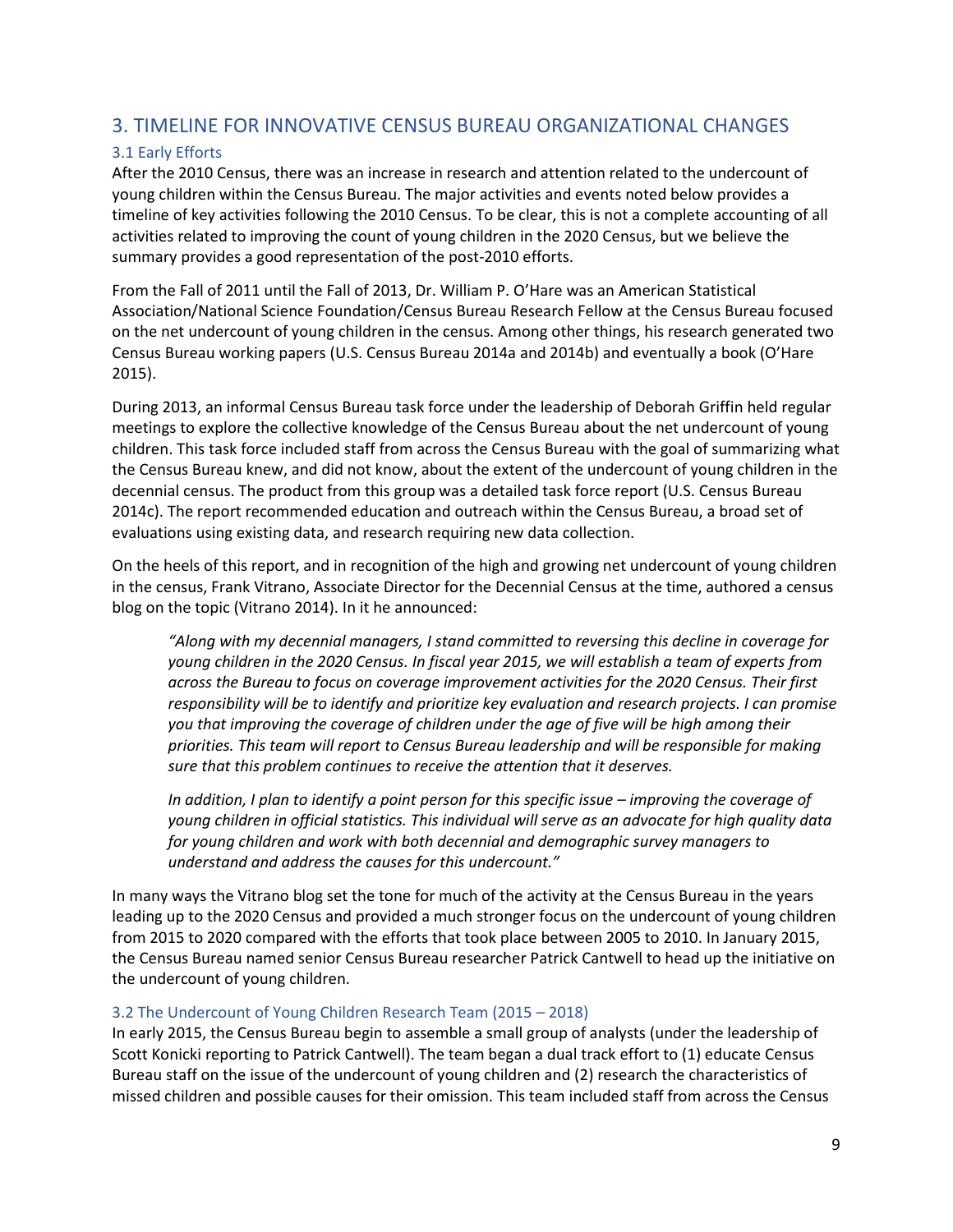## 3. TIMELINE FOR INNOVATIVE CENSUS BUREAU ORGANIZATIONAL CHANGES

### 3.1 Early Efforts

After the 2010 Census, there was an increase in research and attention related to the undercount of young children within the Census Bureau. The major activities and events noted below provides a timeline of key activities following the 2010 Census. To be clear, this is not a complete accounting of all activities related to improving the count of young children in the 2020 Census, but we believe the summary provides a good representation of the post-2010 efforts.

From the Fall of 2011 until the Fall of 2013, Dr. William P. O'Hare was an American Statistical Association/National Science Foundation/Census Bureau Research Fellow at the Census Bureau focused on the net undercount of young children in the census. Among other things, his research generated two Census Bureau working papers (U.S. Census Bureau 2014a and 2014b) and eventually a book (O'Hare 2015).

During 2013, an informal Census Bureau task force under the leadership of Deborah Griffin held regular meetings to explore the collective knowledge of the Census Bureau about the net undercount of young children. This task force included staff from across the Census Bureau with the goal of summarizing what the Census Bureau knew, and did not know, about the extent of the undercount of young children in the decennial census. The product from this group was a detailed task force report (U.S. Census Bureau 2014c). The report recommended education and outreach within the Census Bureau, a broad set of evaluations using existing data, and research requiring new data collection.

On the heels of this report, and in recognition of the high and growing net undercount of young children in the census, Frank Vitrano, Associate Director for the Decennial Census at the time, authored a census blog on the topic (Vitrano 2014). In it he announced:

> *"Along with my decennial managers, I stand committed to reversing this decline in coverage for young children in the 2020 Census. In fiscal year 2015, we will establish a team of experts from across the Bureau to focus on coverage improvement activities for the 2020 Census. Their first responsibility will be to identify and prioritize key evaluation and research projects. I can promise you that improving the coverage of children under the age of five will be high among their priorities. This team will report to Census Bureau leadership and will be responsible for making sure that this problem continues to receive the attention that it deserves.*
>
> *In addition, I plan to identify a point person for this specific issue – improving the coverage of young children in official statistics. This individual will serve as an advocate for high quality data for young children and work with both decennial and demographic survey managers to understand and address the causes for this undercount."*

In many ways the Vitrano blog set the tone for much of the activity at the Census Bureau in the years leading up to the 2020 Census and provided a much stronger focus on the undercount of young children from 2015 to 2020 compared with the efforts that took place between 2005 to 2010. In January 2015, the Census Bureau named senior Census Bureau researcher Patrick Cantwell to head up the initiative on the undercount of young children.

### 3.2 The Undercount of Young Children Research Team (2015 – 2018)

In early 2015, the Census Bureau begin to assemble a small group of analysts (under the leadership of Scott Konicki reporting to Patrick Cantwell). The team began a dual track effort to (1) educate Census Bureau staff on the issue of the undercount of young children and (2) research the characteristics of missed children and possible causes for their omission. This team included staff from across the Census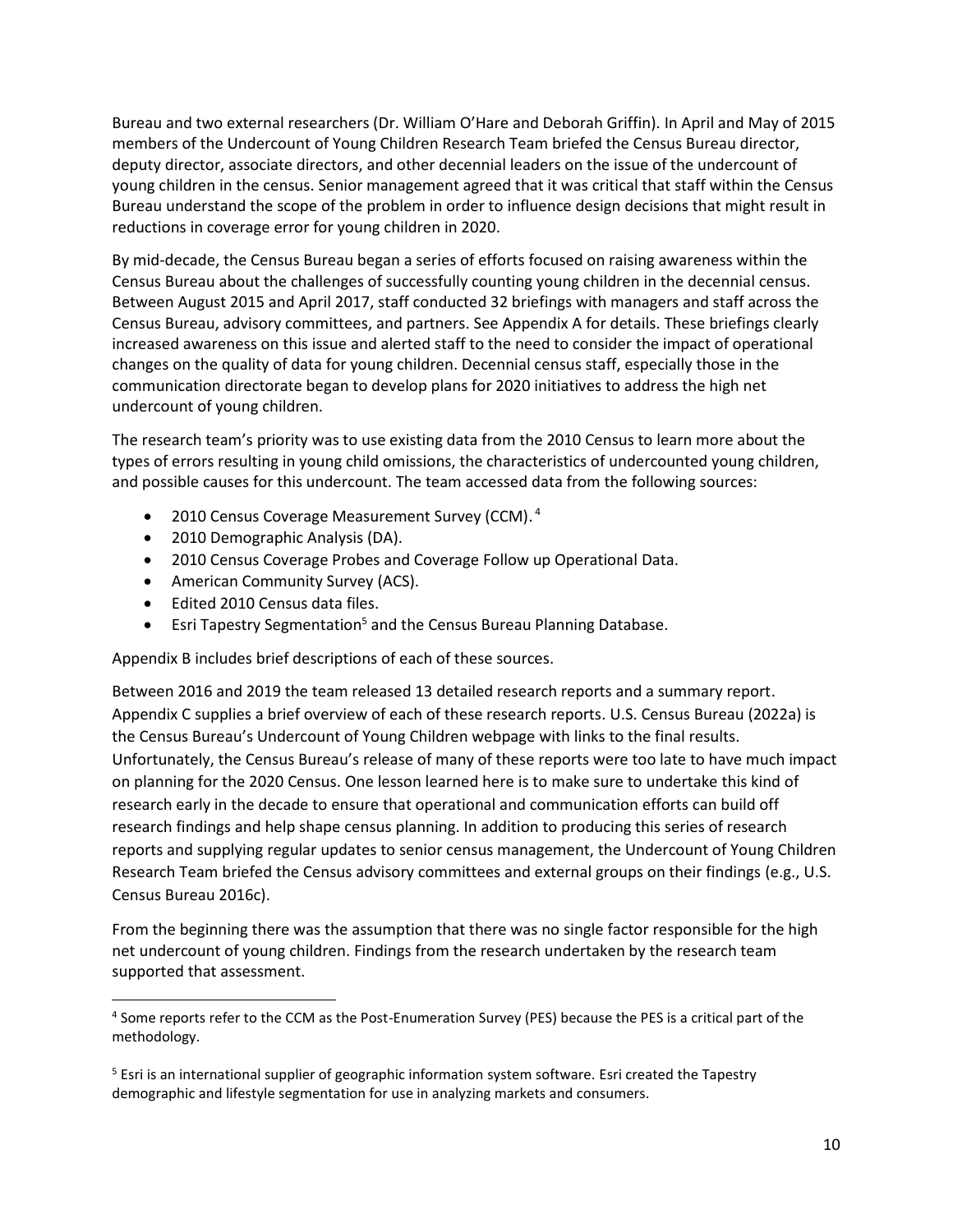Bureau and two external researchers (Dr. William O'Hare and Deborah Griffin). In April and May of 2015 members of the Undercount of Young Children Research Team briefed the Census Bureau director, deputy director, associate directors, and other decennial leaders on the issue of the undercount of young children in the census. Senior management agreed that it was critical that staff within the Census Bureau understand the scope of the problem in order to influence design decisions that might result in reductions in coverage error for young children in 2020.

By mid-decade, the Census Bureau began a series of efforts focused on raising awareness within the Census Bureau about the challenges of successfully counting young children in the decennial census. Between August 2015 and April 2017, staff conducted 32 briefings with managers and staff across the Census Bureau, advisory committees, and partners. See Appendix A for details. These briefings clearly increased awareness on this issue and alerted staff to the need to consider the impact of operational changes on the quality of data for young children. Decennial census staff, especially those in the communication directorate began to develop plans for 2020 initiatives to address the high net undercount of young children.

The research team's priority was to use existing data from the 2010 Census to learn more about the types of errors resulting in young child omissions, the characteristics of undercounted young children, and possible causes for this undercount. The team accessed data from the following sources:

- 2010 Census Coverage Measurement Survey (CCM).[4]
- 2010 Demographic Analysis (DA).
- 2010 Census Coverage Probes and Coverage Follow up Operational Data.
- American Community Survey (ACS).
- Edited 2010 Census data files.
- Esri Tapestry Segmentation[5] and the Census Bureau Planning Database.

Appendix B includes brief descriptions of each of these sources.

Between 2016 and 2019 the team released 13 detailed research reports and a summary report. Appendix C supplies a brief overview of each of these research reports. U.S. Census Bureau (2022a) is the Census Bureau's Undercount of Young Children webpage with links to the final results. Unfortunately, the Census Bureau's release of many of these reports were too late to have much impact on planning for the 2020 Census. One lesson learned here is to make sure to undertake this kind of research early in the decade to ensure that operational and communication efforts can build off research findings and help shape census planning. In addition to producing this series of research reports and supplying regular updates to senior census management, the Undercount of Young Children Research Team briefed the Census advisory committees and external groups on their findings (e.g., U.S. Census Bureau 2016c).

From the beginning there was the assumption that there was no single factor responsible for the high net undercount of young children. Findings from the research undertaken by the research team supported that assessment.

[4] Some reports refer to the CCM as the Post-Enumeration Survey (PES) because the PES is a critical part of the methodology.

[5] Esri is an international supplier of geographic information system software. Esri created the Tapestry demographic and lifestyle segmentation for use in analyzing markets and consumers.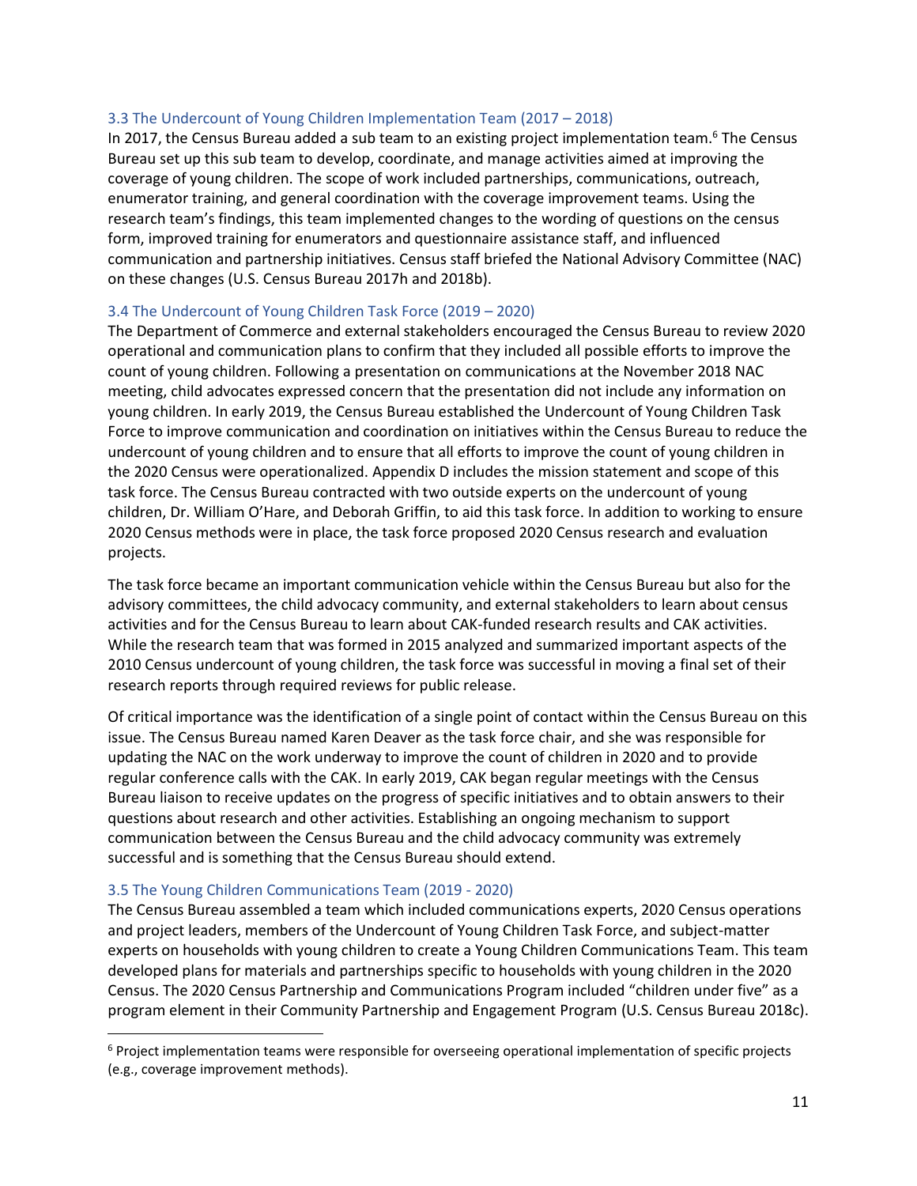### 3.3 The Undercount of Young Children Implementation Team (2017 – 2018)

In 2017, the Census Bureau added a sub team to an existing project implementation team.[6] The Census Bureau set up this sub team to develop, coordinate, and manage activities aimed at improving the coverage of young children. The scope of work included partnerships, communications, outreach, enumerator training, and general coordination with the coverage improvement teams. Using the research team's findings, this team implemented changes to the wording of questions on the census form, improved training for enumerators and questionnaire assistance staff, and influenced communication and partnership initiatives. Census staff briefed the National Advisory Committee (NAC) on these changes (U.S. Census Bureau 2017h and 2018b).

### 3.4 The Undercount of Young Children Task Force (2019 – 2020)

The Department of Commerce and external stakeholders encouraged the Census Bureau to review 2020 operational and communication plans to confirm that they included all possible efforts to improve the count of young children. Following a presentation on communications at the November 2018 NAC meeting, child advocates expressed concern that the presentation did not include any information on young children. In early 2019, the Census Bureau established the Undercount of Young Children Task Force to improve communication and coordination on initiatives within the Census Bureau to reduce the undercount of young children and to ensure that all efforts to improve the count of young children in the 2020 Census were operationalized. Appendix D includes the mission statement and scope of this task force. The Census Bureau contracted with two outside experts on the undercount of young children, Dr. William O'Hare, and Deborah Griffin, to aid this task force. In addition to working to ensure 2020 Census methods were in place, the task force proposed 2020 Census research and evaluation projects.

The task force became an important communication vehicle within the Census Bureau but also for the advisory committees, the child advocacy community, and external stakeholders to learn about census activities and for the Census Bureau to learn about CAK-funded research results and CAK activities. While the research team that was formed in 2015 analyzed and summarized important aspects of the 2010 Census undercount of young children, the task force was successful in moving a final set of their research reports through required reviews for public release.

Of critical importance was the identification of a single point of contact within the Census Bureau on this issue. The Census Bureau named Karen Deaver as the task force chair, and she was responsible for updating the NAC on the work underway to improve the count of children in 2020 and to provide regular conference calls with the CAK. In early 2019, CAK began regular meetings with the Census Bureau liaison to receive updates on the progress of specific initiatives and to obtain answers to their questions about research and other activities. Establishing an ongoing mechanism to support communication between the Census Bureau and the child advocacy community was extremely successful and is something that the Census Bureau should extend.

### 3.5 The Young Children Communications Team (2019 - 2020)

The Census Bureau assembled a team which included communications experts, 2020 Census operations and project leaders, members of the Undercount of Young Children Task Force, and subject-matter experts on households with young children to create a Young Children Communications Team. This team developed plans for materials and partnerships specific to households with young children in the 2020 Census. The 2020 Census Partnership and Communications Program included "children under five" as a program element in their Community Partnership and Engagement Program (U.S. Census Bureau 2018c).

---

[6] Project implementation teams were responsible for overseeing operational implementation of specific projects (e.g., coverage improvement methods).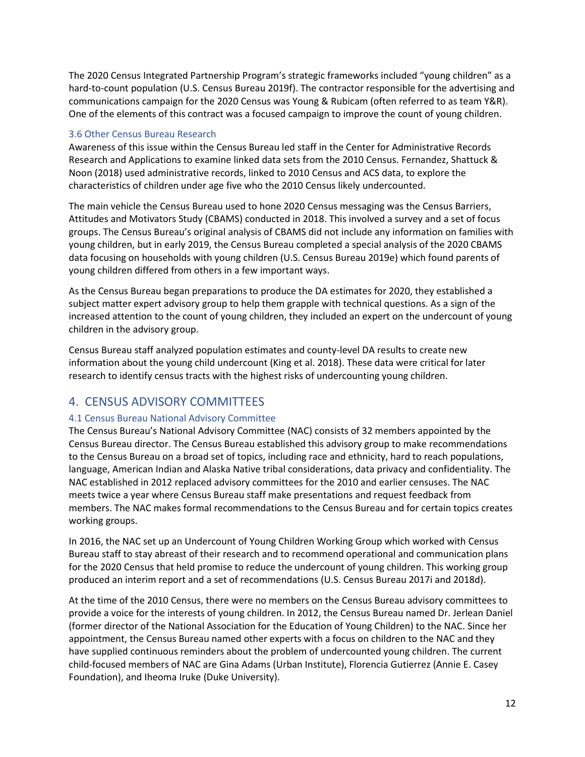The 2020 Census Integrated Partnership Program's strategic frameworks included "young children" as a hard-to-count population (U.S. Census Bureau 2019f). The contractor responsible for the advertising and communications campaign for the 2020 Census was Young & Rubicam (often referred to as team Y&R). One of the elements of this contract was a focused campaign to improve the count of young children.

### 3.6 Other Census Bureau Research

Awareness of this issue within the Census Bureau led staff in the Center for Administrative Records Research and Applications to examine linked data sets from the 2010 Census. Fernandez, Shattuck & Noon (2018) used administrative records, linked to 2010 Census and ACS data, to explore the characteristics of children under age five who the 2010 Census likely undercounted.

The main vehicle the Census Bureau used to hone 2020 Census messaging was the Census Barriers, Attitudes and Motivators Study (CBAMS) conducted in 2018. This involved a survey and a set of focus groups. The Census Bureau's original analysis of CBAMS did not include any information on families with young children, but in early 2019, the Census Bureau completed a special analysis of the 2020 CBAMS data focusing on households with young children (U.S. Census Bureau 2019e) which found parents of young children differed from others in a few important ways.

As the Census Bureau began preparations to produce the DA estimates for 2020, they established a subject matter expert advisory group to help them grapple with technical questions. As a sign of the increased attention to the count of young children, they included an expert on the undercount of young children in the advisory group.

Census Bureau staff analyzed population estimates and county-level DA results to create new information about the young child undercount (King et al. 2018). These data were critical for later research to identify census tracts with the highest risks of undercounting young children.

## 4. CENSUS ADVISORY COMMITTEES

### 4.1 Census Bureau National Advisory Committee

The Census Bureau's National Advisory Committee (NAC) consists of 32 members appointed by the Census Bureau director. The Census Bureau established this advisory group to make recommendations to the Census Bureau on a broad set of topics, including race and ethnicity, hard to reach populations, language, American Indian and Alaska Native tribal considerations, data privacy and confidentiality. The NAC established in 2012 replaced advisory committees for the 2010 and earlier censuses. The NAC meets twice a year where Census Bureau staff make presentations and request feedback from members. The NAC makes formal recommendations to the Census Bureau and for certain topics creates working groups.

In 2016, the NAC set up an Undercount of Young Children Working Group which worked with Census Bureau staff to stay abreast of their research and to recommend operational and communication plans for the 2020 Census that held promise to reduce the undercount of young children. This working group produced an interim report and a set of recommendations (U.S. Census Bureau 2017i and 2018d).

At the time of the 2010 Census, there were no members on the Census Bureau advisory committees to provide a voice for the interests of young children. In 2012, the Census Bureau named Dr. Jerlean Daniel (former director of the National Association for the Education of Young Children) to the NAC. Since her appointment, the Census Bureau named other experts with a focus on children to the NAC and they have supplied continuous reminders about the problem of undercounted young children. The current child-focused members of NAC are Gina Adams (Urban Institute), Florencia Gutierrez (Annie E. Casey Foundation), and Iheoma Iruke (Duke University).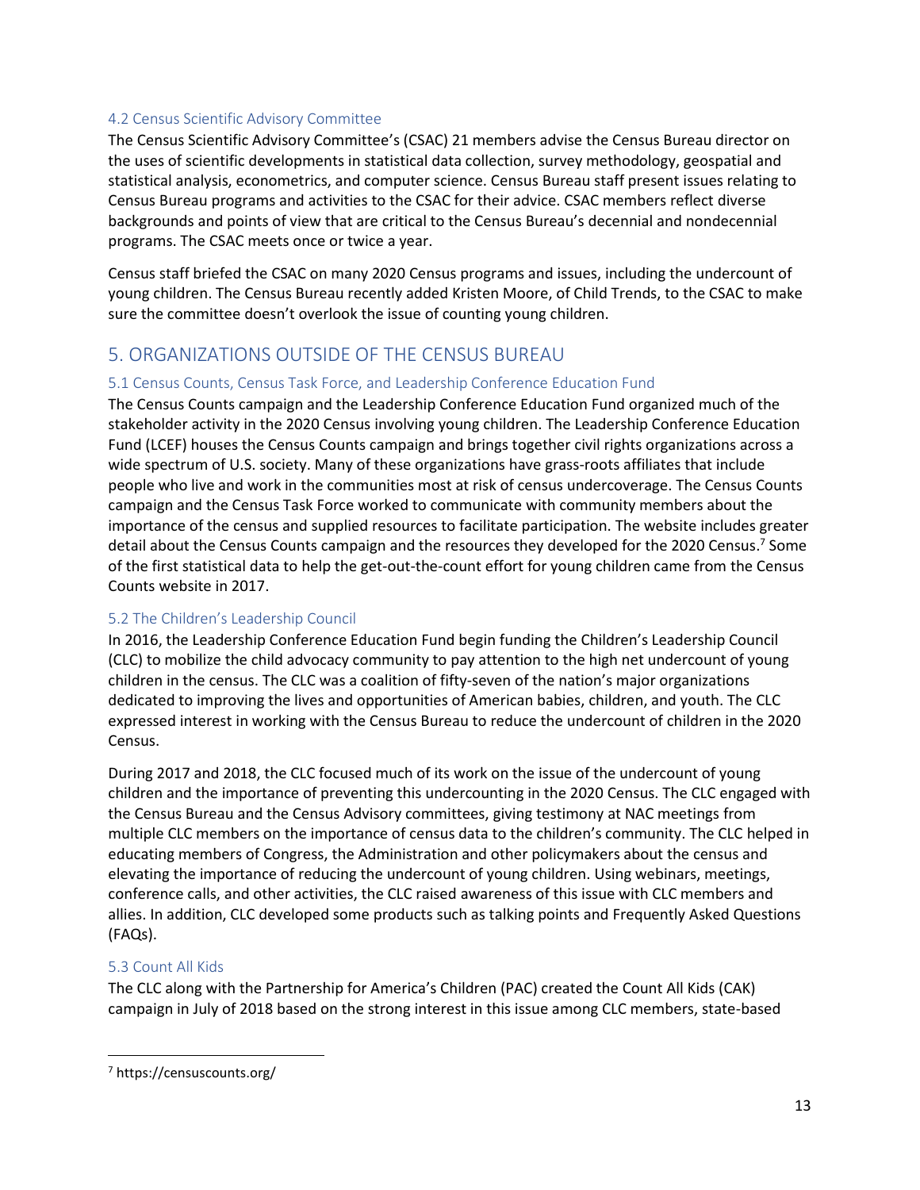### 4.2 Census Scientific Advisory Committee

The Census Scientific Advisory Committee's (CSAC) 21 members advise the Census Bureau director on the uses of scientific developments in statistical data collection, survey methodology, geospatial and statistical analysis, econometrics, and computer science. Census Bureau staff present issues relating to Census Bureau programs and activities to the CSAC for their advice. CSAC members reflect diverse backgrounds and points of view that are critical to the Census Bureau's decennial and nondecennial programs. The CSAC meets once or twice a year.

Census staff briefed the CSAC on many 2020 Census programs and issues, including the undercount of young children. The Census Bureau recently added Kristen Moore, of Child Trends, to the CSAC to make sure the committee doesn't overlook the issue of counting young children.

## 5. ORGANIZATIONS OUTSIDE OF THE CENSUS BUREAU

### 5.1 Census Counts, Census Task Force, and Leadership Conference Education Fund

The Census Counts campaign and the Leadership Conference Education Fund organized much of the stakeholder activity in the 2020 Census involving young children. The Leadership Conference Education Fund (LCEF) houses the Census Counts campaign and brings together civil rights organizations across a wide spectrum of U.S. society. Many of these organizations have grass-roots affiliates that include people who live and work in the communities most at risk of census undercoverage. The Census Counts campaign and the Census Task Force worked to communicate with community members about the importance of the census and supplied resources to facilitate participation. The website includes greater detail about the Census Counts campaign and the resources they developed for the 2020 Census.[7] Some of the first statistical data to help the get-out-the-count effort for young children came from the Census Counts website in 2017.

### 5.2 The Children's Leadership Council

In 2016, the Leadership Conference Education Fund begin funding the Children's Leadership Council (CLC) to mobilize the child advocacy community to pay attention to the high net undercount of young children in the census. The CLC was a coalition of fifty-seven of the nation's major organizations dedicated to improving the lives and opportunities of American babies, children, and youth. The CLC expressed interest in working with the Census Bureau to reduce the undercount of children in the 2020 Census.

During 2017 and 2018, the CLC focused much of its work on the issue of the undercount of young children and the importance of preventing this undercounting in the 2020 Census. The CLC engaged with the Census Bureau and the Census Advisory committees, giving testimony at NAC meetings from multiple CLC members on the importance of census data to the children's community. The CLC helped in educating members of Congress, the Administration and other policymakers about the census and elevating the importance of reducing the undercount of young children. Using webinars, meetings, conference calls, and other activities, the CLC raised awareness of this issue with CLC members and allies. In addition, CLC developed some products such as talking points and Frequently Asked Questions (FAQs).

### 5.3 Count All Kids

The CLC along with the Partnership for America's Children (PAC) created the Count All Kids (CAK) campaign in July of 2018 based on the strong interest in this issue among CLC members, state-based

[7] https://censuscounts.org/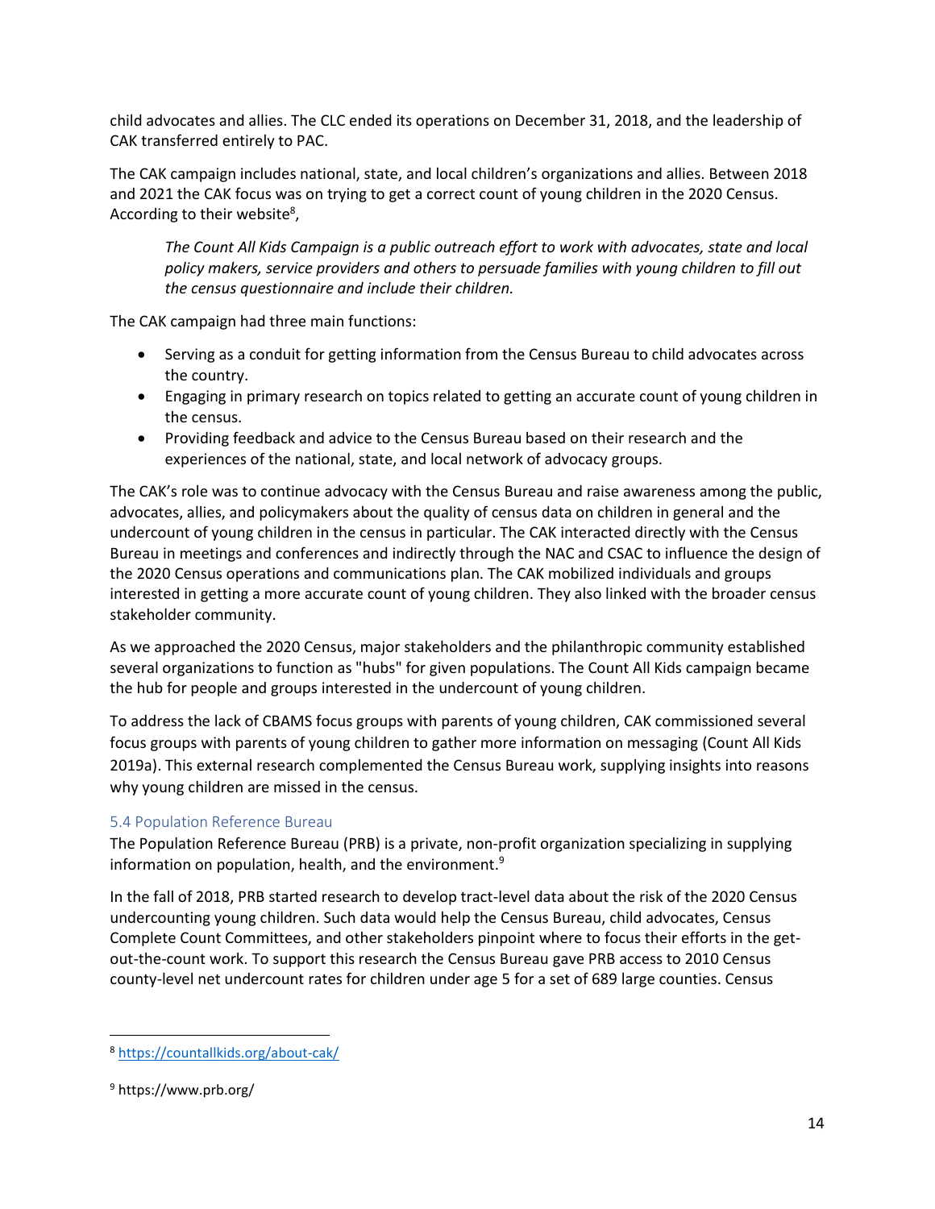child advocates and allies. The CLC ended its operations on December 31, 2018, and the leadership of CAK transferred entirely to PAC.

The CAK campaign includes national, state, and local children's organizations and allies. Between 2018 and 2021 the CAK focus was on trying to get a correct count of young children in the 2020 Census. According to their website[8],

> *The Count All Kids Campaign is a public outreach effort to work with advocates, state and local policy makers, service providers and others to persuade families with young children to fill out the census questionnaire and include their children.*

The CAK campaign had three main functions:

- Serving as a conduit for getting information from the Census Bureau to child advocates across the country.
- Engaging in primary research on topics related to getting an accurate count of young children in the census.
- Providing feedback and advice to the Census Bureau based on their research and the experiences of the national, state, and local network of advocacy groups.

The CAK's role was to continue advocacy with the Census Bureau and raise awareness among the public, advocates, allies, and policymakers about the quality of census data on children in general and the undercount of young children in the census in particular. The CAK interacted directly with the Census Bureau in meetings and conferences and indirectly through the NAC and CSAC to influence the design of the 2020 Census operations and communications plan. The CAK mobilized individuals and groups interested in getting a more accurate count of young children. They also linked with the broader census stakeholder community.

As we approached the 2020 Census, major stakeholders and the philanthropic community established several organizations to function as "hubs" for given populations. The Count All Kids campaign became the hub for people and groups interested in the undercount of young children.

To address the lack of CBAMS focus groups with parents of young children, CAK commissioned several focus groups with parents of young children to gather more information on messaging (Count All Kids 2019a). This external research complemented the Census Bureau work, supplying insights into reasons why young children are missed in the census.

### 5.4 Population Reference Bureau

The Population Reference Bureau (PRB) is a private, non-profit organization specializing in supplying information on population, health, and the environment.[9]

In the fall of 2018, PRB started research to develop tract-level data about the risk of the 2020 Census undercounting young children. Such data would help the Census Bureau, child advocates, Census Complete Count Committees, and other stakeholders pinpoint where to focus their efforts in the get-out-the-count work. To support this research the Census Bureau gave PRB access to 2010 Census county-level net undercount rates for children under age 5 for a set of 689 large counties. Census

---

[8] https://countallkids.org/about-cak/

[9] https://www.prb.org/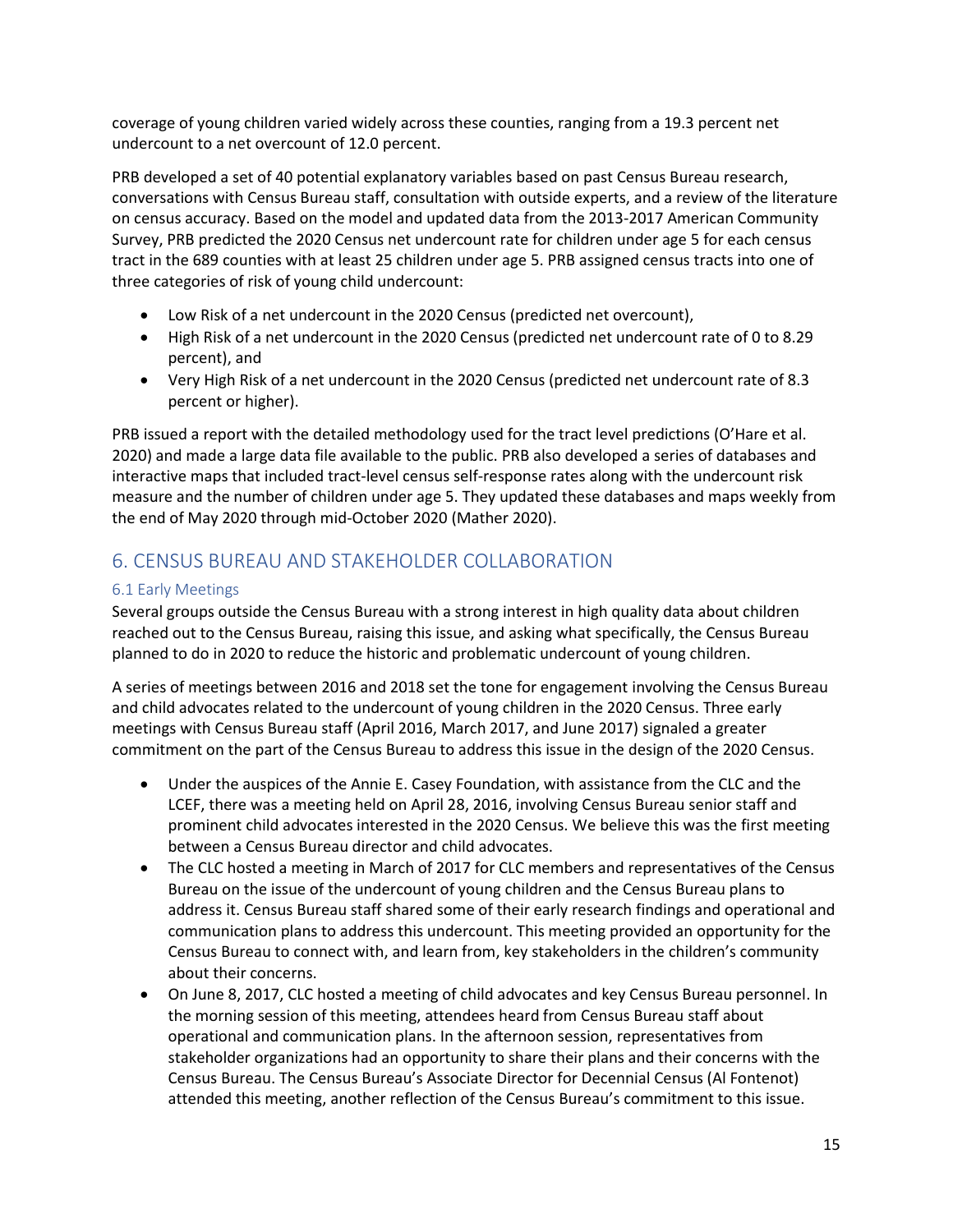coverage of young children varied widely across these counties, ranging from a 19.3 percent net undercount to a net overcount of 12.0 percent.

PRB developed a set of 40 potential explanatory variables based on past Census Bureau research, conversations with Census Bureau staff, consultation with outside experts, and a review of the literature on census accuracy. Based on the model and updated data from the 2013-2017 American Community Survey, PRB predicted the 2020 Census net undercount rate for children under age 5 for each census tract in the 689 counties with at least 25 children under age 5. PRB assigned census tracts into one of three categories of risk of young child undercount:

- Low Risk of a net undercount in the 2020 Census (predicted net overcount),
- High Risk of a net undercount in the 2020 Census (predicted net undercount rate of 0 to 8.29 percent), and
- Very High Risk of a net undercount in the 2020 Census (predicted net undercount rate of 8.3 percent or higher).

PRB issued a report with the detailed methodology used for the tract level predictions (O'Hare et al. 2020) and made a large data file available to the public. PRB also developed a series of databases and interactive maps that included tract-level census self-response rates along with the undercount risk measure and the number of children under age 5. They updated these databases and maps weekly from the end of May 2020 through mid-October 2020 (Mather 2020).

## 6. CENSUS BUREAU AND STAKEHOLDER COLLABORATION

### 6.1 Early Meetings

Several groups outside the Census Bureau with a strong interest in high quality data about children reached out to the Census Bureau, raising this issue, and asking what specifically, the Census Bureau planned to do in 2020 to reduce the historic and problematic undercount of young children.

A series of meetings between 2016 and 2018 set the tone for engagement involving the Census Bureau and child advocates related to the undercount of young children in the 2020 Census. Three early meetings with Census Bureau staff (April 2016, March 2017, and June 2017) signaled a greater commitment on the part of the Census Bureau to address this issue in the design of the 2020 Census.

- Under the auspices of the Annie E. Casey Foundation, with assistance from the CLC and the LCEF, there was a meeting held on April 28, 2016, involving Census Bureau senior staff and prominent child advocates interested in the 2020 Census. We believe this was the first meeting between a Census Bureau director and child advocates.
- The CLC hosted a meeting in March of 2017 for CLC members and representatives of the Census Bureau on the issue of the undercount of young children and the Census Bureau plans to address it. Census Bureau staff shared some of their early research findings and operational and communication plans to address this undercount. This meeting provided an opportunity for the Census Bureau to connect with, and learn from, key stakeholders in the children's community about their concerns.
- On June 8, 2017, CLC hosted a meeting of child advocates and key Census Bureau personnel. In the morning session of this meeting, attendees heard from Census Bureau staff about operational and communication plans. In the afternoon session, representatives from stakeholder organizations had an opportunity to share their plans and their concerns with the Census Bureau. The Census Bureau's Associate Director for Decennial Census (Al Fontenot) attended this meeting, another reflection of the Census Bureau's commitment to this issue.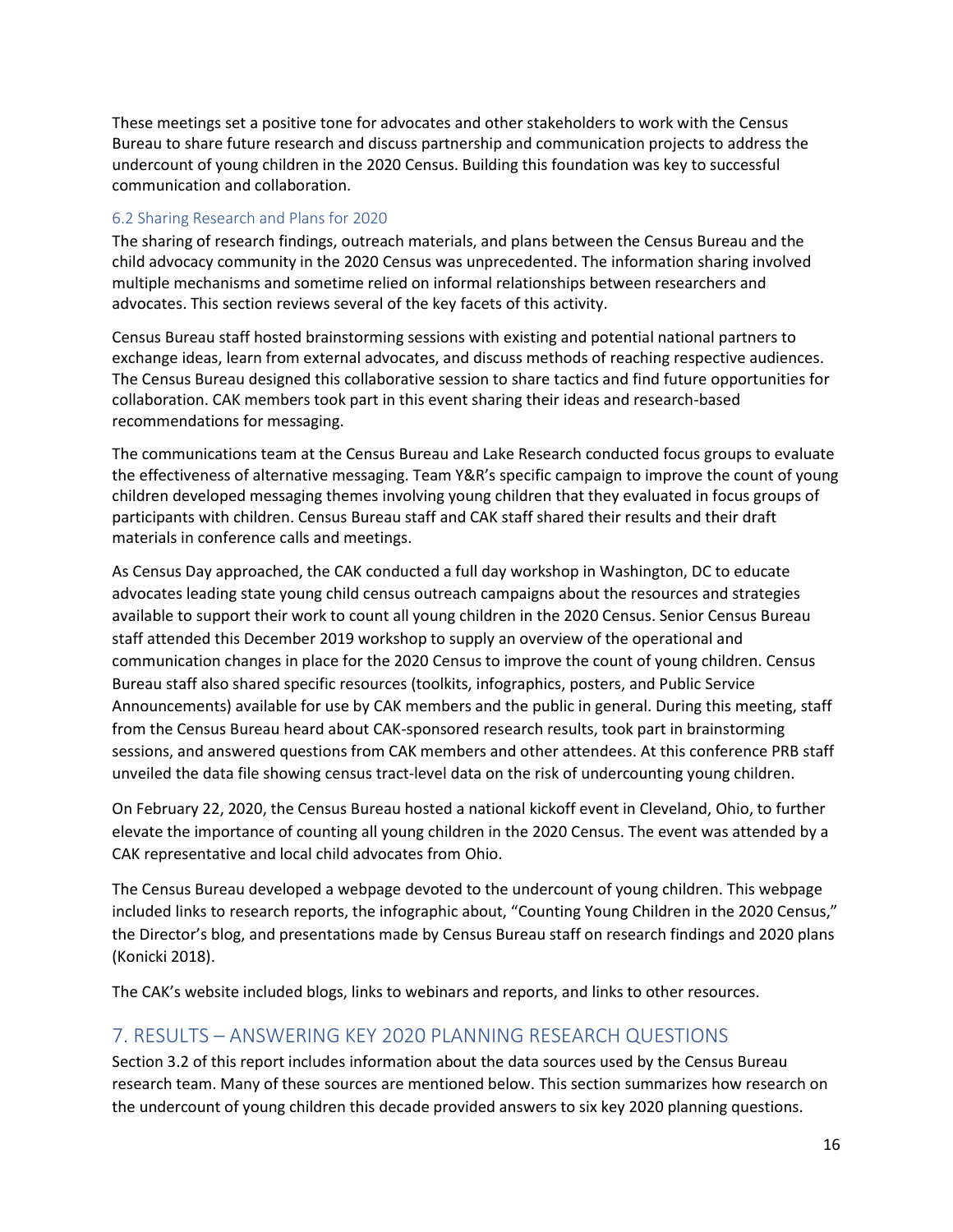These meetings set a positive tone for advocates and other stakeholders to work with the Census Bureau to share future research and discuss partnership and communication projects to address the undercount of young children in the 2020 Census. Building this foundation was key to successful communication and collaboration.

### 6.2 Sharing Research and Plans for 2020

The sharing of research findings, outreach materials, and plans between the Census Bureau and the child advocacy community in the 2020 Census was unprecedented. The information sharing involved multiple mechanisms and sometime relied on informal relationships between researchers and advocates. This section reviews several of the key facets of this activity.

Census Bureau staff hosted brainstorming sessions with existing and potential national partners to exchange ideas, learn from external advocates, and discuss methods of reaching respective audiences. The Census Bureau designed this collaborative session to share tactics and find future opportunities for collaboration. CAK members took part in this event sharing their ideas and research-based recommendations for messaging.

The communications team at the Census Bureau and Lake Research conducted focus groups to evaluate the effectiveness of alternative messaging. Team Y&R's specific campaign to improve the count of young children developed messaging themes involving young children that they evaluated in focus groups of participants with children. Census Bureau staff and CAK staff shared their results and their draft materials in conference calls and meetings.

As Census Day approached, the CAK conducted a full day workshop in Washington, DC to educate advocates leading state young child census outreach campaigns about the resources and strategies available to support their work to count all young children in the 2020 Census. Senior Census Bureau staff attended this December 2019 workshop to supply an overview of the operational and communication changes in place for the 2020 Census to improve the count of young children. Census Bureau staff also shared specific resources (toolkits, infographics, posters, and Public Service Announcements) available for use by CAK members and the public in general. During this meeting, staff from the Census Bureau heard about CAK-sponsored research results, took part in brainstorming sessions, and answered questions from CAK members and other attendees. At this conference PRB staff unveiled the data file showing census tract-level data on the risk of undercounting young children.

On February 22, 2020, the Census Bureau hosted a national kickoff event in Cleveland, Ohio, to further elevate the importance of counting all young children in the 2020 Census. The event was attended by a CAK representative and local child advocates from Ohio.

The Census Bureau developed a webpage devoted to the undercount of young children. This webpage included links to research reports, the infographic about, "Counting Young Children in the 2020 Census," the Director's blog, and presentations made by Census Bureau staff on research findings and 2020 plans (Konicki 2018).

The CAK's website included blogs, links to webinars and reports, and links to other resources.

## 7. RESULTS – ANSWERING KEY 2020 PLANNING RESEARCH QUESTIONS

Section 3.2 of this report includes information about the data sources used by the Census Bureau research team. Many of these sources are mentioned below. This section summarizes how research on the undercount of young children this decade provided answers to six key 2020 planning questions.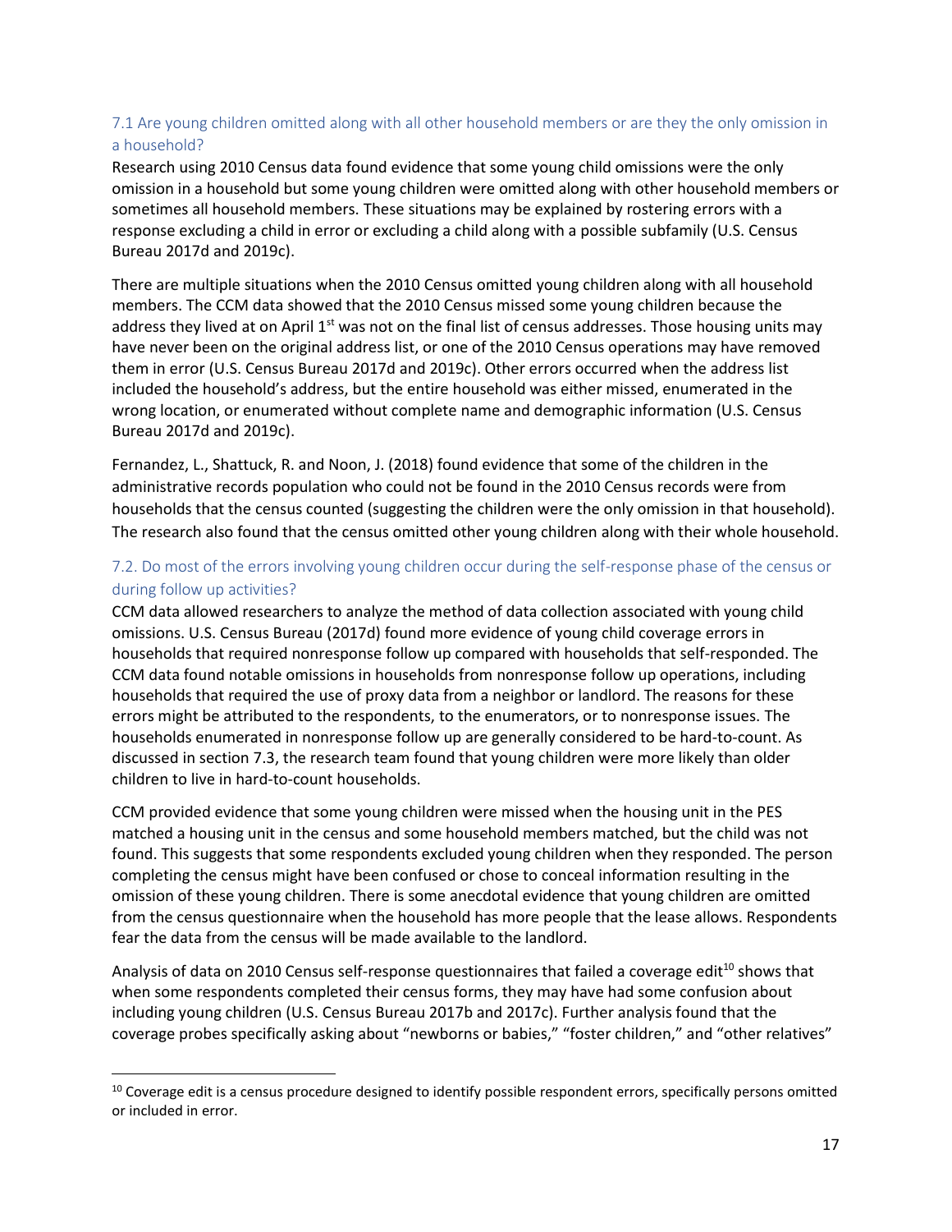### 7.1 Are young children omitted along with all other household members or are they the only omission in a household?

Research using 2010 Census data found evidence that some young child omissions were the only omission in a household but some young children were omitted along with other household members or sometimes all household members. These situations may be explained by rostering errors with a response excluding a child in error or excluding a child along with a possible subfamily (U.S. Census Bureau 2017d and 2019c).

There are multiple situations when the 2010 Census omitted young children along with all household members. The CCM data showed that the 2010 Census missed some young children because the address they lived at on April 1st was not on the final list of census addresses. Those housing units may have never been on the original address list, or one of the 2010 Census operations may have removed them in error (U.S. Census Bureau 2017d and 2019c). Other errors occurred when the address list included the household's address, but the entire household was either missed, enumerated in the wrong location, or enumerated without complete name and demographic information (U.S. Census Bureau 2017d and 2019c).

Fernandez, L., Shattuck, R. and Noon, J. (2018) found evidence that some of the children in the administrative records population who could not be found in the 2010 Census records were from households that the census counted (suggesting the children were the only omission in that household). The research also found that the census omitted other young children along with their whole household.

### 7.2. Do most of the errors involving young children occur during the self-response phase of the census or during follow up activities?

CCM data allowed researchers to analyze the method of data collection associated with young child omissions. U.S. Census Bureau (2017d) found more evidence of young child coverage errors in households that required nonresponse follow up compared with households that self-responded. The CCM data found notable omissions in households from nonresponse follow up operations, including households that required the use of proxy data from a neighbor or landlord. The reasons for these errors might be attributed to the respondents, to the enumerators, or to nonresponse issues. The households enumerated in nonresponse follow up are generally considered to be hard-to-count. As discussed in section 7.3, the research team found that young children were more likely than older children to live in hard-to-count households.

CCM provided evidence that some young children were missed when the housing unit in the PES matched a housing unit in the census and some household members matched, but the child was not found. This suggests that some respondents excluded young children when they responded. The person completing the census might have been confused or chose to conceal information resulting in the omission of these young children. There is some anecdotal evidence that young children are omitted from the census questionnaire when the household has more people that the lease allows. Respondents fear the data from the census will be made available to the landlord.

Analysis of data on 2010 Census self-response questionnaires that failed a coverage edit[10] shows that when some respondents completed their census forms, they may have had some confusion about including young children (U.S. Census Bureau 2017b and 2017c). Further analysis found that the coverage probes specifically asking about "newborns or babies," "foster children," and "other relatives"

[10] Coverage edit is a census procedure designed to identify possible respondent errors, specifically persons omitted or included in error.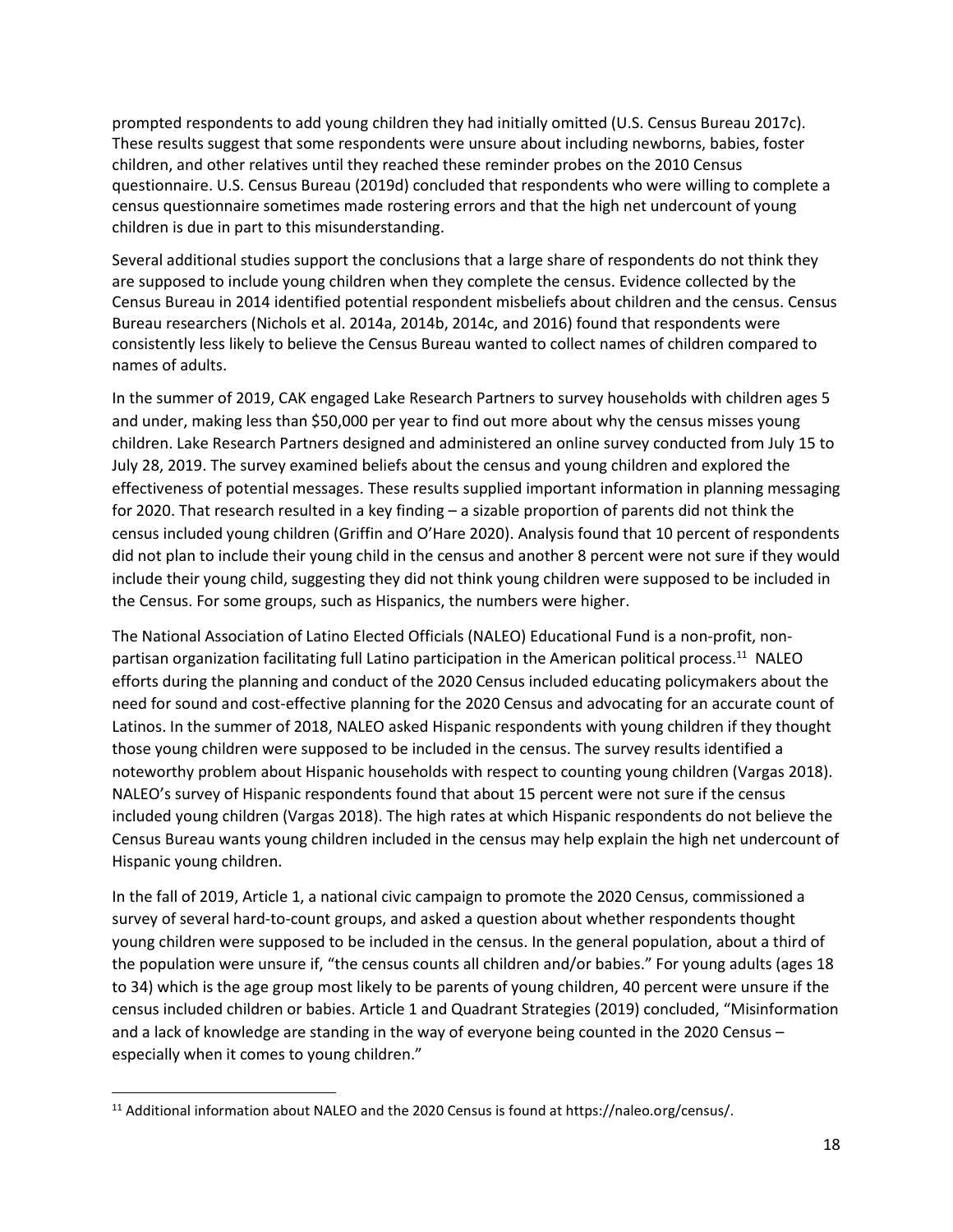prompted respondents to add young children they had initially omitted (U.S. Census Bureau 2017c). These results suggest that some respondents were unsure about including newborns, babies, foster children, and other relatives until they reached these reminder probes on the 2010 Census questionnaire. U.S. Census Bureau (2019d) concluded that respondents who were willing to complete a census questionnaire sometimes made rostering errors and that the high net undercount of young children is due in part to this misunderstanding.

Several additional studies support the conclusions that a large share of respondents do not think they are supposed to include young children when they complete the census. Evidence collected by the Census Bureau in 2014 identified potential respondent misbeliefs about children and the census. Census Bureau researchers (Nichols et al. 2014a, 2014b, 2014c, and 2016) found that respondents were consistently less likely to believe the Census Bureau wanted to collect names of children compared to names of adults.

In the summer of 2019, CAK engaged Lake Research Partners to survey households with children ages 5 and under, making less than $50,000 per year to find out more about why the census misses young children. Lake Research Partners designed and administered an online survey conducted from July 15 to July 28, 2019. The survey examined beliefs about the census and young children and explored the effectiveness of potential messages. These results supplied important information in planning messaging for 2020. That research resulted in a key finding – a sizable proportion of parents did not think the census included young children (Griffin and O'Hare 2020). Analysis found that 10 percent of respondents did not plan to include their young child in the census and another 8 percent were not sure if they would include their young child, suggesting they did not think young children were supposed to be included in the Census. For some groups, such as Hispanics, the numbers were higher.

The National Association of Latino Elected Officials (NALEO) Educational Fund is a non-profit, non-partisan organization facilitating full Latino participation in the American political process.[11] NALEO efforts during the planning and conduct of the 2020 Census included educating policymakers about the need for sound and cost-effective planning for the 2020 Census and advocating for an accurate count of Latinos. In the summer of 2018, NALEO asked Hispanic respondents with young children if they thought those young children were supposed to be included in the census. The survey results identified a noteworthy problem about Hispanic households with respect to counting young children (Vargas 2018). NALEO's survey of Hispanic respondents found that about 15 percent were not sure if the census included young children (Vargas 2018). The high rates at which Hispanic respondents do not believe the Census Bureau wants young children included in the census may help explain the high net undercount of Hispanic young children.

In the fall of 2019, Article 1, a national civic campaign to promote the 2020 Census, commissioned a survey of several hard-to-count groups, and asked a question about whether respondents thought young children were supposed to be included in the census. In the general population, about a third of the population were unsure if, "the census counts all children and/or babies." For young adults (ages 18 to 34) which is the age group most likely to be parents of young children, 40 percent were unsure if the census included children or babies. Article 1 and Quadrant Strategies (2019) concluded, "Misinformation and a lack of knowledge are standing in the way of everyone being counted in the 2020 Census – especially when it comes to young children."

[11] Additional information about NALEO and the 2020 Census is found at https://naleo.org/census/.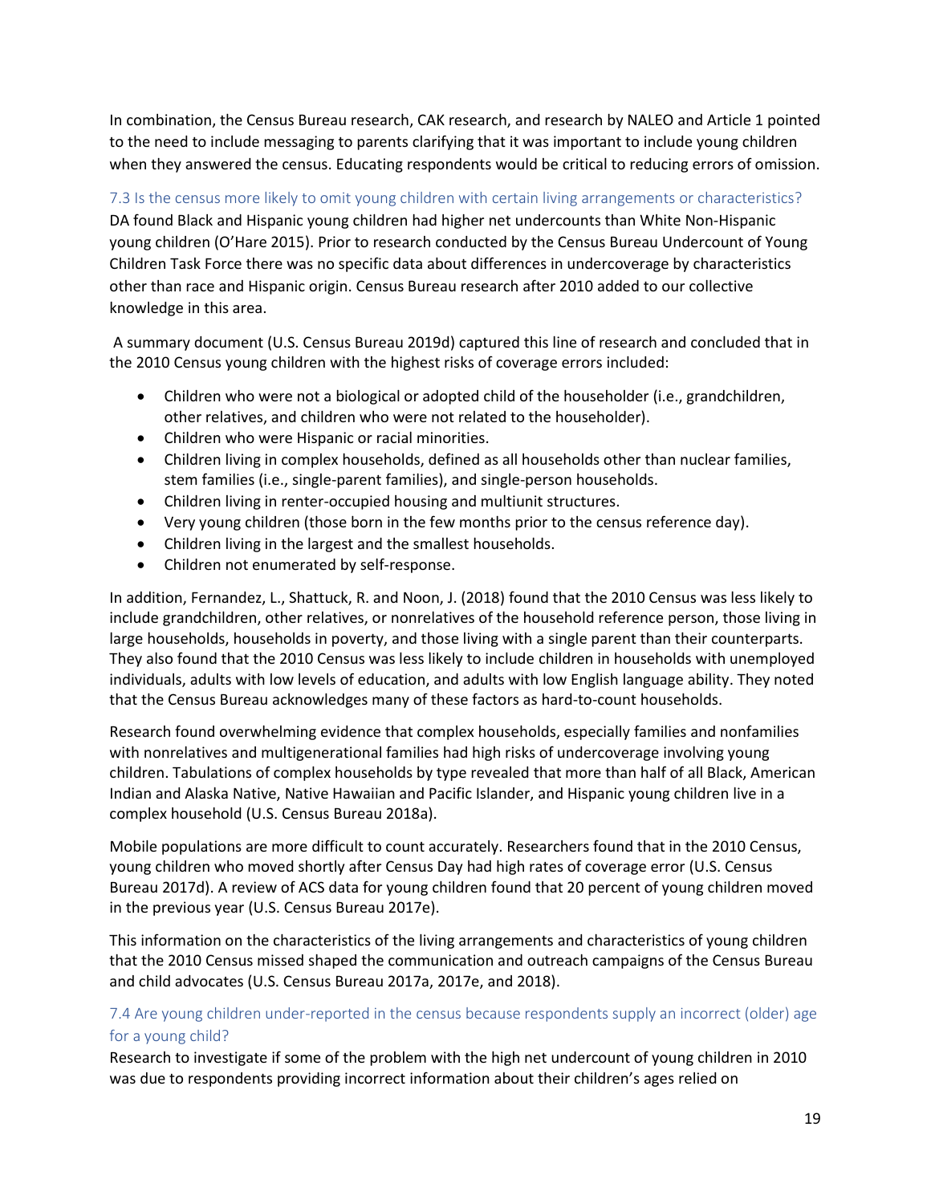In combination, the Census Bureau research, CAK research, and research by NALEO and Article 1 pointed to the need to include messaging to parents clarifying that it was important to include young children when they answered the census. Educating respondents would be critical to reducing errors of omission.

### 7.3 Is the census more likely to omit young children with certain living arrangements or characteristics?

DA found Black and Hispanic young children had higher net undercounts than White Non-Hispanic young children (O'Hare 2015). Prior to research conducted by the Census Bureau Undercount of Young Children Task Force there was no specific data about differences in undercoverage by characteristics other than race and Hispanic origin. Census Bureau research after 2010 added to our collective knowledge in this area.

A summary document (U.S. Census Bureau 2019d) captured this line of research and concluded that in the 2010 Census young children with the highest risks of coverage errors included:

- Children who were not a biological or adopted child of the householder (i.e., grandchildren, other relatives, and children who were not related to the householder).
- Children who were Hispanic or racial minorities.
- Children living in complex households, defined as all households other than nuclear families, stem families (i.e., single-parent families), and single-person households.
- Children living in renter-occupied housing and multiunit structures.
- Very young children (those born in the few months prior to the census reference day).
- Children living in the largest and the smallest households.
- Children not enumerated by self-response.

In addition, Fernandez, L., Shattuck, R. and Noon, J. (2018) found that the 2010 Census was less likely to include grandchildren, other relatives, or nonrelatives of the household reference person, those living in large households, households in poverty, and those living with a single parent than their counterparts. They also found that the 2010 Census was less likely to include children in households with unemployed individuals, adults with low levels of education, and adults with low English language ability. They noted that the Census Bureau acknowledges many of these factors as hard-to-count households.

Research found overwhelming evidence that complex households, especially families and nonfamilies with nonrelatives and multigenerational families had high risks of undercoverage involving young children. Tabulations of complex households by type revealed that more than half of all Black, American Indian and Alaska Native, Native Hawaiian and Pacific Islander, and Hispanic young children live in a complex household (U.S. Census Bureau 2018a).

Mobile populations are more difficult to count accurately. Researchers found that in the 2010 Census, young children who moved shortly after Census Day had high rates of coverage error (U.S. Census Bureau 2017d). A review of ACS data for young children found that 20 percent of young children moved in the previous year (U.S. Census Bureau 2017e).

This information on the characteristics of the living arrangements and characteristics of young children that the 2010 Census missed shaped the communication and outreach campaigns of the Census Bureau and child advocates (U.S. Census Bureau 2017a, 2017e, and 2018).

### 7.4 Are young children under-reported in the census because respondents supply an incorrect (older) age for a young child?

Research to investigate if some of the problem with the high net undercount of young children in 2010 was due to respondents providing incorrect information about their children's ages relied on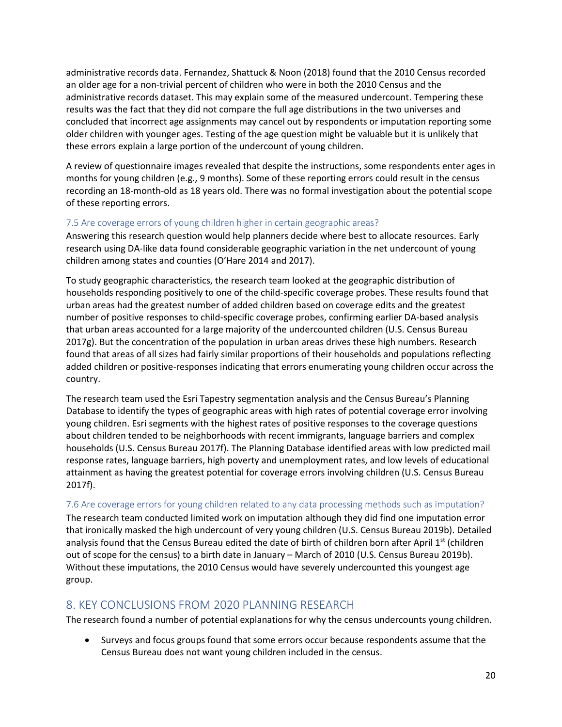administrative records data. Fernandez, Shattuck & Noon (2018) found that the 2010 Census recorded an older age for a non-trivial percent of children who were in both the 2010 Census and the administrative records dataset. This may explain some of the measured undercount. Tempering these results was the fact that they did not compare the full age distributions in the two universes and concluded that incorrect age assignments may cancel out by respondents or imputation reporting some older children with younger ages. Testing of the age question might be valuable but it is unlikely that these errors explain a large portion of the undercount of young children.

A review of questionnaire images revealed that despite the instructions, some respondents enter ages in months for young children (e.g., 9 months). Some of these reporting errors could result in the census recording an 18-month-old as 18 years old. There was no formal investigation about the potential scope of these reporting errors.

### 7.5 Are coverage errors of young children higher in certain geographic areas?

Answering this research question would help planners decide where best to allocate resources. Early research using DA-like data found considerable geographic variation in the net undercount of young children among states and counties (O'Hare 2014 and 2017).

To study geographic characteristics, the research team looked at the geographic distribution of households responding positively to one of the child-specific coverage probes. These results found that urban areas had the greatest number of added children based on coverage edits and the greatest number of positive responses to child-specific coverage probes, confirming earlier DA-based analysis that urban areas accounted for a large majority of the undercounted children (U.S. Census Bureau 2017g). But the concentration of the population in urban areas drives these high numbers. Research found that areas of all sizes had fairly similar proportions of their households and populations reflecting added children or positive-responses indicating that errors enumerating young children occur across the country.

The research team used the Esri Tapestry segmentation analysis and the Census Bureau's Planning Database to identify the types of geographic areas with high rates of potential coverage error involving young children. Esri segments with the highest rates of positive responses to the coverage questions about children tended to be neighborhoods with recent immigrants, language barriers and complex households (U.S. Census Bureau 2017f). The Planning Database identified areas with low predicted mail response rates, language barriers, high poverty and unemployment rates, and low levels of educational attainment as having the greatest potential for coverage errors involving children (U.S. Census Bureau 2017f).

### 7.6 Are coverage errors for young children related to any data processing methods such as imputation?

The research team conducted limited work on imputation although they did find one imputation error that ironically masked the high undercount of very young children (U.S. Census Bureau 2019b). Detailed analysis found that the Census Bureau edited the date of birth of children born after April 1st (children out of scope for the census) to a birth date in January – March of 2010 (U.S. Census Bureau 2019b). Without these imputations, the 2010 Census would have severely undercounted this youngest age group.

## 8. KEY CONCLUSIONS FROM 2020 PLANNING RESEARCH

The research found a number of potential explanations for why the census undercounts young children.

- Surveys and focus groups found that some errors occur because respondents assume that the Census Bureau does not want young children included in the census.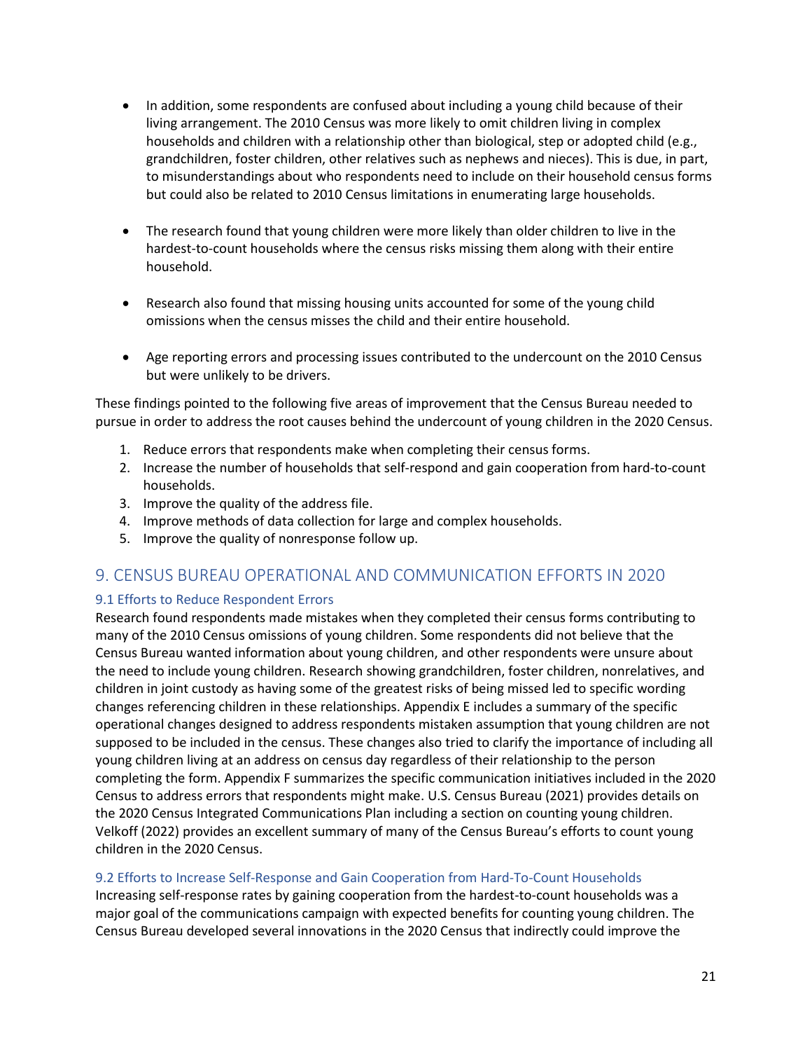- In addition, some respondents are confused about including a young child because of their living arrangement. The 2010 Census was more likely to omit children living in complex households and children with a relationship other than biological, step or adopted child (e.g., grandchildren, foster children, other relatives such as nephews and nieces). This is due, in part, to misunderstandings about who respondents need to include on their household census forms but could also be related to 2010 Census limitations in enumerating large households.

- The research found that young children were more likely than older children to live in the hardest-to-count households where the census risks missing them along with their entire household.

- Research also found that missing housing units accounted for some of the young child omissions when the census misses the child and their entire household.

- Age reporting errors and processing issues contributed to the undercount on the 2010 Census but were unlikely to be drivers.

These findings pointed to the following five areas of improvement that the Census Bureau needed to pursue in order to address the root causes behind the undercount of young children in the 2020 Census.

1. Reduce errors that respondents make when completing their census forms.
2. Increase the number of households that self-respond and gain cooperation from hard-to-count households.
3. Improve the quality of the address file.
4. Improve methods of data collection for large and complex households.
5. Improve the quality of nonresponse follow up.

## 9. CENSUS BUREAU OPERATIONAL AND COMMUNICATION EFFORTS IN 2020

### 9.1 Efforts to Reduce Respondent Errors

Research found respondents made mistakes when they completed their census forms contributing to many of the 2010 Census omissions of young children. Some respondents did not believe that the Census Bureau wanted information about young children, and other respondents were unsure about the need to include young children. Research showing grandchildren, foster children, nonrelatives, and children in joint custody as having some of the greatest risks of being missed led to specific wording changes referencing children in these relationships. Appendix E includes a summary of the specific operational changes designed to address respondents mistaken assumption that young children are not supposed to be included in the census. These changes also tried to clarify the importance of including all young children living at an address on census day regardless of their relationship to the person completing the form. Appendix F summarizes the specific communication initiatives included in the 2020 Census to address errors that respondents might make. U.S. Census Bureau (2021) provides details on the 2020 Census Integrated Communications Plan including a section on counting young children. Velkoff (2022) provides an excellent summary of many of the Census Bureau's efforts to count young children in the 2020 Census.

### 9.2 Efforts to Increase Self-Response and Gain Cooperation from Hard-To-Count Households

Increasing self-response rates by gaining cooperation from the hardest-to-count households was a major goal of the communications campaign with expected benefits for counting young children. The Census Bureau developed several innovations in the 2020 Census that indirectly could improve the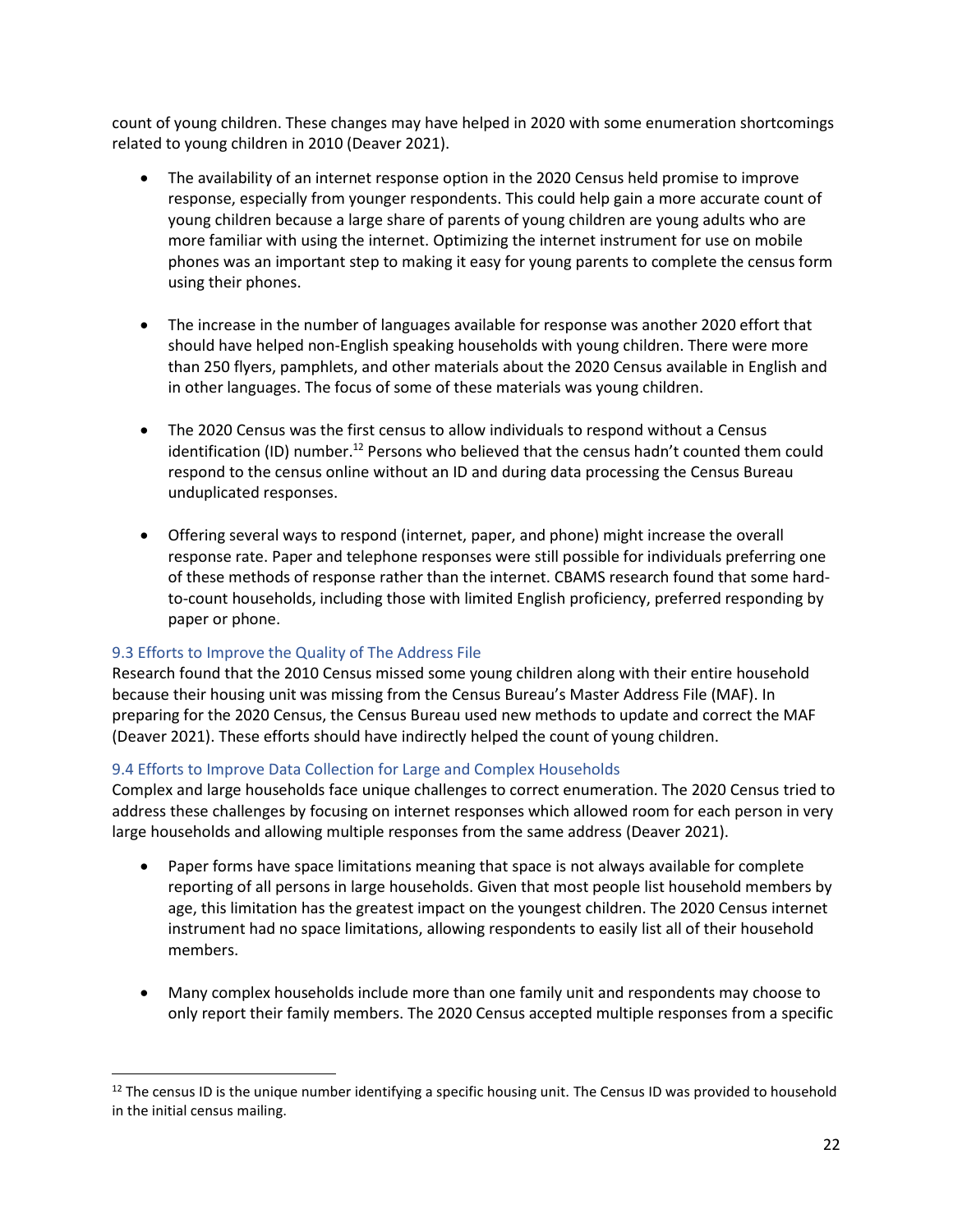count of young children. These changes may have helped in 2020 with some enumeration shortcomings related to young children in 2010 (Deaver 2021).

- The availability of an internet response option in the 2020 Census held promise to improve response, especially from younger respondents. This could help gain a more accurate count of young children because a large share of parents of young children are young adults who are more familiar with using the internet. Optimizing the internet instrument for use on mobile phones was an important step to making it easy for young parents to complete the census form using their phones.

- The increase in the number of languages available for response was another 2020 effort that should have helped non-English speaking households with young children. There were more than 250 flyers, pamphlets, and other materials about the 2020 Census available in English and in other languages. The focus of some of these materials was young children.

- The 2020 Census was the first census to allow individuals to respond without a Census identification (ID) number.[12] Persons who believed that the census hadn't counted them could respond to the census online without an ID and during data processing the Census Bureau unduplicated responses.

- Offering several ways to respond (internet, paper, and phone) might increase the overall response rate. Paper and telephone responses were still possible for individuals preferring one of these methods of response rather than the internet. CBAMS research found that some hard-to-count households, including those with limited English proficiency, preferred responding by paper or phone.

### 9.3 Efforts to Improve the Quality of The Address File

Research found that the 2010 Census missed some young children along with their entire household because their housing unit was missing from the Census Bureau's Master Address File (MAF). In preparing for the 2020 Census, the Census Bureau used new methods to update and correct the MAF (Deaver 2021). These efforts should have indirectly helped the count of young children.

### 9.4 Efforts to Improve Data Collection for Large and Complex Households

Complex and large households face unique challenges to correct enumeration. The 2020 Census tried to address these challenges by focusing on internet responses which allowed room for each person in very large households and allowing multiple responses from the same address (Deaver 2021).

- Paper forms have space limitations meaning that space is not always available for complete reporting of all persons in large households. Given that most people list household members by age, this limitation has the greatest impact on the youngest children. The 2020 Census internet instrument had no space limitations, allowing respondents to easily list all of their household members.

- Many complex households include more than one family unit and respondents may choose to only report their family members. The 2020 Census accepted multiple responses from a specific

[12] The census ID is the unique number identifying a specific housing unit. The Census ID was provided to household in the initial census mailing.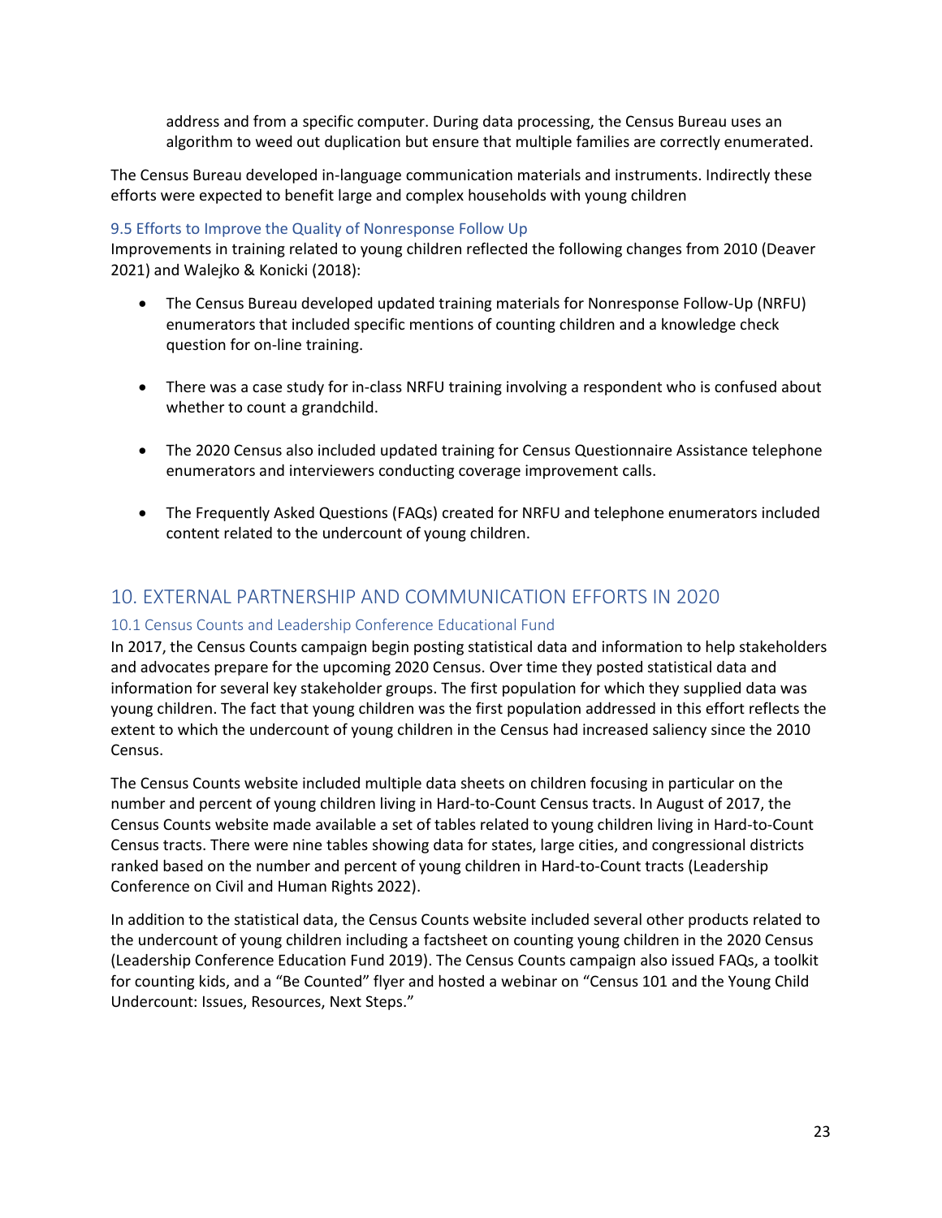address and from a specific computer. During data processing, the Census Bureau uses an algorithm to weed out duplication but ensure that multiple families are correctly enumerated.

The Census Bureau developed in-language communication materials and instruments. Indirectly these efforts were expected to benefit large and complex households with young children

### 9.5 Efforts to Improve the Quality of Nonresponse Follow Up

Improvements in training related to young children reflected the following changes from 2010 (Deaver 2021) and Walejko & Konicki (2018):

- The Census Bureau developed updated training materials for Nonresponse Follow-Up (NRFU) enumerators that included specific mentions of counting children and a knowledge check question for on-line training.
- There was a case study for in-class NRFU training involving a respondent who is confused about whether to count a grandchild.
- The 2020 Census also included updated training for Census Questionnaire Assistance telephone enumerators and interviewers conducting coverage improvement calls.
- The Frequently Asked Questions (FAQs) created for NRFU and telephone enumerators included content related to the undercount of young children.

## 10. EXTERNAL PARTNERSHIP AND COMMUNICATION EFFORTS IN 2020

### 10.1 Census Counts and Leadership Conference Educational Fund

In 2017, the Census Counts campaign begin posting statistical data and information to help stakeholders and advocates prepare for the upcoming 2020 Census. Over time they posted statistical data and information for several key stakeholder groups. The first population for which they supplied data was young children. The fact that young children was the first population addressed in this effort reflects the extent to which the undercount of young children in the Census had increased saliency since the 2010 Census.

The Census Counts website included multiple data sheets on children focusing in particular on the number and percent of young children living in Hard-to-Count Census tracts. In August of 2017, the Census Counts website made available a set of tables related to young children living in Hard-to-Count Census tracts. There were nine tables showing data for states, large cities, and congressional districts ranked based on the number and percent of young children in Hard-to-Count tracts (Leadership Conference on Civil and Human Rights 2022).

In addition to the statistical data, the Census Counts website included several other products related to the undercount of young children including a factsheet on counting young children in the 2020 Census (Leadership Conference Education Fund 2019). The Census Counts campaign also issued FAQs, a toolkit for counting kids, and a "Be Counted" flyer and hosted a webinar on "Census 101 and the Young Child Undercount: Issues, Resources, Next Steps."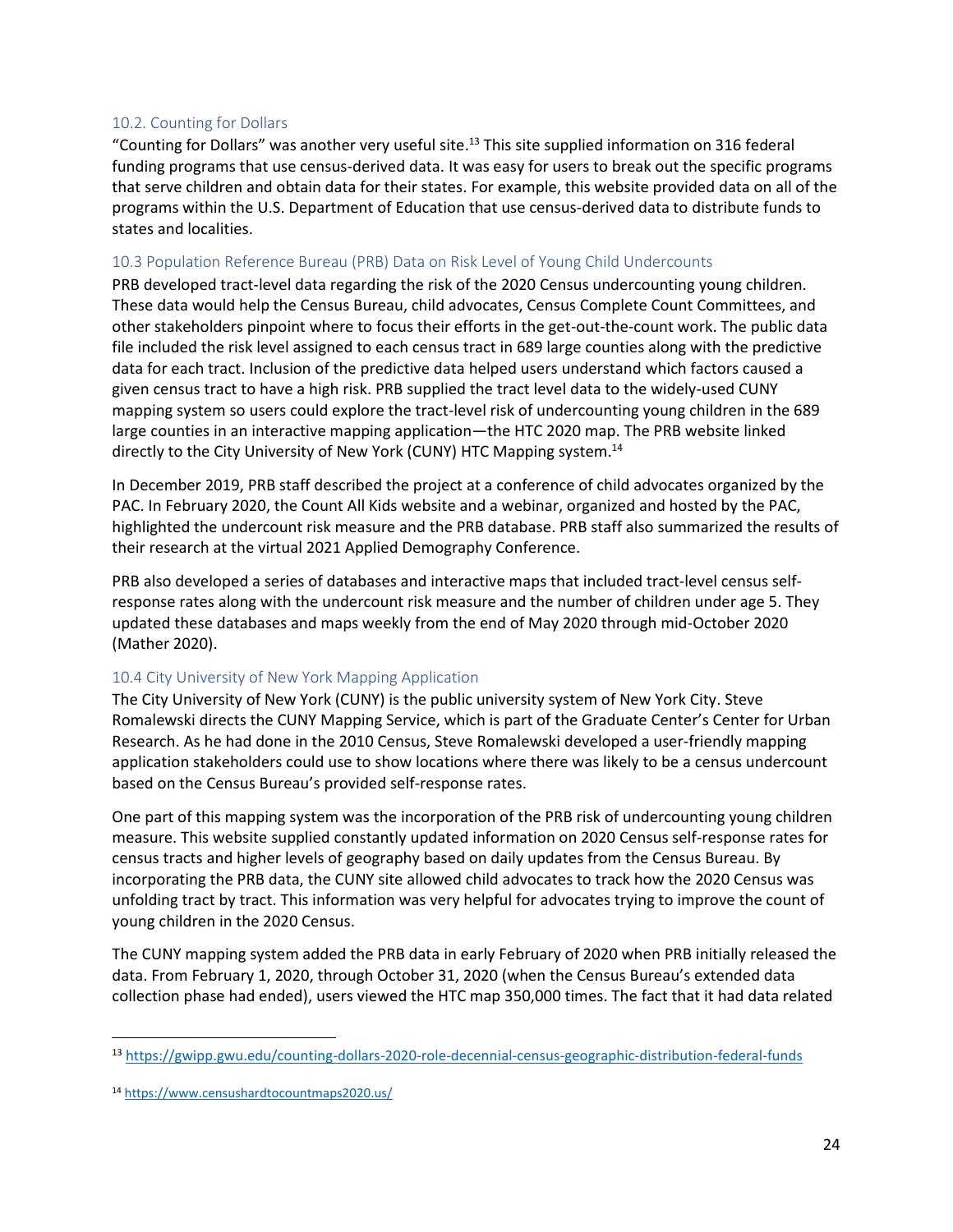### 10.2. Counting for Dollars

"Counting for Dollars" was another very useful site.[13] This site supplied information on 316 federal funding programs that use census-derived data. It was easy for users to break out the specific programs that serve children and obtain data for their states. For example, this website provided data on all of the programs within the U.S. Department of Education that use census-derived data to distribute funds to states and localities.

### 10.3 Population Reference Bureau (PRB) Data on Risk Level of Young Child Undercounts

PRB developed tract-level data regarding the risk of the 2020 Census undercounting young children. These data would help the Census Bureau, child advocates, Census Complete Count Committees, and other stakeholders pinpoint where to focus their efforts in the get-out-the-count work. The public data file included the risk level assigned to each census tract in 689 large counties along with the predictive data for each tract. Inclusion of the predictive data helped users understand which factors caused a given census tract to have a high risk. PRB supplied the tract level data to the widely-used CUNY mapping system so users could explore the tract-level risk of undercounting young children in the 689 large counties in an interactive mapping application—the HTC 2020 map. The PRB website linked directly to the City University of New York (CUNY) HTC Mapping system.[14]

In December 2019, PRB staff described the project at a conference of child advocates organized by the PAC. In February 2020, the Count All Kids website and a webinar, organized and hosted by the PAC, highlighted the undercount risk measure and the PRB database. PRB staff also summarized the results of their research at the virtual 2021 Applied Demography Conference.

PRB also developed a series of databases and interactive maps that included tract-level census self-response rates along with the undercount risk measure and the number of children under age 5. They updated these databases and maps weekly from the end of May 2020 through mid-October 2020 (Mather 2020).

### 10.4 City University of New York Mapping Application

The City University of New York (CUNY) is the public university system of New York City. Steve Romalewski directs the CUNY Mapping Service, which is part of the Graduate Center's Center for Urban Research. As he had done in the 2010 Census, Steve Romalewski developed a user-friendly mapping application stakeholders could use to show locations where there was likely to be a census undercount based on the Census Bureau's provided self-response rates.

One part of this mapping system was the incorporation of the PRB risk of undercounting young children measure. This website supplied constantly updated information on 2020 Census self-response rates for census tracts and higher levels of geography based on daily updates from the Census Bureau. By incorporating the PRB data, the CUNY site allowed child advocates to track how the 2020 Census was unfolding tract by tract. This information was very helpful for advocates trying to improve the count of young children in the 2020 Census.

The CUNY mapping system added the PRB data in early February of 2020 when PRB initially released the data. From February 1, 2020, through October 31, 2020 (when the Census Bureau's extended data collection phase had ended), users viewed the HTC map 350,000 times. The fact that it had data related

[13] https://gwipp.gwu.edu/counting-dollars-2020-role-decennial-census-geographic-distribution-federal-funds

[14] https://www.censushardtocountmaps2020.us/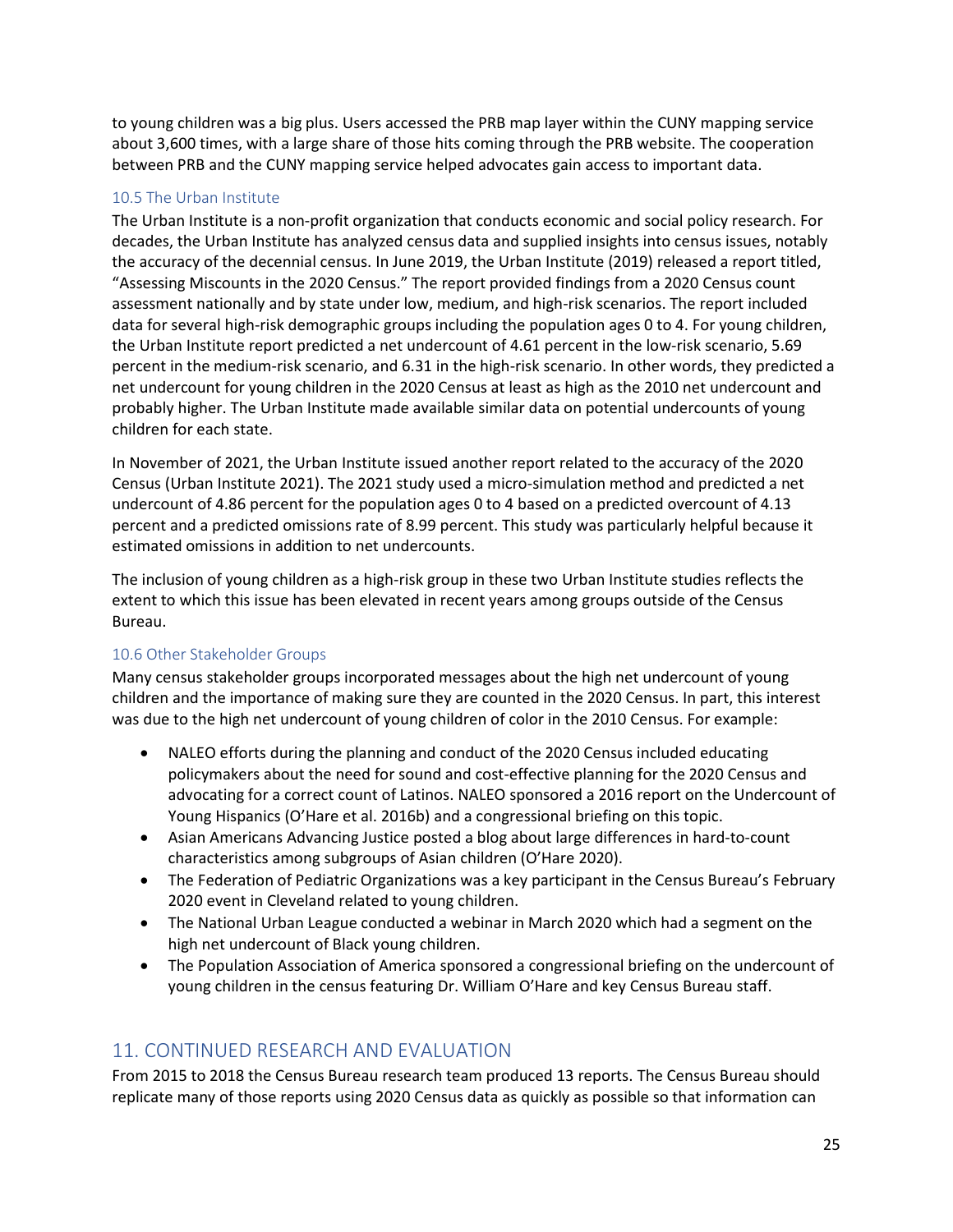to young children was a big plus. Users accessed the PRB map layer within the CUNY mapping service about 3,600 times, with a large share of those hits coming through the PRB website. The cooperation between PRB and the CUNY mapping service helped advocates gain access to important data.

### 10.5 The Urban Institute

The Urban Institute is a non-profit organization that conducts economic and social policy research. For decades, the Urban Institute has analyzed census data and supplied insights into census issues, notably the accuracy of the decennial census. In June 2019, the Urban Institute (2019) released a report titled, "Assessing Miscounts in the 2020 Census." The report provided findings from a 2020 Census count assessment nationally and by state under low, medium, and high-risk scenarios. The report included data for several high-risk demographic groups including the population ages 0 to 4. For young children, the Urban Institute report predicted a net undercount of 4.61 percent in the low-risk scenario, 5.69 percent in the medium-risk scenario, and 6.31 in the high-risk scenario. In other words, they predicted a net undercount for young children in the 2020 Census at least as high as the 2010 net undercount and probably higher. The Urban Institute made available similar data on potential undercounts of young children for each state.

In November of 2021, the Urban Institute issued another report related to the accuracy of the 2020 Census (Urban Institute 2021). The 2021 study used a micro-simulation method and predicted a net undercount of 4.86 percent for the population ages 0 to 4 based on a predicted overcount of 4.13 percent and a predicted omissions rate of 8.99 percent. This study was particularly helpful because it estimated omissions in addition to net undercounts.

The inclusion of young children as a high-risk group in these two Urban Institute studies reflects the extent to which this issue has been elevated in recent years among groups outside of the Census Bureau.

### 10.6 Other Stakeholder Groups

Many census stakeholder groups incorporated messages about the high net undercount of young children and the importance of making sure they are counted in the 2020 Census. In part, this interest was due to the high net undercount of young children of color in the 2010 Census. For example:

- NALEO efforts during the planning and conduct of the 2020 Census included educating policymakers about the need for sound and cost-effective planning for the 2020 Census and advocating for a correct count of Latinos. NALEO sponsored a 2016 report on the Undercount of Young Hispanics (O'Hare et al. 2016b) and a congressional briefing on this topic.
- Asian Americans Advancing Justice posted a blog about large differences in hard-to-count characteristics among subgroups of Asian children (O'Hare 2020).
- The Federation of Pediatric Organizations was a key participant in the Census Bureau's February 2020 event in Cleveland related to young children.
- The National Urban League conducted a webinar in March 2020 which had a segment on the high net undercount of Black young children.
- The Population Association of America sponsored a congressional briefing on the undercount of young children in the census featuring Dr. William O'Hare and key Census Bureau staff.

## 11. CONTINUED RESEARCH AND EVALUATION

From 2015 to 2018 the Census Bureau research team produced 13 reports. The Census Bureau should replicate many of those reports using 2020 Census data as quickly as possible so that information can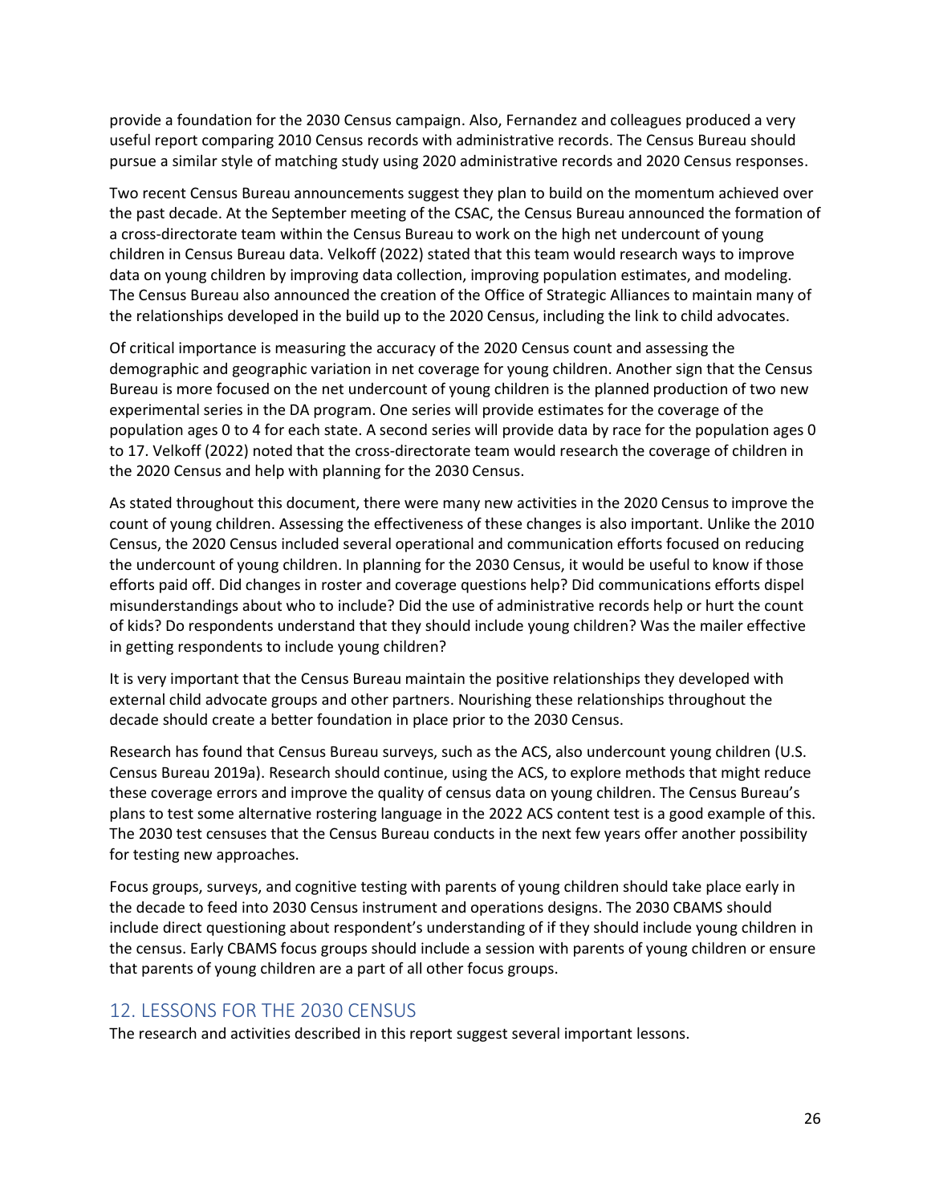provide a foundation for the 2030 Census campaign. Also, Fernandez and colleagues produced a very useful report comparing 2010 Census records with administrative records. The Census Bureau should pursue a similar style of matching study using 2020 administrative records and 2020 Census responses.

Two recent Census Bureau announcements suggest they plan to build on the momentum achieved over the past decade. At the September meeting of the CSAC, the Census Bureau announced the formation of a cross-directorate team within the Census Bureau to work on the high net undercount of young children in Census Bureau data. Velkoff (2022) stated that this team would research ways to improve data on young children by improving data collection, improving population estimates, and modeling. The Census Bureau also announced the creation of the Office of Strategic Alliances to maintain many of the relationships developed in the build up to the 2020 Census, including the link to child advocates.

Of critical importance is measuring the accuracy of the 2020 Census count and assessing the demographic and geographic variation in net coverage for young children. Another sign that the Census Bureau is more focused on the net undercount of young children is the planned production of two new experimental series in the DA program. One series will provide estimates for the coverage of the population ages 0 to 4 for each state. A second series will provide data by race for the population ages 0 to 17. Velkoff (2022) noted that the cross-directorate team would research the coverage of children in the 2020 Census and help with planning for the 2030 Census.

As stated throughout this document, there were many new activities in the 2020 Census to improve the count of young children. Assessing the effectiveness of these changes is also important. Unlike the 2010 Census, the 2020 Census included several operational and communication efforts focused on reducing the undercount of young children. In planning for the 2030 Census, it would be useful to know if those efforts paid off. Did changes in roster and coverage questions help? Did communications efforts dispel misunderstandings about who to include? Did the use of administrative records help or hurt the count of kids? Do respondents understand that they should include young children? Was the mailer effective in getting respondents to include young children?

It is very important that the Census Bureau maintain the positive relationships they developed with external child advocate groups and other partners. Nourishing these relationships throughout the decade should create a better foundation in place prior to the 2030 Census.

Research has found that Census Bureau surveys, such as the ACS, also undercount young children (U.S. Census Bureau 2019a). Research should continue, using the ACS, to explore methods that might reduce these coverage errors and improve the quality of census data on young children. The Census Bureau's plans to test some alternative rostering language in the 2022 ACS content test is a good example of this. The 2030 test censuses that the Census Bureau conducts in the next few years offer another possibility for testing new approaches.

Focus groups, surveys, and cognitive testing with parents of young children should take place early in the decade to feed into 2030 Census instrument and operations designs. The 2030 CBAMS should include direct questioning about respondent's understanding of if they should include young children in the census. Early CBAMS focus groups should include a session with parents of young children or ensure that parents of young children are a part of all other focus groups.

## 12. LESSONS FOR THE 2030 CENSUS

The research and activities described in this report suggest several important lessons.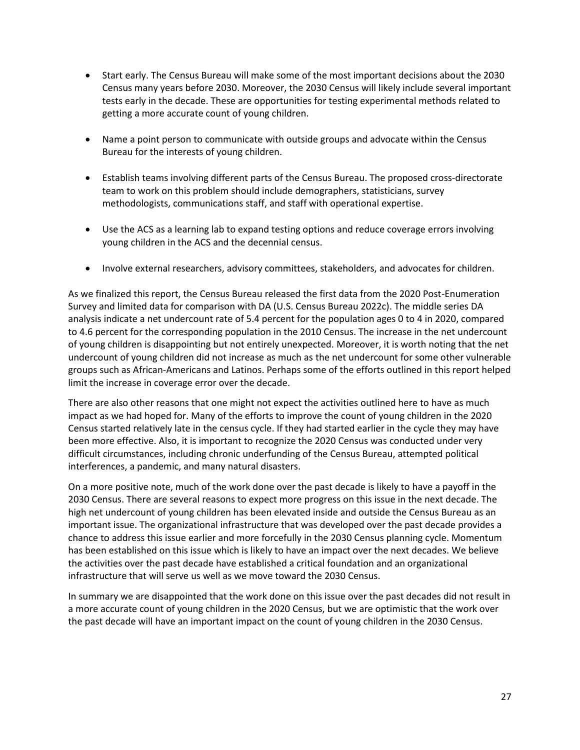- Start early. The Census Bureau will make some of the most important decisions about the 2030 Census many years before 2030. Moreover, the 2030 Census will likely include several important tests early in the decade. These are opportunities for testing experimental methods related to getting a more accurate count of young children.

- Name a point person to communicate with outside groups and advocate within the Census Bureau for the interests of young children.

- Establish teams involving different parts of the Census Bureau. The proposed cross-directorate team to work on this problem should include demographers, statisticians, survey methodologists, communications staff, and staff with operational expertise.

- Use the ACS as a learning lab to expand testing options and reduce coverage errors involving young children in the ACS and the decennial census.

- Involve external researchers, advisory committees, stakeholders, and advocates for children.

As we finalized this report, the Census Bureau released the first data from the 2020 Post-Enumeration Survey and limited data for comparison with DA (U.S. Census Bureau 2022c). The middle series DA analysis indicate a net undercount rate of 5.4 percent for the population ages 0 to 4 in 2020, compared to 4.6 percent for the corresponding population in the 2010 Census. The increase in the net undercount of young children is disappointing but not entirely unexpected. Moreover, it is worth noting that the net undercount of young children did not increase as much as the net undercount for some other vulnerable groups such as African-Americans and Latinos. Perhaps some of the efforts outlined in this report helped limit the increase in coverage error over the decade.

There are also other reasons that one might not expect the activities outlined here to have as much impact as we had hoped for. Many of the efforts to improve the count of young children in the 2020 Census started relatively late in the census cycle. If they had started earlier in the cycle they may have been more effective. Also, it is important to recognize the 2020 Census was conducted under very difficult circumstances, including chronic underfunding of the Census Bureau, attempted political interferences, a pandemic, and many natural disasters.

On a more positive note, much of the work done over the past decade is likely to have a payoff in the 2030 Census. There are several reasons to expect more progress on this issue in the next decade. The high net undercount of young children has been elevated inside and outside the Census Bureau as an important issue. The organizational infrastructure that was developed over the past decade provides a chance to address this issue earlier and more forcefully in the 2030 Census planning cycle. Momentum has been established on this issue which is likely to have an impact over the next decades. We believe the activities over the past decade have established a critical foundation and an organizational infrastructure that will serve us well as we move toward the 2030 Census.

In summary we are disappointed that the work done on this issue over the past decades did not result in a more accurate count of young children in the 2020 Census, but we are optimistic that the work over the past decade will have an important impact on the count of young children in the 2030 Census.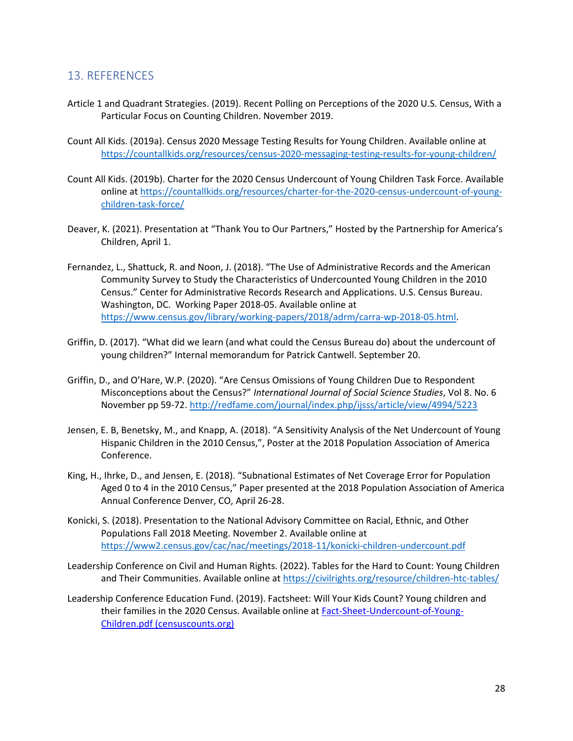## 13. REFERENCES

Article 1 and Quadrant Strategies. (2019). Recent Polling on Perceptions of the 2020 U.S. Census, With a Particular Focus on Counting Children. November 2019.

Count All Kids. (2019a). Census 2020 Message Testing Results for Young Children. Available online at https://countallkids.org/resources/census-2020-messaging-testing-results-for-young-children/

Count All Kids. (2019b). Charter for the 2020 Census Undercount of Young Children Task Force. Available online at https://countallkids.org/resources/charter-for-the-2020-census-undercount-of-young-children-task-force/

Deaver, K. (2021). Presentation at "Thank You to Our Partners," Hosted by the Partnership for America's Children, April 1.

Fernandez, L., Shattuck, R. and Noon, J. (2018). "The Use of Administrative Records and the American Community Survey to Study the Characteristics of Undercounted Young Children in the 2010 Census." Center for Administrative Records Research and Applications. U.S. Census Bureau. Washington, DC. Working Paper 2018-05. Available online at https://www.census.gov/library/working-papers/2018/adrm/carra-wp-2018-05.html.

Griffin, D. (2017). "What did we learn (and what could the Census Bureau do) about the undercount of young children?" Internal memorandum for Patrick Cantwell. September 20.

Griffin, D., and O'Hare, W.P. (2020). "Are Census Omissions of Young Children Due to Respondent Misconceptions about the Census?" *International Journal of Social Science Studies*, Vol 8. No. 6 November pp 59-72. http://redfame.com/journal/index.php/ijss/article/view/4994/5223

Jensen, E. B, Benetsky, M., and Knapp, A. (2018). "A Sensitivity Analysis of the Net Undercount of Young Hispanic Children in the 2010 Census,", Poster at the 2018 Population Association of America Conference.

King, H., Ihrke, D., and Jensen, E. (2018). "Subnational Estimates of Net Coverage Error for Population Aged 0 to 4 in the 2010 Census," Paper presented at the 2018 Population Association of America Annual Conference Denver, CO, April 26-28.

Konicki, S. (2018). Presentation to the National Advisory Committee on Racial, Ethnic, and Other Populations Fall 2018 Meeting. November 2. Available online at https://www2.census.gov/cac/nac/meetings/2018-11/konicki-children-undercount.pdf

Leadership Conference on Civil and Human Rights. (2022). Tables for the Hard to Count: Young Children and Their Communities. Available online at https://civilrights.org/resource/children-htc-tables/

Leadership Conference Education Fund. (2019). Factsheet: Will Your Kids Count? Young children and their families in the 2020 Census. Available online at Fact-Sheet-Undercount-of-Young-Children.pdf (censuscounts.org)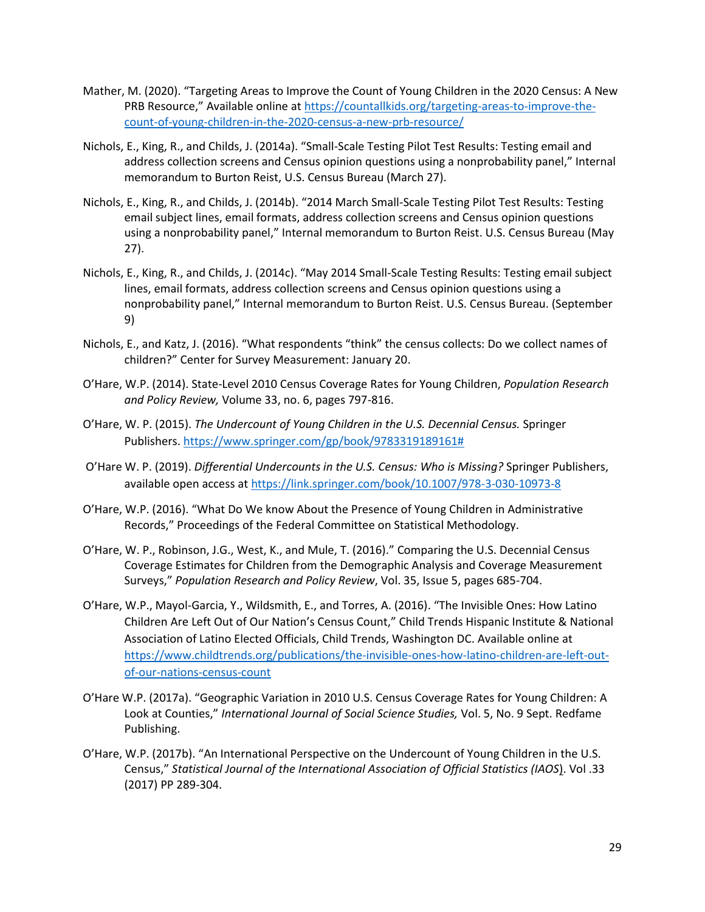Mather, M. (2020). "Targeting Areas to Improve the Count of Young Children in the 2020 Census: A New PRB Resource," Available online at https://countallkids.org/targeting-areas-to-improve-the-count-of-young-children-in-the-2020-census-a-new-prb-resource/

Nichols, E., King, R., and Childs, J. (2014a). "Small-Scale Testing Pilot Test Results: Testing email and address collection screens and Census opinion questions using a nonprobability panel," Internal memorandum to Burton Reist, U.S. Census Bureau (March 27).

Nichols, E., King, R., and Childs, J. (2014b). "2014 March Small-Scale Testing Pilot Test Results: Testing email subject lines, email formats, address collection screens and Census opinion questions using a nonprobability panel," Internal memorandum to Burton Reist. U.S. Census Bureau (May 27).

Nichols, E., King, R., and Childs, J. (2014c). "May 2014 Small-Scale Testing Results: Testing email subject lines, email formats, address collection screens and Census opinion questions using a nonprobability panel," Internal memorandum to Burton Reist. U.S. Census Bureau. (September 9)

Nichols, E., and Katz, J. (2016). "What respondents "think" the census collects: Do we collect names of children?" Center for Survey Measurement: January 20.

O'Hare, W.P. (2014). State-Level 2010 Census Coverage Rates for Young Children, *Population Research and Policy Review,* Volume 33, no. 6, pages 797-816.

O'Hare, W. P. (2015). *The Undercount of Young Children in the U.S. Decennial Census.* Springer Publishers. https://www.springer.com/gp/book/9783319189161#

O'Hare W. P. (2019). *Differential Undercounts in the U.S. Census: Who is Missing?* Springer Publishers, available open access at https://link.springer.com/book/10.1007/978-3-030-10973-8

O'Hare, W.P. (2016). "What Do We know About the Presence of Young Children in Administrative Records," Proceedings of the Federal Committee on Statistical Methodology.

O'Hare, W. P., Robinson, J.G., West, K., and Mule, T. (2016)." Comparing the U.S. Decennial Census Coverage Estimates for Children from the Demographic Analysis and Coverage Measurement Surveys," *Population Research and Policy Review*, Vol. 35, Issue 5, pages 685-704.

O'Hare, W.P., Mayol-Garcia, Y., Wildsmith, E., and Torres, A. (2016). "The Invisible Ones: How Latino Children Are Left Out of Our Nation's Census Count," Child Trends Hispanic Institute & National Association of Latino Elected Officials, Child Trends, Washington DC. Available online at https://www.childtrends.org/publications/the-invisible-ones-how-latino-children-are-left-out-of-our-nations-census-count

O'Hare W.P. (2017a). "Geographic Variation in 2010 U.S. Census Coverage Rates for Young Children: A Look at Counties," *International Journal of Social Science Studies,* Vol. 5, No. 9 Sept. Redfame Publishing.

O'Hare, W.P. (2017b). "An International Perspective on the Undercount of Young Children in the U.S. Census," *Statistical Journal of the International Association of Official Statistics (IAOS)*. Vol .33 (2017) PP 289-304.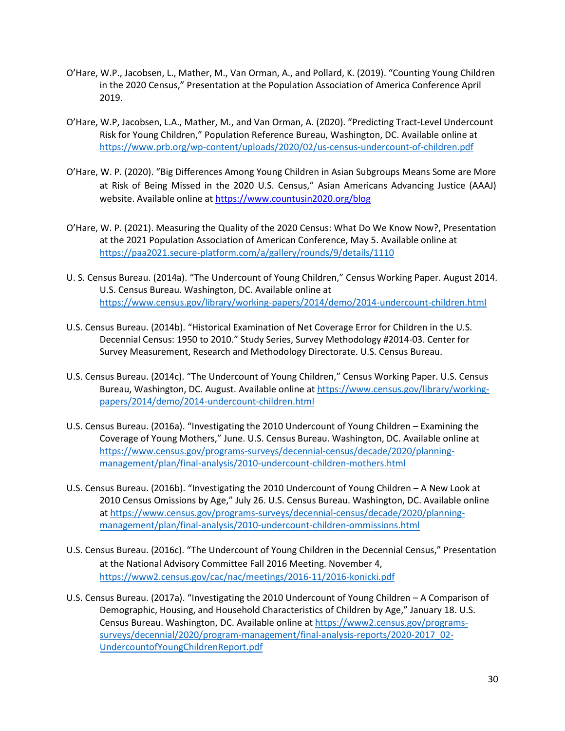O'Hare, W.P., Jacobsen, L., Mather, M., Van Orman, A., and Pollard, K. (2019). "Counting Young Children in the 2020 Census," Presentation at the Population Association of America Conference April 2019.

O'Hare, W.P, Jacobsen, L.A., Mather, M., and Van Orman, A. (2020). "Predicting Tract-Level Undercount Risk for Young Children," Population Reference Bureau, Washington, DC. Available online at https://www.prb.org/wp-content/uploads/2020/02/us-census-undercount-of-children.pdf

O'Hare, W. P. (2020). "Big Differences Among Young Children in Asian Subgroups Means Some are More at Risk of Being Missed in the 2020 U.S. Census," Asian Americans Advancing Justice (AAAJ) website. Available online at https://www.countusin2020.org/blog

O'Hare, W. P. (2021). Measuring the Quality of the 2020 Census: What Do We Know Now?, Presentation at the 2021 Population Association of American Conference, May 5. Available online at https://paa2021.secure-platform.com/a/gallery/rounds/9/details/1110

U. S. Census Bureau. (2014a). "The Undercount of Young Children," Census Working Paper. August 2014. U.S. Census Bureau. Washington, DC. Available online at https://www.census.gov/library/working-papers/2014/demo/2014-undercount-children.html

U.S. Census Bureau. (2014b). "Historical Examination of Net Coverage Error for Children in the U.S. Decennial Census: 1950 to 2010." Study Series, Survey Methodology #2014-03. Center for Survey Measurement, Research and Methodology Directorate. U.S. Census Bureau.

U.S. Census Bureau. (2014c). "The Undercount of Young Children," Census Working Paper. U.S. Census Bureau, Washington, DC. August. Available online at https://www.census.gov/library/working-papers/2014/demo/2014-undercount-children.html

U.S. Census Bureau. (2016a). "Investigating the 2010 Undercount of Young Children – Examining the Coverage of Young Mothers," June. U.S. Census Bureau. Washington, DC. Available online at https://www.census.gov/programs-surveys/decennial-census/decade/2020/planning-management/plan/final-analysis/2010-undercount-children-mothers.html

U.S. Census Bureau. (2016b). "Investigating the 2010 Undercount of Young Children – A New Look at 2010 Census Omissions by Age," July 26. U.S. Census Bureau. Washington, DC. Available online at https://www.census.gov/programs-surveys/decennial-census/decade/2020/planning-management/plan/final-analysis/2010-undercount-children-ommissions.html

U.S. Census Bureau. (2016c). "The Undercount of Young Children in the Decennial Census," Presentation at the National Advisory Committee Fall 2016 Meeting. November 4, https://www2.census.gov/cac/nac/meetings/2016-11/2016-konicki.pdf

U.S. Census Bureau. (2017a). "Investigating the 2010 Undercount of Young Children – A Comparison of Demographic, Housing, and Household Characteristics of Children by Age," January 18. U.S. Census Bureau. Washington, DC. Available online at https://www2.census.gov/programs-surveys/decennial/2020/program-management/final-analysis-reports/2020-2017_02-UndercountofYoungChildrenReport.pdf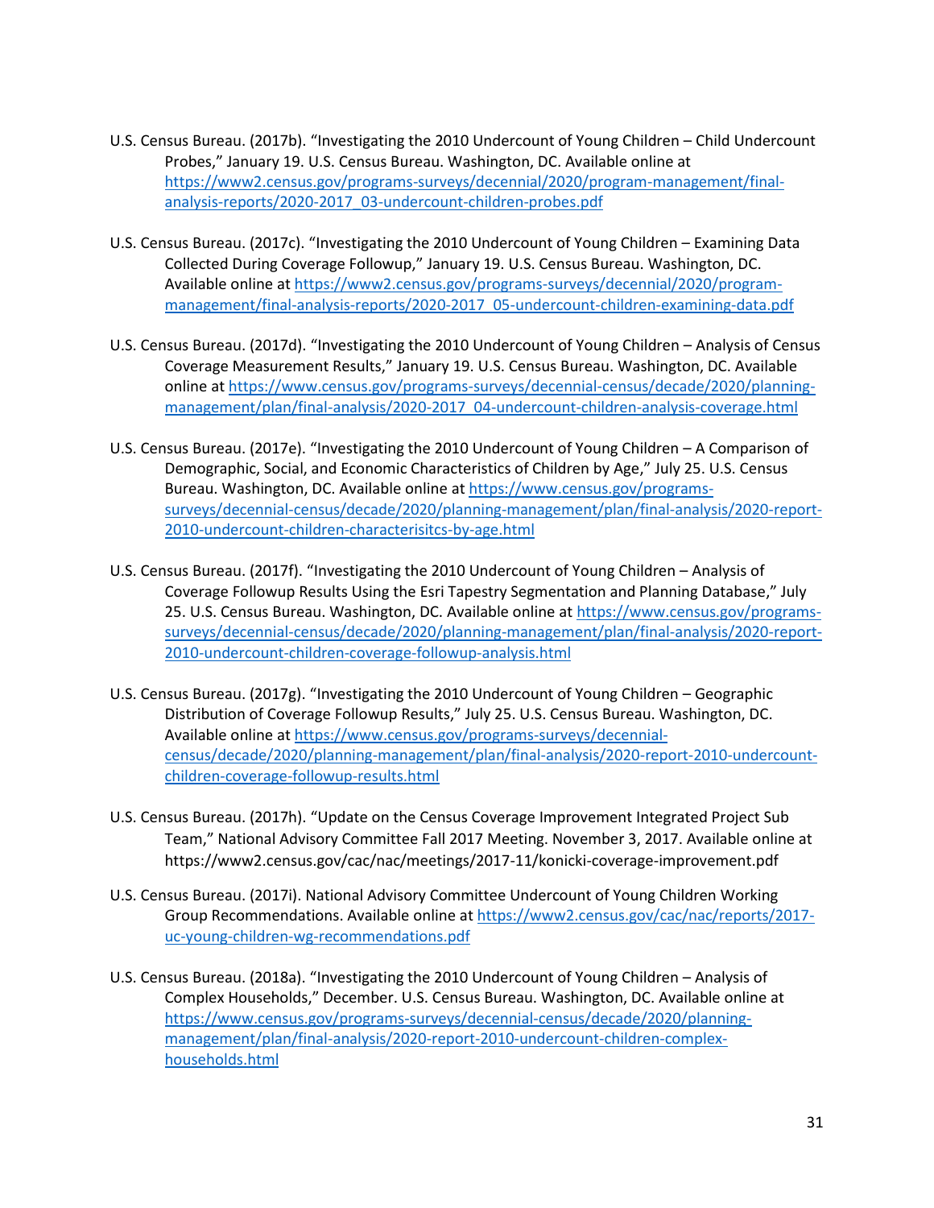U.S. Census Bureau. (2017b). "Investigating the 2010 Undercount of Young Children – Child Undercount Probes," January 19. U.S. Census Bureau. Washington, DC. Available online at https://www2.census.gov/programs-surveys/decennial/2020/program-management/final-analysis-reports/2020-2017_03-undercount-children-probes.pdf

U.S. Census Bureau. (2017c). "Investigating the 2010 Undercount of Young Children – Examining Data Collected During Coverage Followup," January 19. U.S. Census Bureau. Washington, DC. Available online at https://www2.census.gov/programs-surveys/decennial/2020/program-management/final-analysis-reports/2020-2017_05-undercount-children-examining-data.pdf

U.S. Census Bureau. (2017d). "Investigating the 2010 Undercount of Young Children – Analysis of Census Coverage Measurement Results," January 19. U.S. Census Bureau. Washington, DC. Available online at https://www.census.gov/programs-surveys/decennial-census/decade/2020/planning-management/plan/final-analysis/2020-2017_04-undercount-children-analysis-coverage.html

U.S. Census Bureau. (2017e). "Investigating the 2010 Undercount of Young Children – A Comparison of Demographic, Social, and Economic Characteristics of Children by Age," July 25. U.S. Census Bureau. Washington, DC. Available online at https://www.census.gov/programs-surveys/decennial-census/decade/2020/planning-management/plan/final-analysis/2020-report-2010-undercount-children-characterisitcs-by-age.html

U.S. Census Bureau. (2017f). "Investigating the 2010 Undercount of Young Children – Analysis of Coverage Followup Results Using the Esri Tapestry Segmentation and Planning Database," July 25. U.S. Census Bureau. Washington, DC. Available online at https://www.census.gov/programs-surveys/decennial-census/decade/2020/planning-management/plan/final-analysis/2020-report-2010-undercount-children-coverage-followup-analysis.html

U.S. Census Bureau. (2017g). "Investigating the 2010 Undercount of Young Children – Geographic Distribution of Coverage Followup Results," July 25. U.S. Census Bureau. Washington, DC. Available online at https://www.census.gov/programs-surveys/decennial-census/decade/2020/planning-management/plan/final-analysis/2020-report-2010-undercount-children-coverage-followup-results.html

U.S. Census Bureau. (2017h). "Update on the Census Coverage Improvement Integrated Project Sub Team," National Advisory Committee Fall 2017 Meeting. November 3, 2017. Available online at https://www2.census.gov/cac/nac/meetings/2017-11/konicki-coverage-improvement.pdf

U.S. Census Bureau. (2017i). National Advisory Committee Undercount of Young Children Working Group Recommendations. Available online at https://www2.census.gov/cac/nac/reports/2017-uc-young-children-wg-recommendations.pdf

U.S. Census Bureau. (2018a). "Investigating the 2010 Undercount of Young Children – Analysis of Complex Households," December. U.S. Census Bureau. Washington, DC. Available online at https://www.census.gov/programs-surveys/decennial-census/decade/2020/planning-management/plan/final-analysis/2020-report-2010-undercount-children-complex-households.html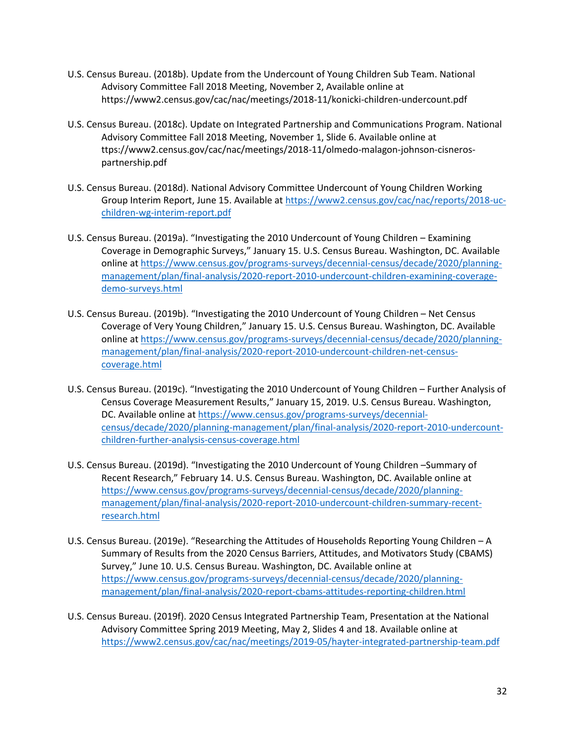U.S. Census Bureau. (2018b). Update from the Undercount of Young Children Sub Team. National Advisory Committee Fall 2018 Meeting, November 2, Available online at https://www2.census.gov/cac/nac/meetings/2018-11/konicki-children-undercount.pdf

U.S. Census Bureau. (2018c). Update on Integrated Partnership and Communications Program. National Advisory Committee Fall 2018 Meeting, November 1, Slide 6. Available online at ttps://www2.census.gov/cac/nac/meetings/2018-11/olmedo-malagon-johnson-cisneros-partnership.pdf

U.S. Census Bureau. (2018d). National Advisory Committee Undercount of Young Children Working Group Interim Report, June 15. Available at https://www2.census.gov/cac/nac/reports/2018-uc-children-wg-interim-report.pdf

U.S. Census Bureau. (2019a). "Investigating the 2010 Undercount of Young Children – Examining Coverage in Demographic Surveys," January 15. U.S. Census Bureau. Washington, DC. Available online at https://www.census.gov/programs-surveys/decennial-census/decade/2020/planning-management/plan/final-analysis/2020-report-2010-undercount-children-examining-coverage-demo-surveys.html

U.S. Census Bureau. (2019b). "Investigating the 2010 Undercount of Young Children – Net Census Coverage of Very Young Children," January 15. U.S. Census Bureau. Washington, DC. Available online at https://www.census.gov/programs-surveys/decennial-census/decade/2020/planning-management/plan/final-analysis/2020-report-2010-undercount-children-net-census-coverage.html

U.S. Census Bureau. (2019c). "Investigating the 2010 Undercount of Young Children – Further Analysis of Census Coverage Measurement Results," January 15, 2019. U.S. Census Bureau. Washington, DC. Available online at https://www.census.gov/programs-surveys/decennial-census/decade/2020/planning-management/plan/final-analysis/2020-report-2010-undercount-children-further-analysis-census-coverage.html

U.S. Census Bureau. (2019d). "Investigating the 2010 Undercount of Young Children –Summary of Recent Research," February 14. U.S. Census Bureau. Washington, DC. Available online at https://www.census.gov/programs-surveys/decennial-census/decade/2020/planning-management/plan/final-analysis/2020-report-2010-undercount-children-summary-recent-research.html

U.S. Census Bureau. (2019e). "Researching the Attitudes of Households Reporting Young Children – A Summary of Results from the 2020 Census Barriers, Attitudes, and Motivators Study (CBAMS) Survey," June 10. U.S. Census Bureau. Washington, DC. Available online at https://www.census.gov/programs-surveys/decennial-census/decade/2020/planning-management/plan/final-analysis/2020-report-cbams-attitudes-reporting-children.html

U.S. Census Bureau. (2019f). 2020 Census Integrated Partnership Team, Presentation at the National Advisory Committee Spring 2019 Meeting, May 2, Slides 4 and 18. Available online at https://www2.census.gov/cac/nac/meetings/2019-05/hayter-integrated-partnership-team.pdf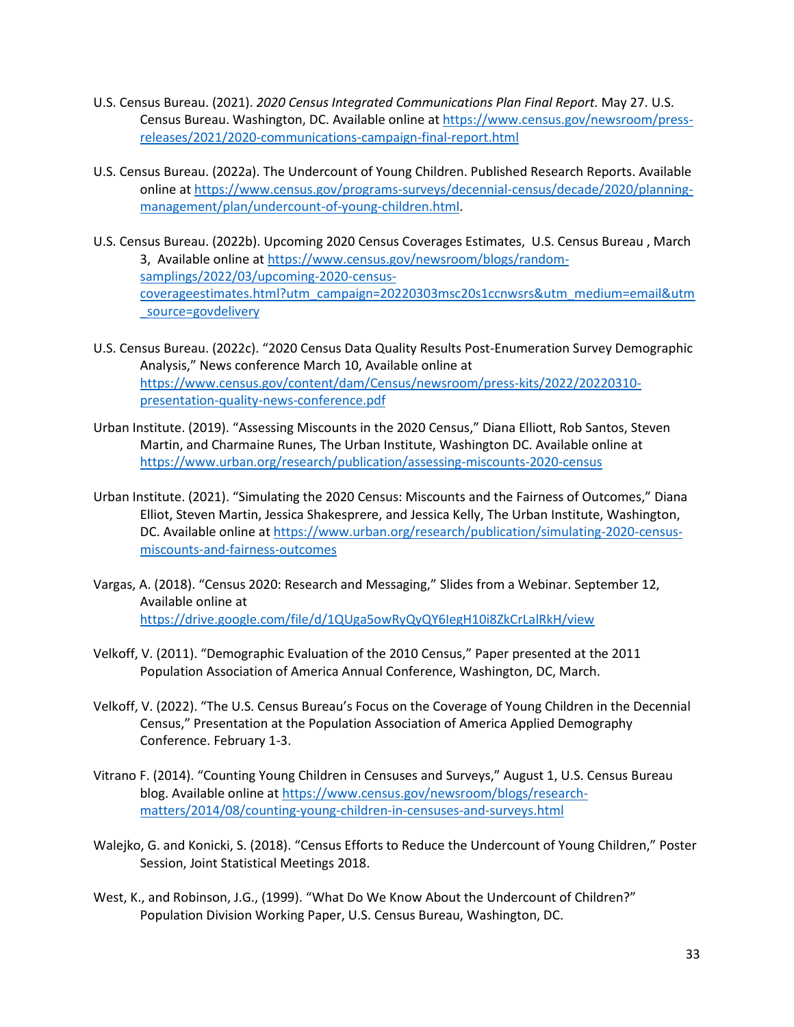U.S. Census Bureau. (2021). *2020 Census Integrated Communications Plan Final Report.* May 27. U.S. Census Bureau. Washington, DC. Available online at https://www.census.gov/newsroom/press-releases/2021/2020-communications-campaign-final-report.html

U.S. Census Bureau. (2022a). The Undercount of Young Children. Published Research Reports. Available online at https://www.census.gov/programs-surveys/decennial-census/decade/2020/planning-management/plan/undercount-of-young-children.html.

U.S. Census Bureau. (2022b). Upcoming 2020 Census Coverages Estimates, U.S. Census Bureau , March 3, Available online at https://www.census.gov/newsroom/blogs/random-samplings/2022/03/upcoming-2020-census-coverageestimates.html?utm_campaign=20220303msc20s1ccnwsrs&utm_medium=email&utm_source=govdelivery

U.S. Census Bureau. (2022c). "2020 Census Data Quality Results Post-Enumeration Survey Demographic Analysis," News conference March 10, Available online at https://www.census.gov/content/dam/Census/newsroom/press-kits/2022/20220310-presentation-quality-news-conference.pdf

Urban Institute. (2019). "Assessing Miscounts in the 2020 Census," Diana Elliott, Rob Santos, Steven Martin, and Charmaine Runes, The Urban Institute, Washington DC. Available online at https://www.urban.org/research/publication/assessing-miscounts-2020-census

Urban Institute. (2021). "Simulating the 2020 Census: Miscounts and the Fairness of Outcomes," Diana Elliot, Steven Martin, Jessica Shakesprere, and Jessica Kelly, The Urban Institute, Washington, DC. Available online at https://www.urban.org/research/publication/simulating-2020-census-miscounts-and-fairness-outcomes

Vargas, A. (2018). "Census 2020: Research and Messaging," Slides from a Webinar. September 12, Available online at https://drive.google.com/file/d/1QUga5owRyQyQY6IegH10i8ZkCrLalRkH/view

Velkoff, V. (2011). "Demographic Evaluation of the 2010 Census," Paper presented at the 2011 Population Association of America Annual Conference, Washington, DC, March.

Velkoff, V. (2022). "The U.S. Census Bureau's Focus on the Coverage of Young Children in the Decennial Census," Presentation at the Population Association of America Applied Demography Conference. February 1-3.

Vitrano F. (2014). "Counting Young Children in Censuses and Surveys," August 1, U.S. Census Bureau blog. Available online at https://www.census.gov/newsroom/blogs/research-matters/2014/08/counting-young-children-in-censuses-and-surveys.html

Walejko, G. and Konicki, S. (2018). "Census Efforts to Reduce the Undercount of Young Children," Poster Session, Joint Statistical Meetings 2018.

West, K., and Robinson, J.G., (1999). "What Do We Know About the Undercount of Children?" Population Division Working Paper, U.S. Census Bureau, Washington, DC.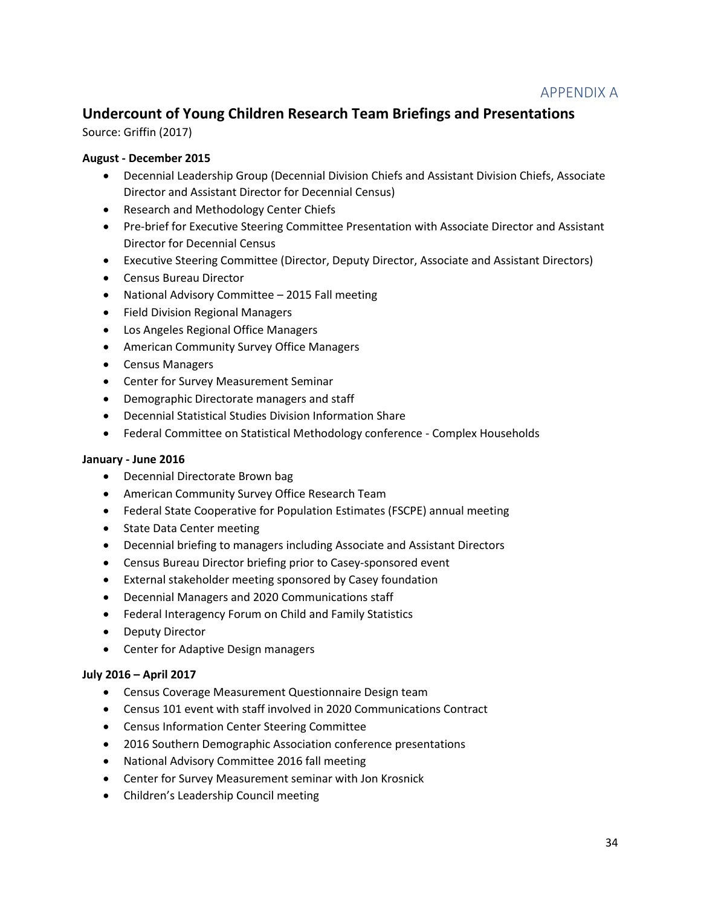APPENDIX A

## Undercount of Young Children Research Team Briefings and Presentations

Source: Griffin (2017)

**August - December 2015**

- Decennial Leadership Group (Decennial Division Chiefs and Assistant Division Chiefs, Associate Director and Assistant Director for Decennial Census)
- Research and Methodology Center Chiefs
- Pre-brief for Executive Steering Committee Presentation with Associate Director and Assistant Director for Decennial Census
- Executive Steering Committee (Director, Deputy Director, Associate and Assistant Directors)
- Census Bureau Director
- National Advisory Committee – 2015 Fall meeting
- Field Division Regional Managers
- Los Angeles Regional Office Managers
- American Community Survey Office Managers
- Census Managers
- Center for Survey Measurement Seminar
- Demographic Directorate managers and staff
- Decennial Statistical Studies Division Information Share
- Federal Committee on Statistical Methodology conference - Complex Households

**January - June 2016**

- Decennial Directorate Brown bag
- American Community Survey Office Research Team
- Federal State Cooperative for Population Estimates (FSCPE) annual meeting
- State Data Center meeting
- Decennial briefing to managers including Associate and Assistant Directors
- Census Bureau Director briefing prior to Casey-sponsored event
- External stakeholder meeting sponsored by Casey foundation
- Decennial Managers and 2020 Communications staff
- Federal Interagency Forum on Child and Family Statistics
- Deputy Director
- Center for Adaptive Design managers

**July 2016 – April 2017**

- Census Coverage Measurement Questionnaire Design team
- Census 101 event with staff involved in 2020 Communications Contract
- Census Information Center Steering Committee
- 2016 Southern Demographic Association conference presentations
- National Advisory Committee 2016 fall meeting
- Center for Survey Measurement seminar with Jon Krosnick
- Children's Leadership Council meeting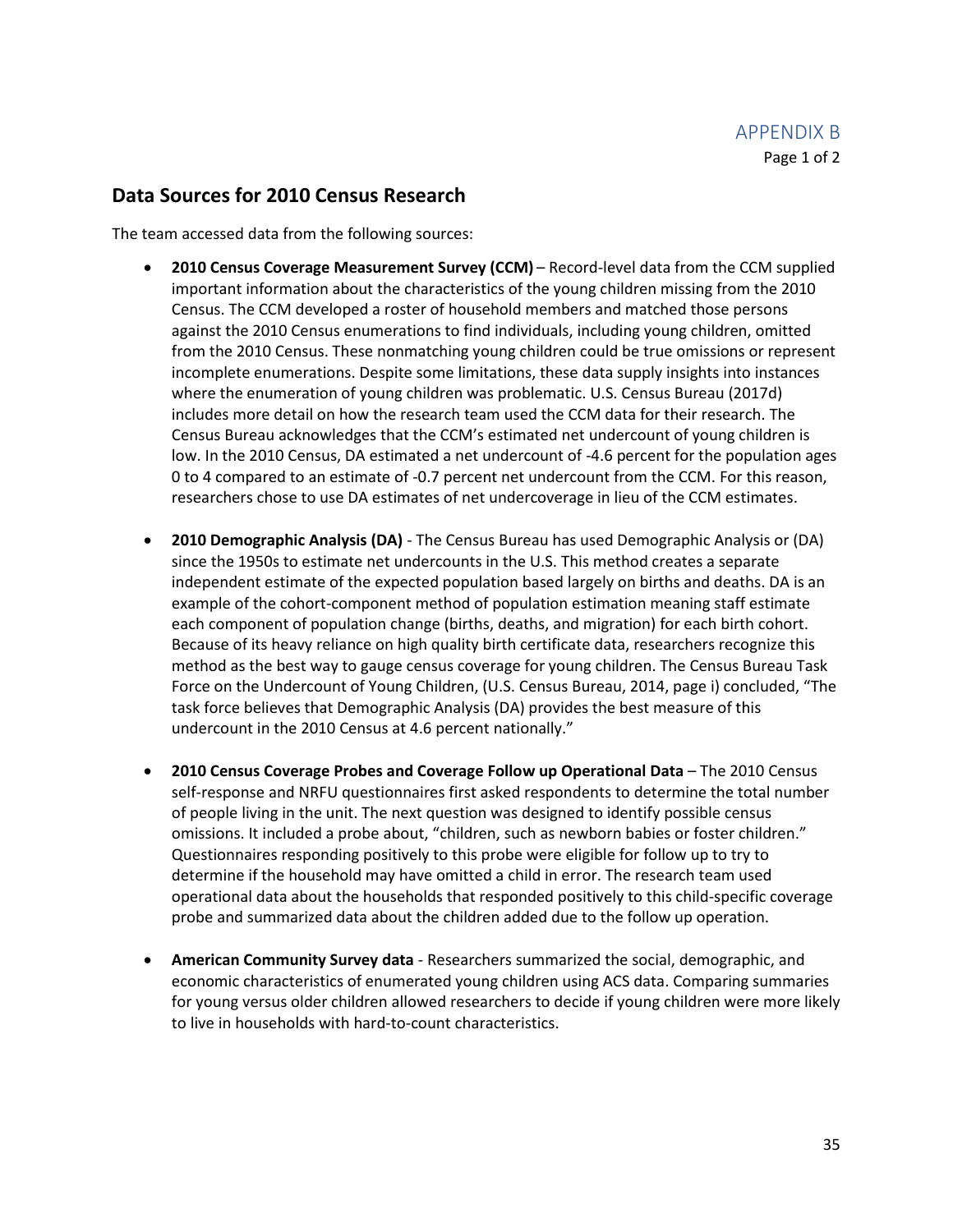APPENDIX B

## Data Sources for 2010 Census Research

The team accessed data from the following sources:

- **2010 Census Coverage Measurement Survey (CCM)** – Record-level data from the CCM supplied important information about the characteristics of the young children missing from the 2010 Census. The CCM developed a roster of household members and matched those persons against the 2010 Census enumerations to find individuals, including young children, omitted from the 2010 Census. These nonmatching young children could be true omissions or represent incomplete enumerations. Despite some limitations, these data supply insights into instances where the enumeration of young children was problematic. U.S. Census Bureau (2017d) includes more detail on how the research team used the CCM data for their research. The Census Bureau acknowledges that the CCM's estimated net undercount of young children is low. In the 2010 Census, DA estimated a net undercount of -4.6 percent for the population ages 0 to 4 compared to an estimate of -0.7 percent net undercount from the CCM. For this reason, researchers chose to use DA estimates of net undercoverage in lieu of the CCM estimates.

- **2010 Demographic Analysis (DA)** - The Census Bureau has used Demographic Analysis or (DA) since the 1950s to estimate net undercounts in the U.S. This method creates a separate independent estimate of the expected population based largely on births and deaths. DA is an example of the cohort-component method of population estimation meaning staff estimate each component of population change (births, deaths, and migration) for each birth cohort. Because of its heavy reliance on high quality birth certificate data, researchers recognize this method as the best way to gauge census coverage for young children. The Census Bureau Task Force on the Undercount of Young Children, (U.S. Census Bureau, 2014, page i) concluded, "The task force believes that Demographic Analysis (DA) provides the best measure of this undercount in the 2010 Census at 4.6 percent nationally."

- **2010 Census Coverage Probes and Coverage Follow up Operational Data** – The 2010 Census self-response and NRFU questionnaires first asked respondents to determine the total number of people living in the unit. The next question was designed to identify possible census omissions. It included a probe about, "children, such as newborn babies or foster children." Questionnaires responding positively to this probe were eligible for follow up to try to determine if the household may have omitted a child in error. The research team used operational data about the households that responded positively to this child-specific coverage probe and summarized data about the children added due to the follow up operation.

- **American Community Survey data** - Researchers summarized the social, demographic, and economic characteristics of enumerated young children using ACS data. Comparing summaries for young versus older children allowed researchers to decide if young children were more likely to live in households with hard-to-count characteristics.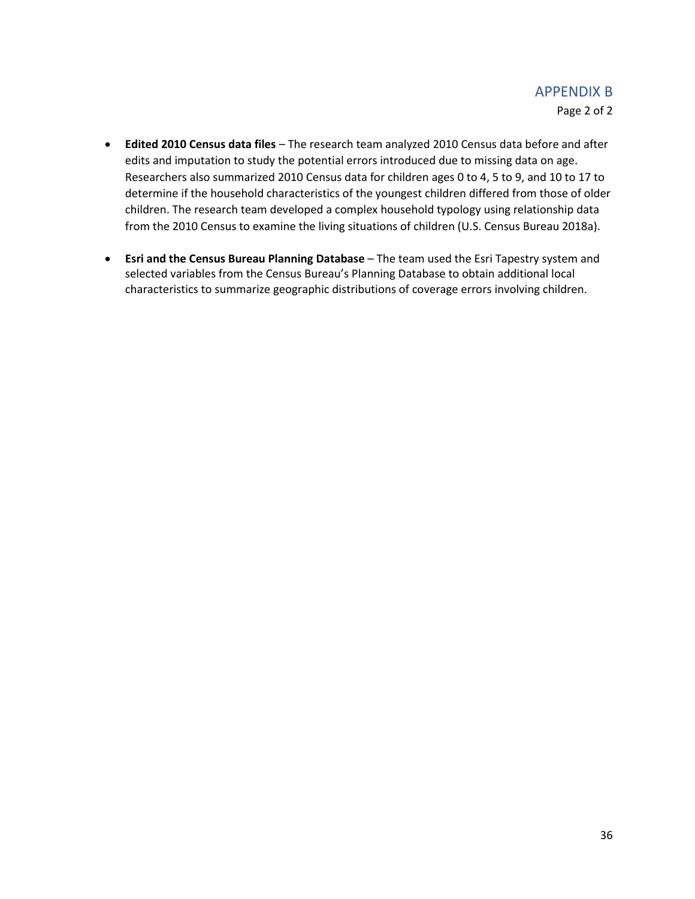- **Edited 2010 Census data files** – The research team analyzed 2010 Census data before and after edits and imputation to study the potential errors introduced due to missing data on age. Researchers also summarized 2010 Census data for children ages 0 to 4, 5 to 9, and 10 to 17 to determine if the household characteristics of the youngest children differed from those of older children. The research team developed a complex household typology using relationship data from the 2010 Census to examine the living situations of children (U.S. Census Bureau 2018a).

- **Esri and the Census Bureau Planning Database** – The team used the Esri Tapestry system and selected variables from the Census Bureau's Planning Database to obtain additional local characteristics to summarize geographic distributions of coverage errors involving children.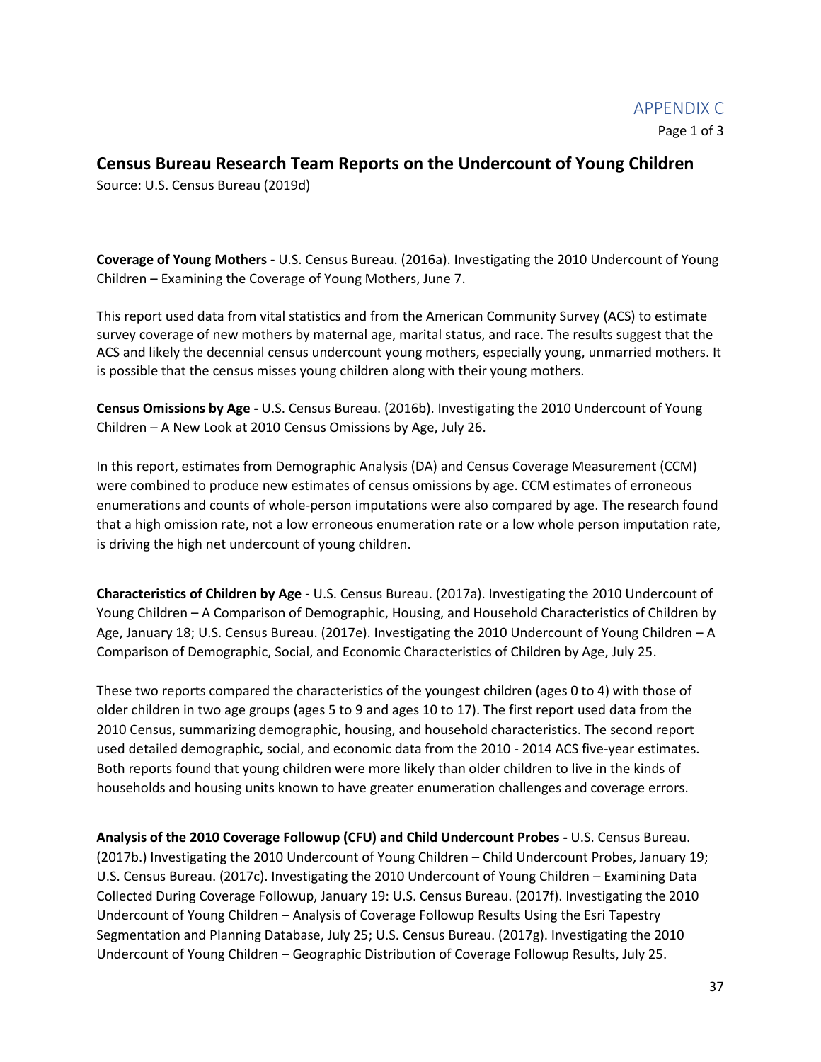# APPENDIX C

## Census Bureau Research Team Reports on the Undercount of Young Children

Source: U.S. Census Bureau (2019d)

**Coverage of Young Mothers -** U.S. Census Bureau. (2016a). Investigating the 2010 Undercount of Young Children – Examining the Coverage of Young Mothers, June 7.

This report used data from vital statistics and from the American Community Survey (ACS) to estimate survey coverage of new mothers by maternal age, marital status, and race. The results suggest that the ACS and likely the decennial census undercount young mothers, especially young, unmarried mothers. It is possible that the census misses young children along with their young mothers.

**Census Omissions by Age -** U.S. Census Bureau. (2016b). Investigating the 2010 Undercount of Young Children – A New Look at 2010 Census Omissions by Age, July 26.

In this report, estimates from Demographic Analysis (DA) and Census Coverage Measurement (CCM) were combined to produce new estimates of census omissions by age. CCM estimates of erroneous enumerations and counts of whole-person imputations were also compared by age. The research found that a high omission rate, not a low erroneous enumeration rate or a low whole person imputation rate, is driving the high net undercount of young children.

**Characteristics of Children by Age -** U.S. Census Bureau. (2017a). Investigating the 2010 Undercount of Young Children – A Comparison of Demographic, Housing, and Household Characteristics of Children by Age, January 18; U.S. Census Bureau. (2017e). Investigating the 2010 Undercount of Young Children – A Comparison of Demographic, Social, and Economic Characteristics of Children by Age, July 25.

These two reports compared the characteristics of the youngest children (ages 0 to 4) with those of older children in two age groups (ages 5 to 9 and ages 10 to 17). The first report used data from the 2010 Census, summarizing demographic, housing, and household characteristics. The second report used detailed demographic, social, and economic data from the 2010 - 2014 ACS five-year estimates. Both reports found that young children were more likely than older children to live in the kinds of households and housing units known to have greater enumeration challenges and coverage errors.

**Analysis of the 2010 Coverage Followup (CFU) and Child Undercount Probes -** U.S. Census Bureau. (2017b.) Investigating the 2010 Undercount of Young Children – Child Undercount Probes, January 19; U.S. Census Bureau. (2017c). Investigating the 2010 Undercount of Young Children – Examining Data Collected During Coverage Followup, January 19: U.S. Census Bureau. (2017f). Investigating the 2010 Undercount of Young Children – Analysis of Coverage Followup Results Using the Esri Tapestry Segmentation and Planning Database, July 25; U.S. Census Bureau. (2017g). Investigating the 2010 Undercount of Young Children – Geographic Distribution of Coverage Followup Results, July 25.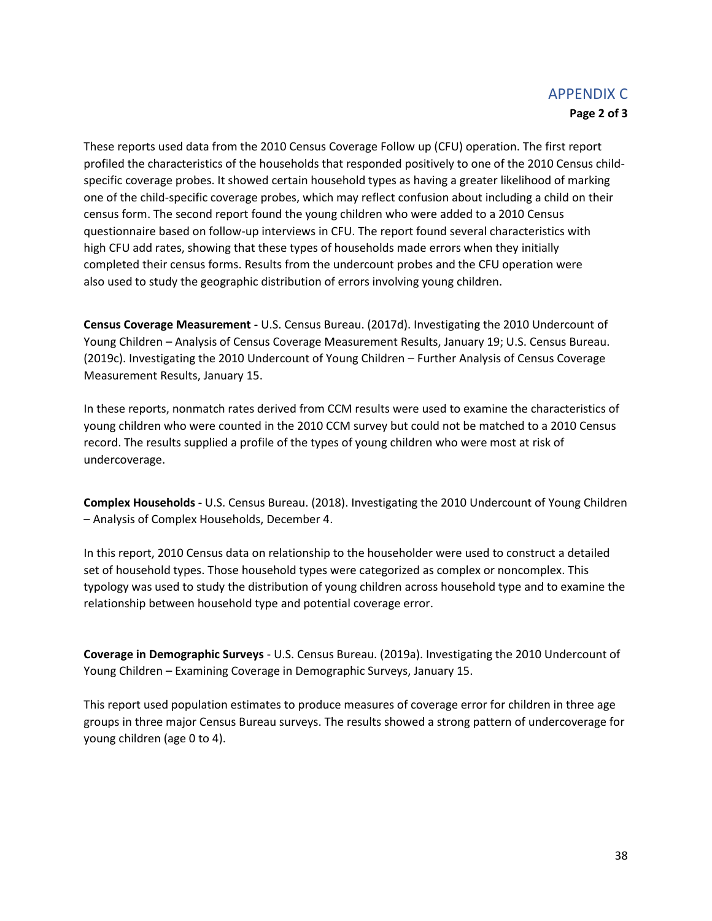These reports used data from the 2010 Census Coverage Follow up (CFU) operation. The first report profiled the characteristics of the households that responded positively to one of the 2010 Census child-specific coverage probes. It showed certain household types as having a greater likelihood of marking one of the child-specific coverage probes, which may reflect confusion about including a child on their census form. The second report found the young children who were added to a 2010 Census questionnaire based on follow-up interviews in CFU. The report found several characteristics with high CFU add rates, showing that these types of households made errors when they initially completed their census forms. Results from the undercount probes and the CFU operation were also used to study the geographic distribution of errors involving young children.

**Census Coverage Measurement -** U.S. Census Bureau. (2017d). Investigating the 2010 Undercount of Young Children – Analysis of Census Coverage Measurement Results, January 19; U.S. Census Bureau. (2019c). Investigating the 2010 Undercount of Young Children – Further Analysis of Census Coverage Measurement Results, January 15.

In these reports, nonmatch rates derived from CCM results were used to examine the characteristics of young children who were counted in the 2010 CCM survey but could not be matched to a 2010 Census record. The results supplied a profile of the types of young children who were most at risk of undercoverage.

**Complex Households -** U.S. Census Bureau. (2018). Investigating the 2010 Undercount of Young Children – Analysis of Complex Households, December 4.

In this report, 2010 Census data on relationship to the householder were used to construct a detailed set of household types. Those household types were categorized as complex or noncomplex. This typology was used to study the distribution of young children across household type and to examine the relationship between household type and potential coverage error.

**Coverage in Demographic Surveys** - U.S. Census Bureau. (2019a). Investigating the 2010 Undercount of Young Children – Examining Coverage in Demographic Surveys, January 15.

This report used population estimates to produce measures of coverage error for children in three age groups in three major Census Bureau surveys. The results showed a strong pattern of undercoverage for young children (age 0 to 4).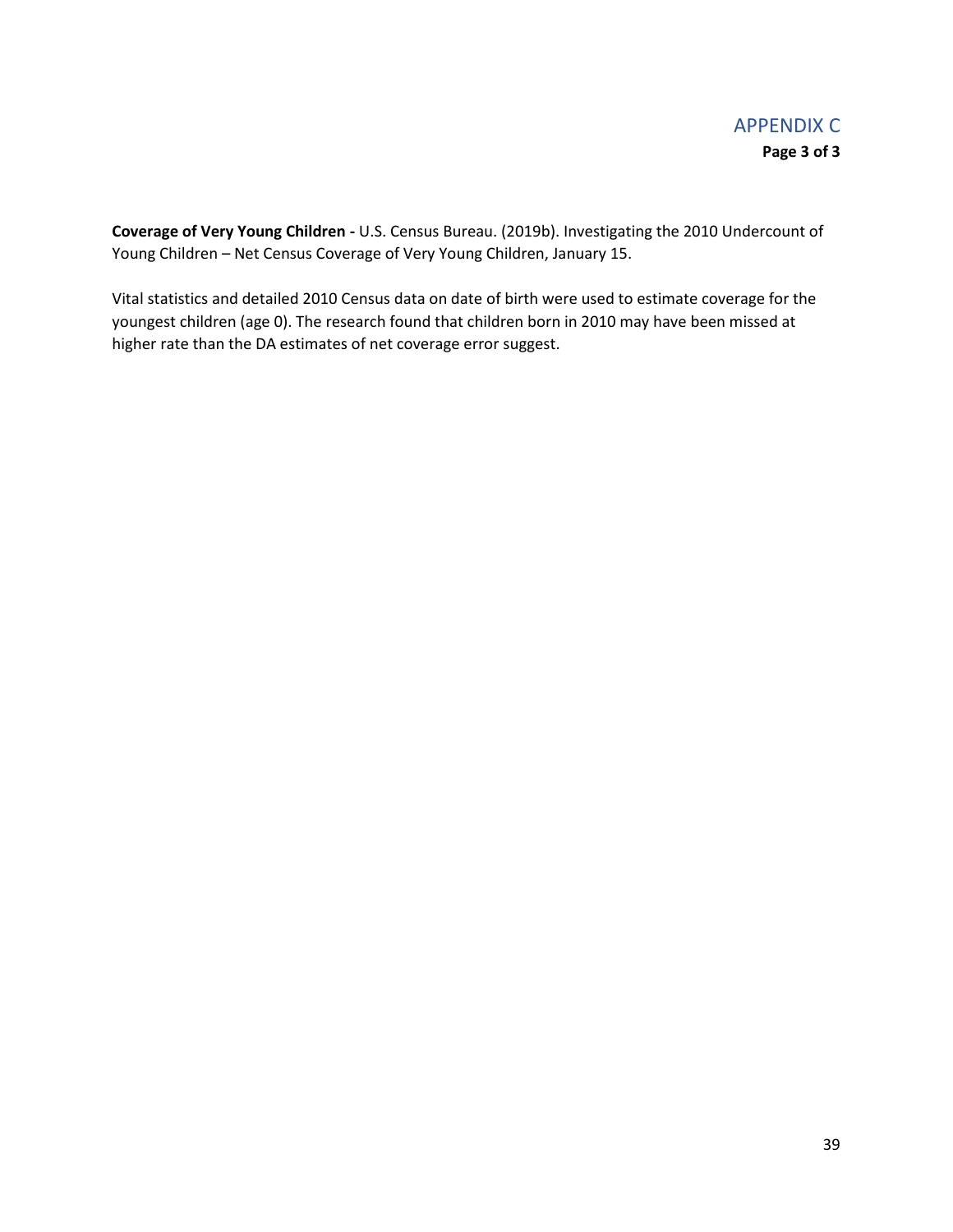**Coverage of Very Young Children -** U.S. Census Bureau. (2019b). Investigating the 2010 Undercount of Young Children – Net Census Coverage of Very Young Children, January 15.

Vital statistics and detailed 2010 Census data on date of birth were used to estimate coverage for the youngest children (age 0). The research found that children born in 2010 may have been missed at higher rate than the DA estimates of net coverage error suggest.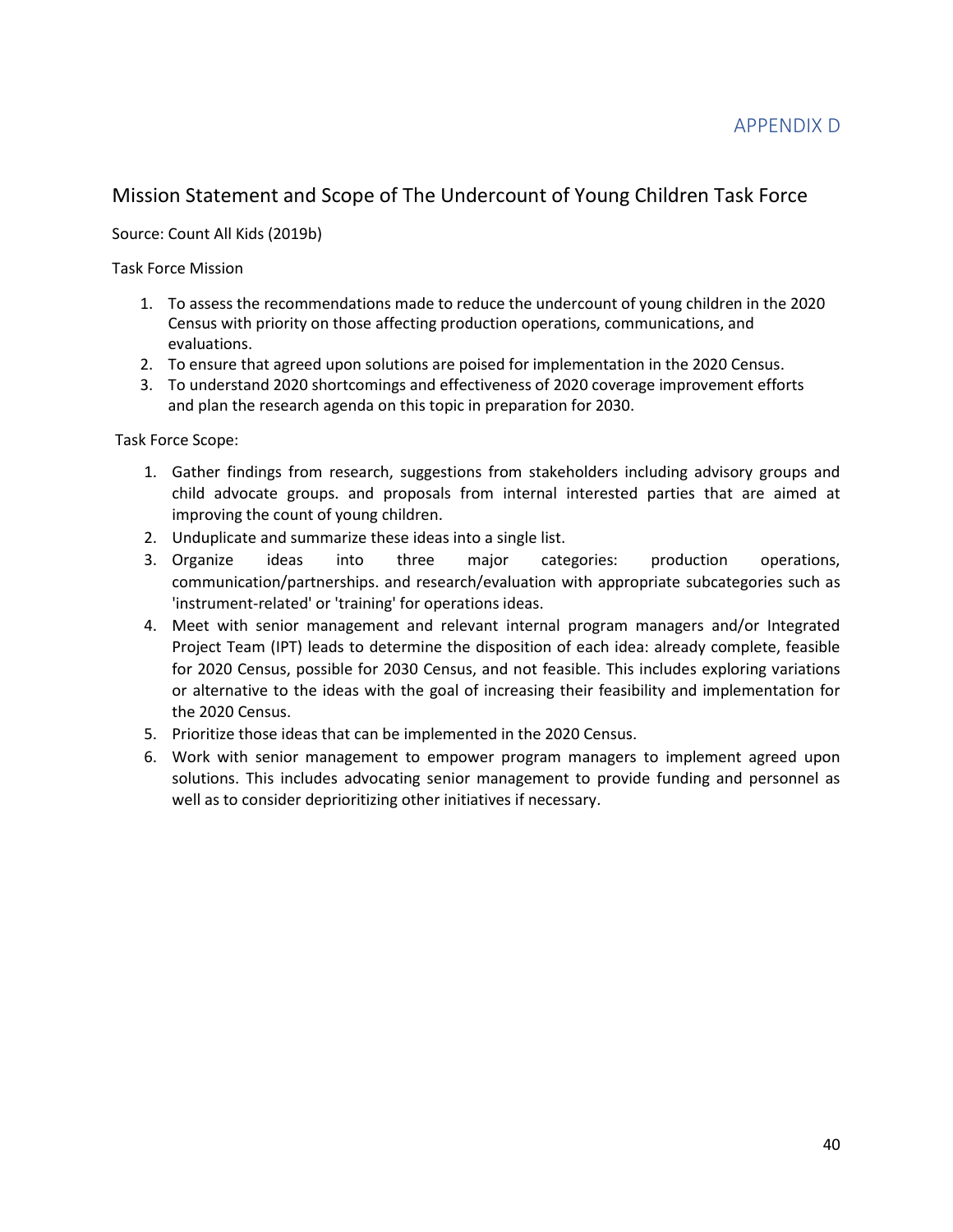APPENDIX D

## Mission Statement and Scope of The Undercount of Young Children Task Force

Source: Count All Kids (2019b)

Task Force Mission

1. To assess the recommendations made to reduce the undercount of young children in the 2020 Census with priority on those affecting production operations, communications, and evaluations.
2. To ensure that agreed upon solutions are poised for implementation in the 2020 Census.
3. To understand 2020 shortcomings and effectiveness of 2020 coverage improvement efforts and plan the research agenda on this topic in preparation for 2030.

Task Force Scope:

1. Gather findings from research, suggestions from stakeholders including advisory groups and child advocate groups. and proposals from internal interested parties that are aimed at improving the count of young children.
2. Unduplicate and summarize these ideas into a single list.
3. Organize ideas into three major categories: production operations, communication/partnerships. and research/evaluation with appropriate subcategories such as 'instrument-related' or 'training' for operations ideas.
4. Meet with senior management and relevant internal program managers and/or Integrated Project Team (IPT) leads to determine the disposition of each idea: already complete, feasible for 2020 Census, possible for 2030 Census, and not feasible. This includes exploring variations or alternative to the ideas with the goal of increasing their feasibility and implementation for the 2020 Census.
5. Prioritize those ideas that can be implemented in the 2020 Census.
6. Work with senior management to empower program managers to implement agreed upon solutions. This includes advocating senior management to provide funding and personnel as well as to consider deprioritizing other initiatives if necessary.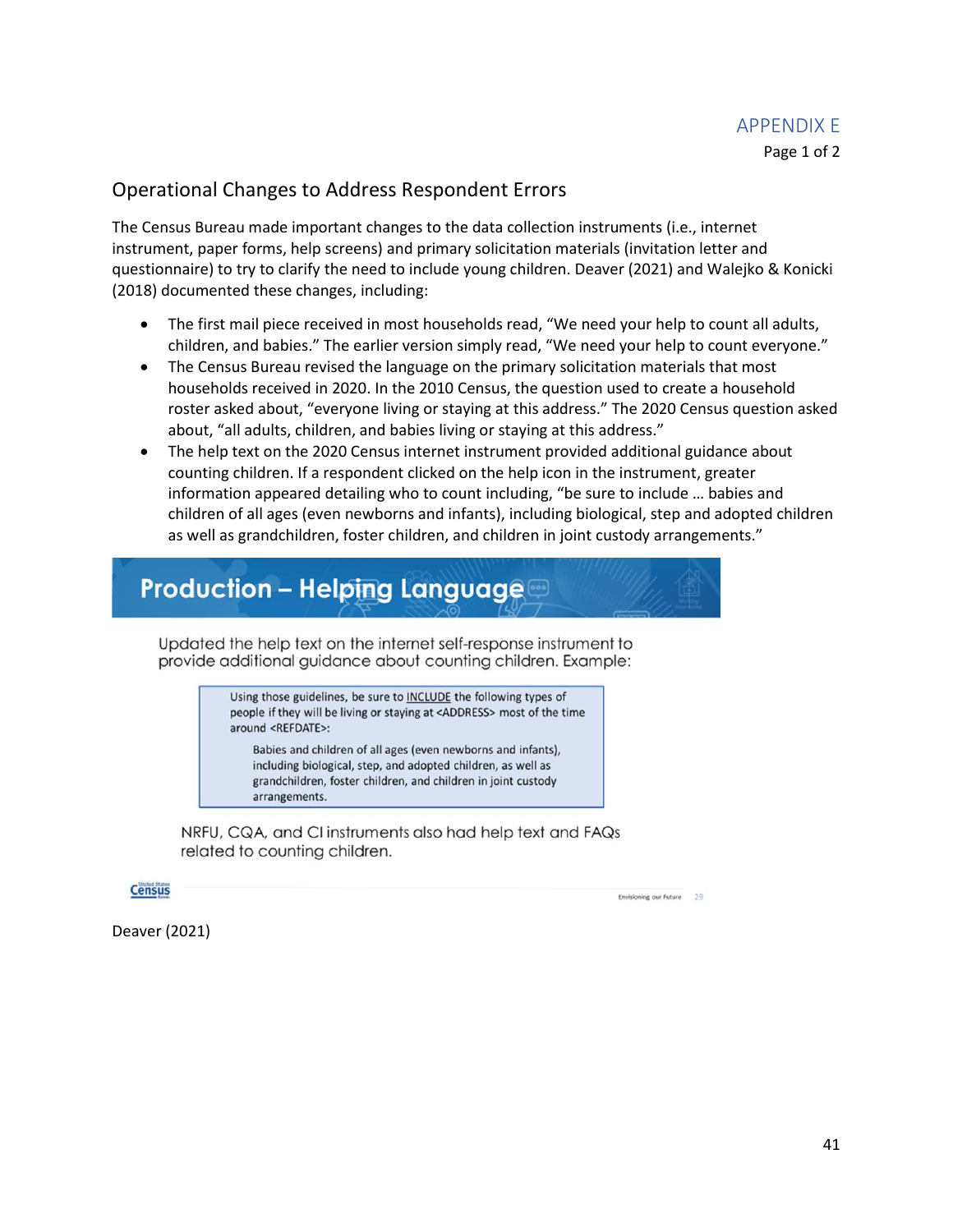APPENDIX E
Page 1 of 2

## Operational Changes to Address Respondent Errors

The Census Bureau made important changes to the data collection instruments (i.e., internet instrument, paper forms, help screens) and primary solicitation materials (invitation letter and questionnaire) to try to clarify the need to include young children. Deaver (2021) and Walejko & Konicki (2018) documented these changes, including:

- The first mail piece received in most households read, "We need your help to count all adults, children, and babies." The earlier version simply read, "We need your help to count everyone."
- The Census Bureau revised the language on the primary solicitation materials that most households received in 2020. In the 2010 Census, the question used to create a household roster asked about, "everyone living or staying at this address." The 2020 Census question asked about, "all adults, children, and babies living or staying at this address."
- The help text on the 2020 Census internet instrument provided additional guidance about counting children. If a respondent clicked on the help icon in the instrument, greater information appeared detailing who to count including, "be sure to include … babies and children of all ages (even newborns and infants), including biological, step and adopted children as well as grandchildren, foster children, and children in joint custody arrangements."

**Production – Helping Language**

Updated the help text on the internet self-response instrument to provide additional guidance about counting children. Example:

> Using those guidelines, be sure to INCLUDE the following types of people if they will be living or staying at <ADDRESS> most of the time around <REFDATE>:
>
> Babies and children of all ages (even newborns and infants), including biological, step, and adopted children, as well as grandchildren, foster children, and children in joint custody arrangements.

NRFU, CQA, and CI instruments also had help text and FAQs related to counting children.

Deaver (2021)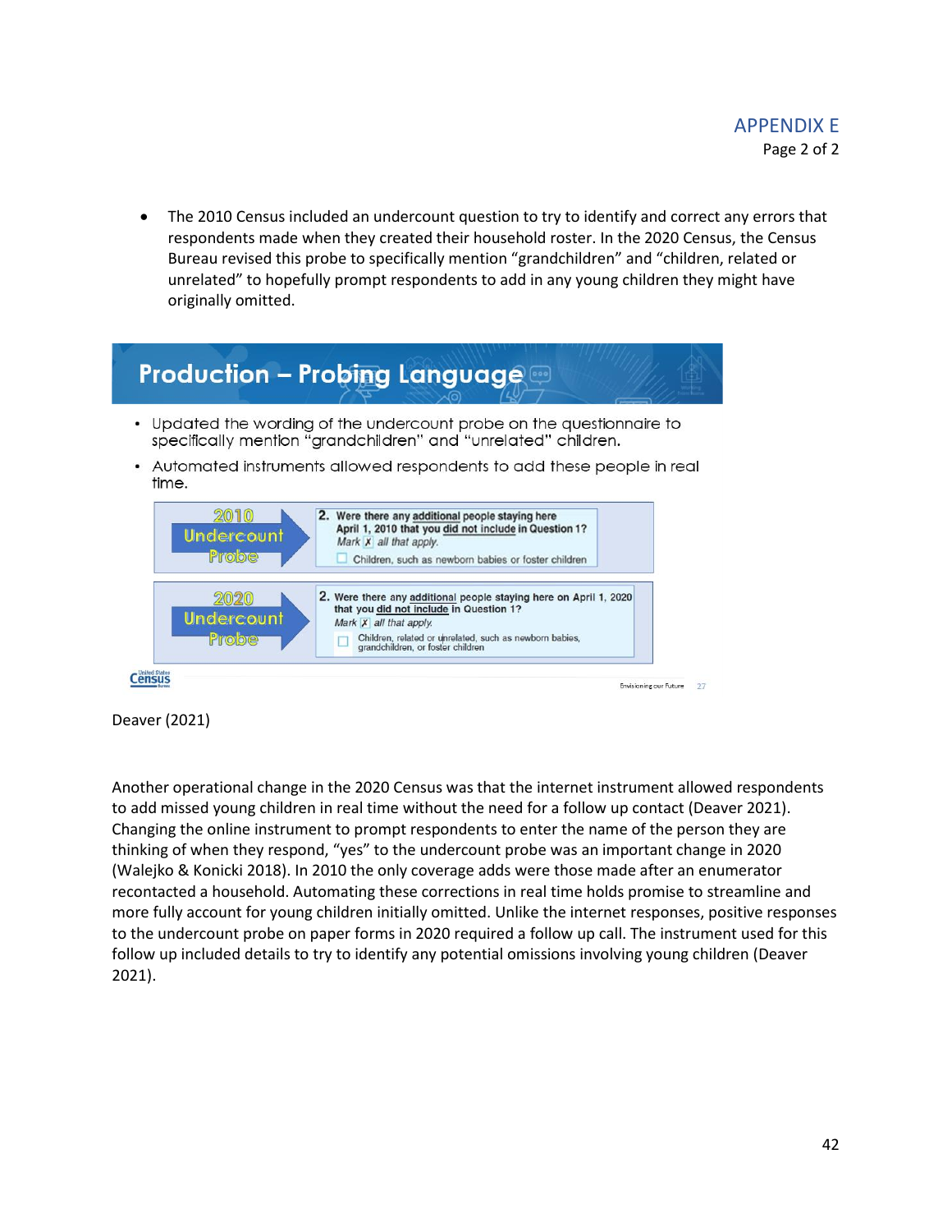APPENDIX E

Page 2 of 2

- The 2010 Census included an undercount question to try to identify and correct any errors that respondents made when they created their household roster. In the 2020 Census, the Census Bureau revised this probe to specifically mention "grandchildren" and "children, related or unrelated" to hopefully prompt respondents to add in any young children they might have originally omitted.

**Production – Probing Language**

- Updated the wording of the undercount probe on the questionnaire to specifically mention "grandchildren" and "unrelated" children.
- Automated instruments allowed respondents to add these people in real time.

| | |
|---|---|
| 2010 Undercount Probe | 2. Were there any additional people staying here April 1, 2010 that you did not include in Question 1? Mark [X] all that apply. ☐ Children, such as newborn babies or foster children |
| 2020 Undercount Probe | 2. Were there any additional people staying here on April 1, 2020 that you did not include in Question 1? Mark [X] all that apply. ☐ Children, related or unrelated, such as newborn babies, grandchildren, or foster children |

Deaver (2021)

Another operational change in the 2020 Census was that the internet instrument allowed respondents to add missed young children in real time without the need for a follow up contact (Deaver 2021). Changing the online instrument to prompt respondents to enter the name of the person they are thinking of when they respond, "yes" to the undercount probe was an important change in 2020 (Walejko & Konicki 2018). In 2010 the only coverage adds were those made after an enumerator recontacted a household. Automating these corrections in real time holds promise to streamline and more fully account for young children initially omitted. Unlike the internet responses, positive responses to the undercount probe on paper forms in 2020 required a follow up call. The instrument used for this follow up included details to try to identify any potential omissions involving young children (Deaver 2021).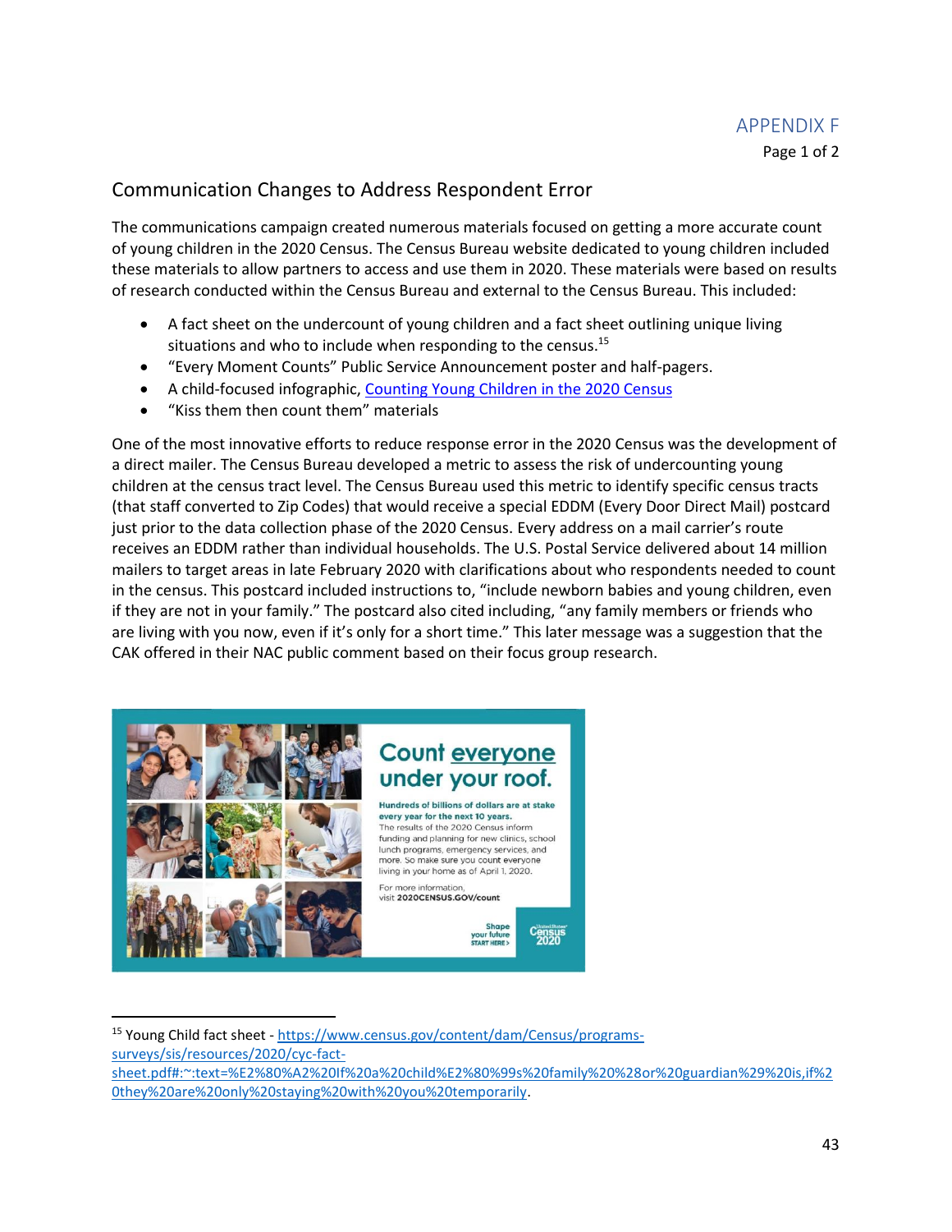APPENDIX F

Page 1 of 2

## Communication Changes to Address Respondent Error

The communications campaign created numerous materials focused on getting a more accurate count of young children in the 2020 Census. The Census Bureau website dedicated to young children included these materials to allow partners to access and use them in 2020. These materials were based on results of research conducted within the Census Bureau and external to the Census Bureau. This included:

- A fact sheet on the undercount of young children and a fact sheet outlining unique living situations and who to include when responding to the census.[15]
- "Every Moment Counts" Public Service Announcement poster and half-pagers.
- A child-focused infographic, Counting Young Children in the 2020 Census
- "Kiss them then count them" materials

One of the most innovative efforts to reduce response error in the 2020 Census was the development of a direct mailer. The Census Bureau developed a metric to assess the risk of undercounting young children at the census tract level. The Census Bureau used this metric to identify specific census tracts (that staff converted to Zip Codes) that would receive a special EDDM (Every Door Direct Mail) postcard just prior to the data collection phase of the 2020 Census. Every address on a mail carrier's route receives an EDDM rather than individual households. The U.S. Postal Service delivered about 14 million mailers to target areas in late February 2020 with clarifications about who respondents needed to count in the census. This postcard included instructions to, "include newborn babies and young children, even if they are not in your family." The postcard also cited including, "any family members or friends who are living with you now, even if it's only for a short time." This later message was a suggestion that the CAK offered in their NAC public comment based on their focus group research.

Count everyone under your roof.

Hundreds of billions of dollars are at stake every year for the next 10 years.
The results of the 2020 Census inform funding and planning for new clinics, school lunch programs, emergency services, and more. So make sure you count everyone living in your home as of April 1, 2020.

For more information, visit 2020CENSUS.GOV/count

Shape your future START HERE >

United States Census 2020

[15] Young Child fact sheet - https://www.census.gov/content/dam/Census/programs-surveys/sis/resources/2020/cyc-fact-sheet.pdf#:~:text=%E2%80%A2%20If%20a%20child%E2%80%99s%20family%20%28or%20guardian%29%20is,if%20they%20are%20only%20staying%20with%20you%20temporarily.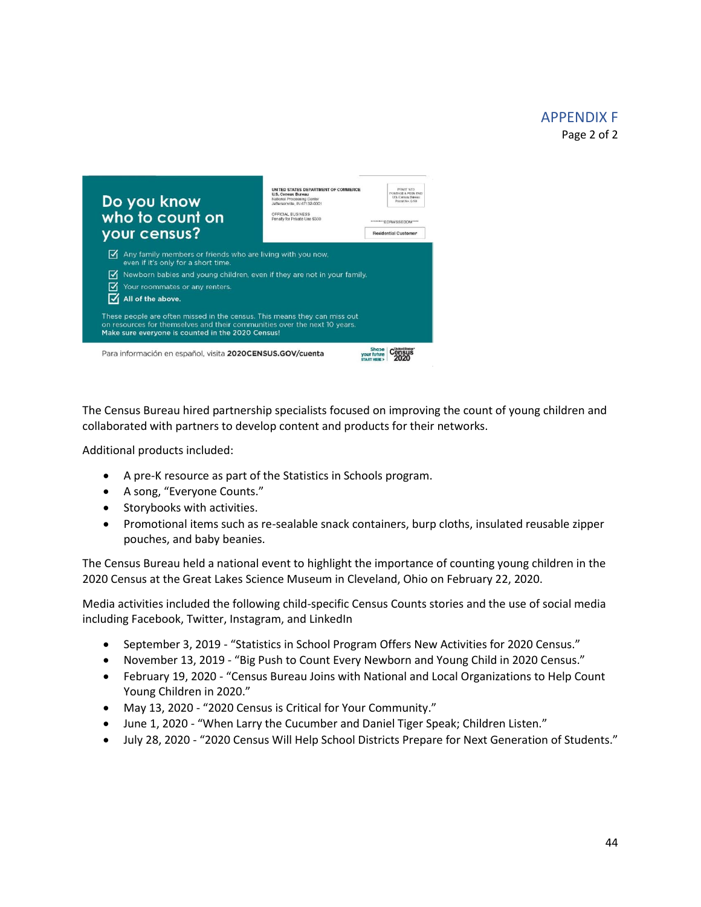APPENDIX F
Page 2 of 2

Do you know who to count on your census?

UNITED STATES DEPARTMENT OF COMMERCE
U.S. Census Bureau
National Processing Center
Jeffersonville, IN 47132-0001

OFFICIAL BUSINESS
Penalty for Private Use $300

Residential Customer

- [x] Any family members or friends who are living with you now, even if it's only for a short time.
- [x] Newborn babies and young children, even if they are not in your family.
- [x] Your roommates or any renters.
- [x] **All of the above.**

These people are often missed in the census. This means they can miss out on resources for themselves and their communities over the next 10 years.
**Make sure everyone is counted in the 2020 Census!**

Para información en español, visita **2020CENSUS.GOV/cuenta**

Shape your future START HERE > | United States Census 2020

The Census Bureau hired partnership specialists focused on improving the count of young children and collaborated with partners to develop content and products for their networks.

Additional products included:

- A pre-K resource as part of the Statistics in Schools program.
- A song, "Everyone Counts."
- Storybooks with activities.
- Promotional items such as re-sealable snack containers, burp cloths, insulated reusable zipper pouches, and baby beanies.

The Census Bureau held a national event to highlight the importance of counting young children in the 2020 Census at the Great Lakes Science Museum in Cleveland, Ohio on February 22, 2020.

Media activities included the following child-specific Census Counts stories and the use of social media including Facebook, Twitter, Instagram, and LinkedIn

- September 3, 2019 - "Statistics in School Program Offers New Activities for 2020 Census."
- November 13, 2019 - "Big Push to Count Every Newborn and Young Child in 2020 Census."
- February 19, 2020 - "Census Bureau Joins with National and Local Organizations to Help Count Young Children in 2020."
- May 13, 2020 - "2020 Census is Critical for Your Community."
- June 1, 2020 - "When Larry the Cucumber and Daniel Tiger Speak; Children Listen."
- July 28, 2020 - "2020 Census Will Help School Districts Prepare for Next Generation of Students."